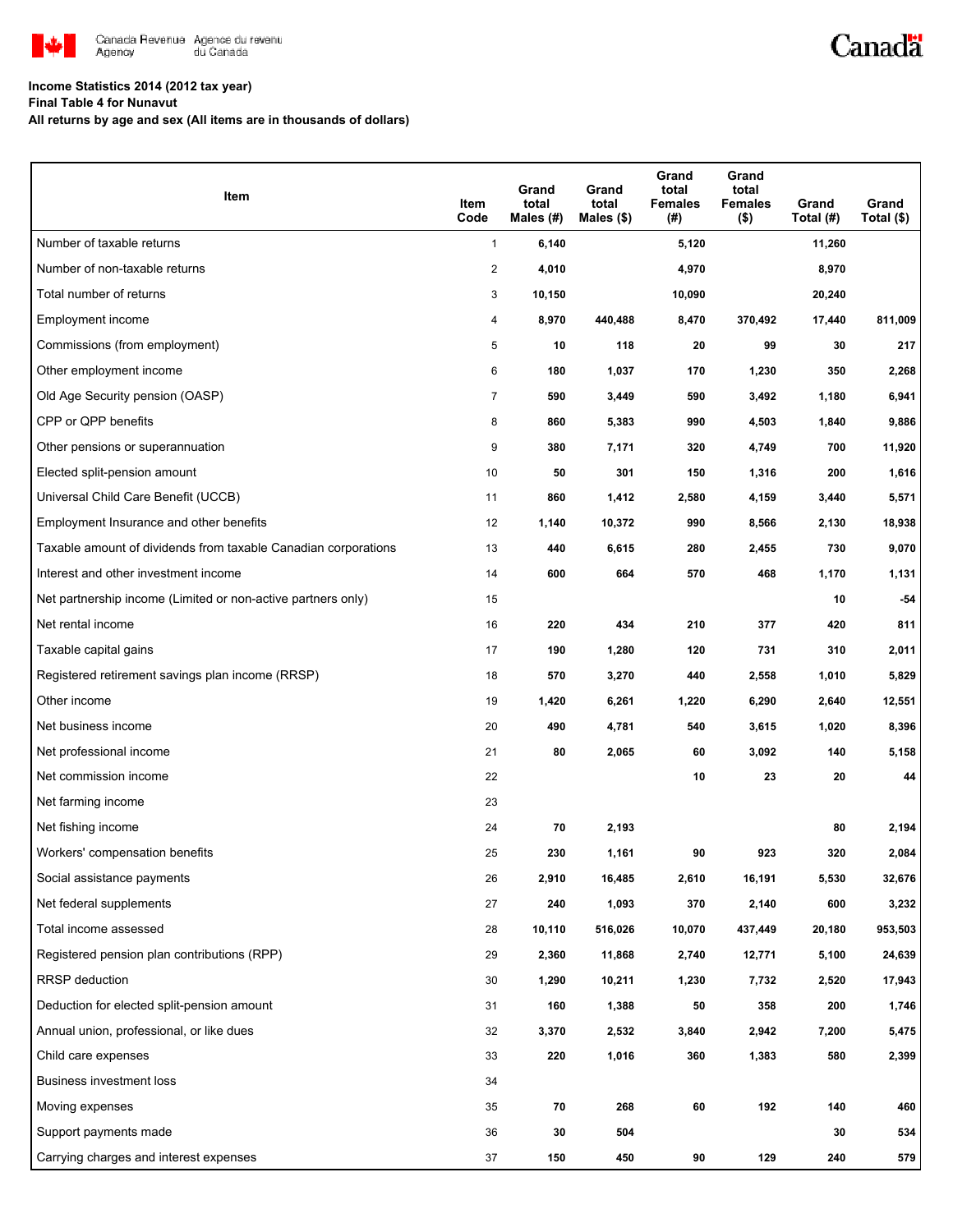Canada Revenue Agency / Agence du revenu du Canada

**Income Statistics 2014 (2012 tax year)**
**Final Table 4 for Nunavut**
**All returns by age and sex (All items are in thousands of dollars)**

| Item | Item Code | Grand total Males (#) | Grand total Males ($) | Grand total Females (#) | Grand total Females ($) | Grand Total (#) | Grand Total ($) |
|---|---|---|---|---|---|---|---|
| Number of taxable returns | 1 | 6,140 | | 5,120 | | 11,260 | |
| Number of non-taxable returns | 2 | 4,010 | | 4,970 | | 8,970 | |
| Total number of returns | 3 | 10,150 | | 10,090 | | 20,240 | |
| Employment income | 4 | 8,970 | 440,488 | 8,470 | 370,492 | 17,440 | 811,009 |
| Commissions (from employment) | 5 | 10 | 118 | 20 | 99 | 30 | 217 |
| Other employment income | 6 | 180 | 1,037 | 170 | 1,230 | 350 | 2,268 |
| Old Age Security pension (OASP) | 7 | 590 | 3,449 | 590 | 3,492 | 1,180 | 6,941 |
| CPP or QPP benefits | 8 | 860 | 5,383 | 990 | 4,503 | 1,840 | 9,886 |
| Other pensions or superannuation | 9 | 380 | 7,171 | 320 | 4,749 | 700 | 11,920 |
| Elected split-pension amount | 10 | 50 | 301 | 150 | 1,316 | 200 | 1,616 |
| Universal Child Care Benefit (UCCB) | 11 | 860 | 1,412 | 2,580 | 4,159 | 3,440 | 5,571 |
| Employment Insurance and other benefits | 12 | 1,140 | 10,372 | 990 | 8,566 | 2,130 | 18,938 |
| Taxable amount of dividends from taxable Canadian corporations | 13 | 440 | 6,615 | 280 | 2,455 | 730 | 9,070 |
| Interest and other investment income | 14 | 600 | 664 | 570 | 468 | 1,170 | 1,131 |
| Net partnership income (Limited or non-active partners only) | 15 | | | | | 10 | -54 |
| Net rental income | 16 | 220 | 434 | 210 | 377 | 420 | 811 |
| Taxable capital gains | 17 | 190 | 1,280 | 120 | 731 | 310 | 2,011 |
| Registered retirement savings plan income (RRSP) | 18 | 570 | 3,270 | 440 | 2,558 | 1,010 | 5,829 |
| Other income | 19 | 1,420 | 6,261 | 1,220 | 6,290 | 2,640 | 12,551 |
| Net business income | 20 | 490 | 4,781 | 540 | 3,615 | 1,020 | 8,396 |
| Net professional income | 21 | 80 | 2,065 | 60 | 3,092 | 140 | 5,158 |
| Net commission income | 22 | | | 10 | 23 | 20 | 44 |
| Net farming income | 23 | | | | | | |
| Net fishing income | 24 | 70 | 2,193 | | | 80 | 2,194 |
| Workers' compensation benefits | 25 | 230 | 1,161 | 90 | 923 | 320 | 2,084 |
| Social assistance payments | 26 | 2,910 | 16,485 | 2,610 | 16,191 | 5,530 | 32,676 |
| Net federal supplements | 27 | 240 | 1,093 | 370 | 2,140 | 600 | 3,232 |
| Total income assessed | 28 | 10,110 | 516,026 | 10,070 | 437,449 | 20,180 | 953,503 |
| Registered pension plan contributions (RPP) | 29 | 2,360 | 11,868 | 2,740 | 12,771 | 5,100 | 24,639 |
| RRSP deduction | 30 | 1,290 | 10,211 | 1,230 | 7,732 | 2,520 | 17,943 |
| Deduction for elected split-pension amount | 31 | 160 | 1,388 | 50 | 358 | 200 | 1,746 |
| Annual union, professional, or like dues | 32 | 3,370 | 2,532 | 3,840 | 2,942 | 7,200 | 5,475 |
| Child care expenses | 33 | 220 | 1,016 | 360 | 1,383 | 580 | 2,399 |
| Business investment loss | 34 | | | | | | |
| Moving expenses | 35 | 70 | 268 | 60 | 192 | 140 | 460 |
| Support payments made | 36 | 30 | 504 | | | 30 | 534 |
| Carrying charges and interest expenses | 37 | 150 | 450 | 90 | 129 | 240 | 579 |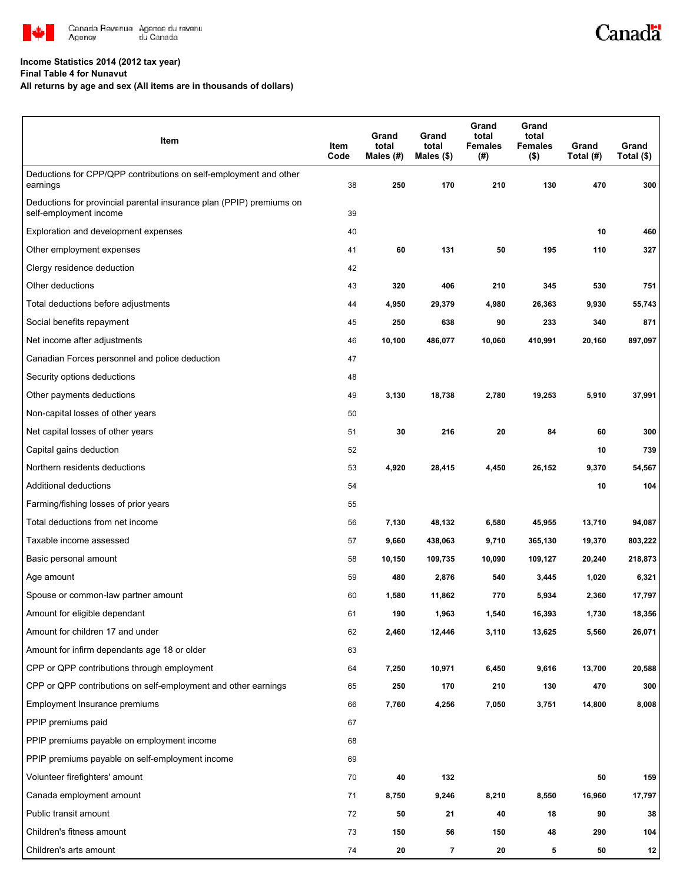**Income Statistics 2014 (2012 tax year)**
**Final Table 4 for Nunavut**
**All returns by age and sex (All items are in thousands of dollars)**

| Item | Item Code | Grand total Males (#) | Grand total Males ($) | Grand total Females (#) | Grand total Females ($) | Grand Total (#) | Grand Total ($) |
|---|---|---|---|---|---|---|---|
| Deductions for CPP/QPP contributions on self-employment and other earnings | 38 | 250 | 170 | 210 | 130 | 470 | 300 |
| Deductions for provincial parental insurance plan (PPIP) premiums on self-employment income | 39 | | | | | | |
| Exploration and development expenses | 40 | | | | | 10 | 460 |
| Other employment expenses | 41 | 60 | 131 | 50 | 195 | 110 | 327 |
| Clergy residence deduction | 42 | | | | | | |
| Other deductions | 43 | 320 | 406 | 210 | 345 | 530 | 751 |
| Total deductions before adjustments | 44 | 4,950 | 29,379 | 4,980 | 26,363 | 9,930 | 55,743 |
| Social benefits repayment | 45 | 250 | 638 | 90 | 233 | 340 | 871 |
| Net income after adjustments | 46 | 10,100 | 486,077 | 10,060 | 410,991 | 20,160 | 897,097 |
| Canadian Forces personnel and police deduction | 47 | | | | | | |
| Security options deductions | 48 | | | | | | |
| Other payments deductions | 49 | 3,130 | 18,738 | 2,780 | 19,253 | 5,910 | 37,991 |
| Non-capital losses of other years | 50 | | | | | | |
| Net capital losses of other years | 51 | 30 | 216 | 20 | 84 | 60 | 300 |
| Capital gains deduction | 52 | | | | | 10 | 739 |
| Northern residents deductions | 53 | 4,920 | 28,415 | 4,450 | 26,152 | 9,370 | 54,567 |
| Additional deductions | 54 | | | | | 10 | 104 |
| Farming/fishing losses of prior years | 55 | | | | | | |
| Total deductions from net income | 56 | 7,130 | 48,132 | 6,580 | 45,955 | 13,710 | 94,087 |
| Taxable income assessed | 57 | 9,660 | 438,063 | 9,710 | 365,130 | 19,370 | 803,222 |
| Basic personal amount | 58 | 10,150 | 109,735 | 10,090 | 109,127 | 20,240 | 218,873 |
| Age amount | 59 | 480 | 2,876 | 540 | 3,445 | 1,020 | 6,321 |
| Spouse or common-law partner amount | 60 | 1,580 | 11,862 | 770 | 5,934 | 2,360 | 17,797 |
| Amount for eligible dependant | 61 | 190 | 1,963 | 1,540 | 16,393 | 1,730 | 18,356 |
| Amount for children 17 and under | 62 | 2,460 | 12,446 | 3,110 | 13,625 | 5,560 | 26,071 |
| Amount for infirm dependants age 18 or older | 63 | | | | | | |
| CPP or QPP contributions through employment | 64 | 7,250 | 10,971 | 6,450 | 9,616 | 13,700 | 20,588 |
| CPP or QPP contributions on self-employment and other earnings | 65 | 250 | 170 | 210 | 130 | 470 | 300 |
| Employment Insurance premiums | 66 | 7,760 | 4,256 | 7,050 | 3,751 | 14,800 | 8,008 |
| PPIP premiums paid | 67 | | | | | | |
| PPIP premiums payable on employment income | 68 | | | | | | |
| PPIP premiums payable on self-employment income | 69 | | | | | | |
| Volunteer firefighters' amount | 70 | 40 | 132 | | | 50 | 159 |
| Canada employment amount | 71 | 8,750 | 9,246 | 8,210 | 8,550 | 16,960 | 17,797 |
| Public transit amount | 72 | 50 | 21 | 40 | 18 | 90 | 38 |
| Children's fitness amount | 73 | 150 | 56 | 150 | 48 | 290 | 104 |
| Children's arts amount | 74 | 20 | 7 | 20 | 5 | 50 | 12 |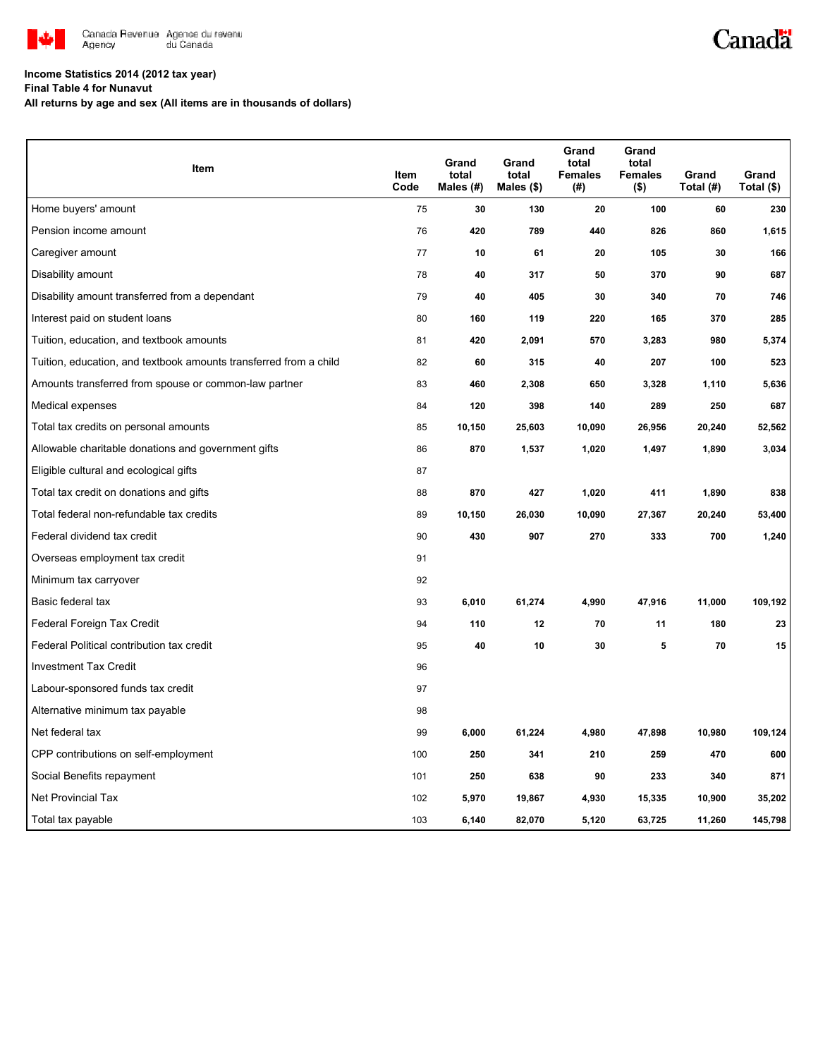Income Statistics 2014 (2012 tax year)

Final Table 4 for Nunavut

All returns by age and sex (All items are in thousands of dollars)

| Item | Item Code | Grand total Males (#) | Grand total Males ($) | Grand total Females (#) | Grand total Females ($) | Grand Total (#) | Grand Total ($) |
|---|---|---|---|---|---|---|---|
| Home buyers' amount | 75 | 30 | 130 | 20 | 100 | 60 | 230 |
| Pension income amount | 76 | 420 | 789 | 440 | 826 | 860 | 1,615 |
| Caregiver amount | 77 | 10 | 61 | 20 | 105 | 30 | 166 |
| Disability amount | 78 | 40 | 317 | 50 | 370 | 90 | 687 |
| Disability amount transferred from a dependant | 79 | 40 | 405 | 30 | 340 | 70 | 746 |
| Interest paid on student loans | 80 | 160 | 119 | 220 | 165 | 370 | 285 |
| Tuition, education, and textbook amounts | 81 | 420 | 2,091 | 570 | 3,283 | 980 | 5,374 |
| Tuition, education, and textbook amounts transferred from a child | 82 | 60 | 315 | 40 | 207 | 100 | 523 |
| Amounts transferred from spouse or common-law partner | 83 | 460 | 2,308 | 650 | 3,328 | 1,110 | 5,636 |
| Medical expenses | 84 | 120 | 398 | 140 | 289 | 250 | 687 |
| Total tax credits on personal amounts | 85 | 10,150 | 25,603 | 10,090 | 26,956 | 20,240 | 52,562 |
| Allowable charitable donations and government gifts | 86 | 870 | 1,537 | 1,020 | 1,497 | 1,890 | 3,034 |
| Eligible cultural and ecological gifts | 87 | | | | | | |
| Total tax credit on donations and gifts | 88 | 870 | 427 | 1,020 | 411 | 1,890 | 838 |
| Total federal non-refundable tax credits | 89 | 10,150 | 26,030 | 10,090 | 27,367 | 20,240 | 53,400 |
| Federal dividend tax credit | 90 | 430 | 907 | 270 | 333 | 700 | 1,240 |
| Overseas employment tax credit | 91 | | | | | | |
| Minimum tax carryover | 92 | | | | | | |
| Basic federal tax | 93 | 6,010 | 61,274 | 4,990 | 47,916 | 11,000 | 109,192 |
| Federal Foreign Tax Credit | 94 | 110 | 12 | 70 | 11 | 180 | 23 |
| Federal Political contribution tax credit | 95 | 40 | 10 | 30 | 5 | 70 | 15 |
| Investment Tax Credit | 96 | | | | | | |
| Labour-sponsored funds tax credit | 97 | | | | | | |
| Alternative minimum tax payable | 98 | | | | | | |
| Net federal tax | 99 | 6,000 | 61,224 | 4,980 | 47,898 | 10,980 | 109,124 |
| CPP contributions on self-employment | 100 | 250 | 341 | 210 | 259 | 470 | 600 |
| Social Benefits repayment | 101 | 250 | 638 | 90 | 233 | 340 | 871 |
| Net Provincial Tax | 102 | 5,970 | 19,867 | 4,930 | 15,335 | 10,900 | 35,202 |
| Total tax payable | 103 | 6,140 | 82,070 | 5,120 | 63,725 | 11,260 | 145,798 |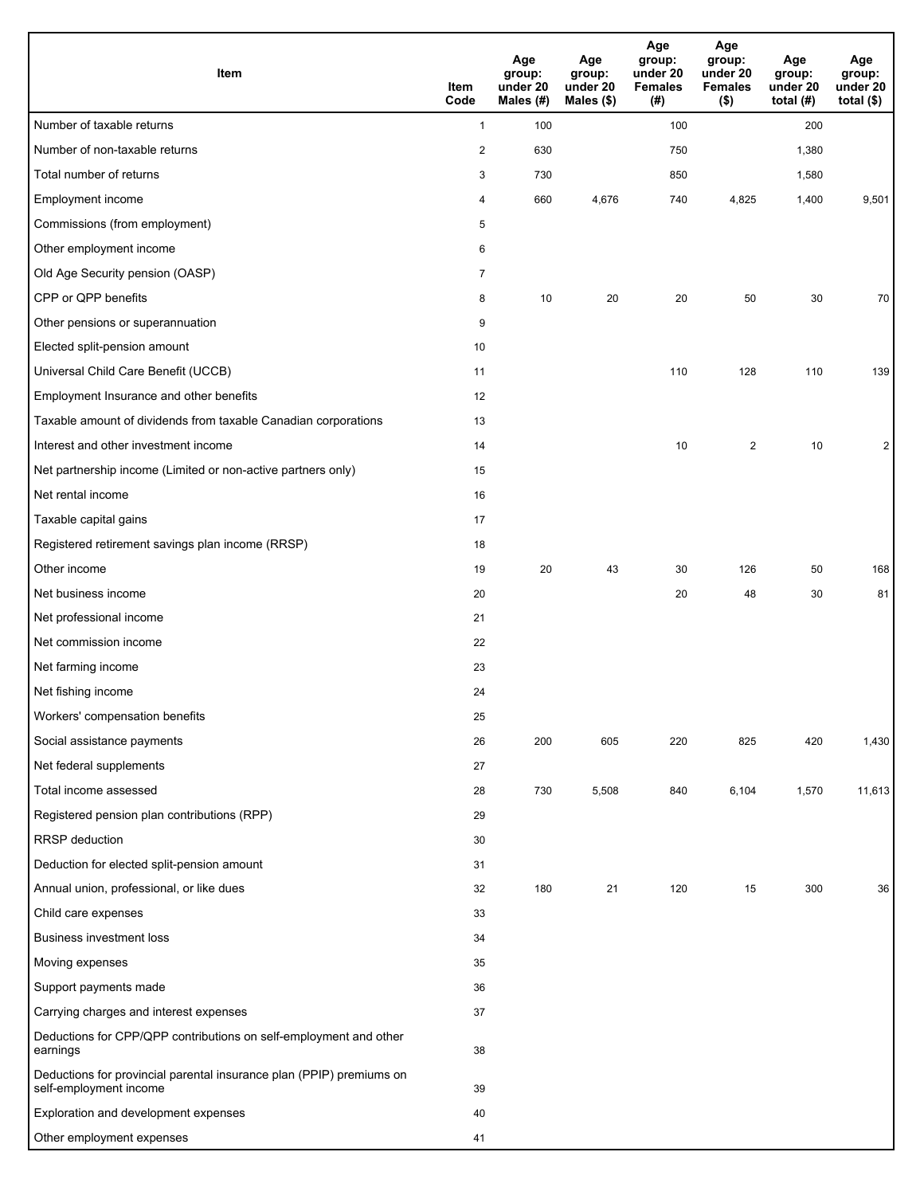| Item | Item Code | Age group: under 20 Males (#) | Age group: under 20 Males ($) | Age group: under 20 Females (#) | Age group: under 20 Females ($) | Age group: under 20 total (#) | Age group: under 20 total ($) |
|---|---|---|---|---|---|---|---|
| Number of taxable returns | 1 | 100 | | 100 | | 200 | |
| Number of non-taxable returns | 2 | 630 | | 750 | | 1,380 | |
| Total number of returns | 3 | 730 | | 850 | | 1,580 | |
| Employment income | 4 | 660 | 4,676 | 740 | 4,825 | 1,400 | 9,501 |
| Commissions (from employment) | 5 | | | | | | |
| Other employment income | 6 | | | | | | |
| Old Age Security pension (OASP) | 7 | | | | | | |
| CPP or QPP benefits | 8 | 10 | 20 | 20 | 50 | 30 | 70 |
| Other pensions or superannuation | 9 | | | | | | |
| Elected split-pension amount | 10 | | | | | | |
| Universal Child Care Benefit (UCCB) | 11 | | | 110 | 128 | 110 | 139 |
| Employment Insurance and other benefits | 12 | | | | | | |
| Taxable amount of dividends from taxable Canadian corporations | 13 | | | | | | |
| Interest and other investment income | 14 | | | 10 | 2 | 10 | 2 |
| Net partnership income (Limited or non-active partners only) | 15 | | | | | | |
| Net rental income | 16 | | | | | | |
| Taxable capital gains | 17 | | | | | | |
| Registered retirement savings plan income (RRSP) | 18 | | | | | | |
| Other income | 19 | 20 | 43 | 30 | 126 | 50 | 168 |
| Net business income | 20 | | | 20 | 48 | 30 | 81 |
| Net professional income | 21 | | | | | | |
| Net commission income | 22 | | | | | | |
| Net farming income | 23 | | | | | | |
| Net fishing income | 24 | | | | | | |
| Workers' compensation benefits | 25 | | | | | | |
| Social assistance payments | 26 | 200 | 605 | 220 | 825 | 420 | 1,430 |
| Net federal supplements | 27 | | | | | | |
| Total income assessed | 28 | 730 | 5,508 | 840 | 6,104 | 1,570 | 11,613 |
| Registered pension plan contributions (RPP) | 29 | | | | | | |
| RRSP deduction | 30 | | | | | | |
| Deduction for elected split-pension amount | 31 | | | | | | |
| Annual union, professional, or like dues | 32 | 180 | 21 | 120 | 15 | 300 | 36 |
| Child care expenses | 33 | | | | | | |
| Business investment loss | 34 | | | | | | |
| Moving expenses | 35 | | | | | | |
| Support payments made | 36 | | | | | | |
| Carrying charges and interest expenses | 37 | | | | | | |
| Deductions for CPP/QPP contributions on self-employment and other earnings | 38 | | | | | | |
| Deductions for provincial parental insurance plan (PPIP) premiums on self-employment income | 39 | | | | | | |
| Exploration and development expenses | 40 | | | | | | |
| Other employment expenses | 41 | | | | | | |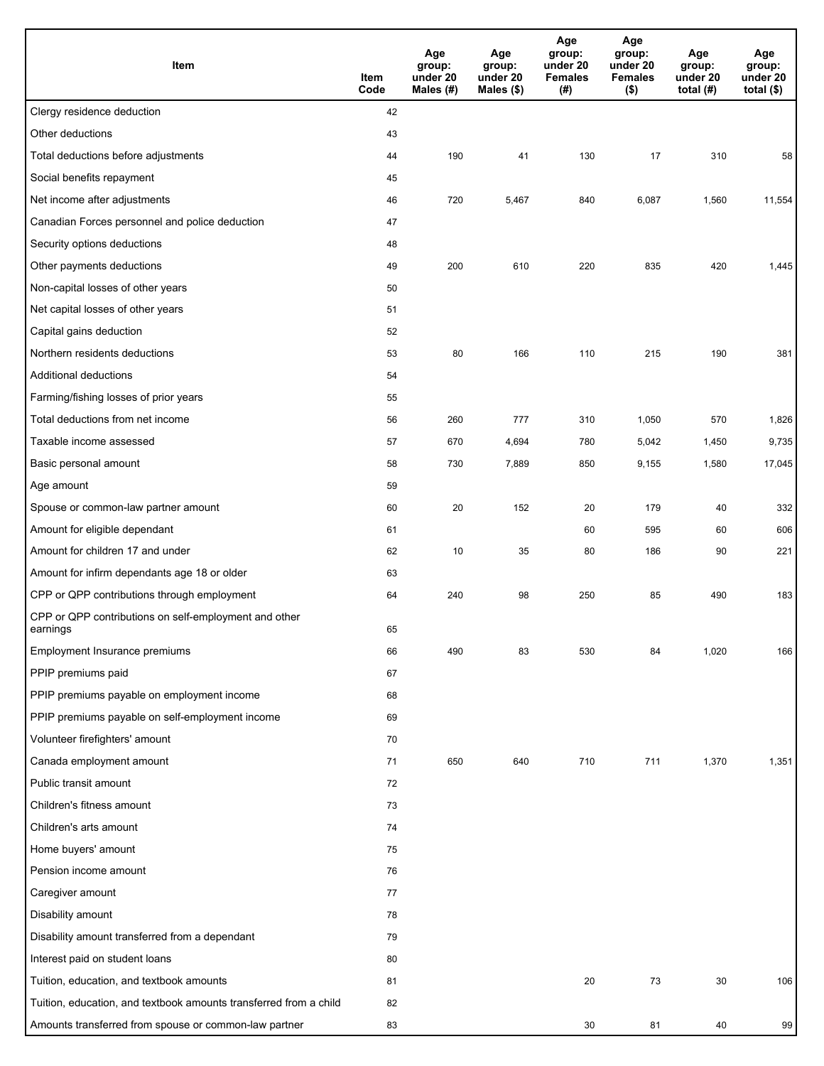| Item | Item Code | Age group: under 20 Males (#) | Age group: under 20 Males ($) | Age group: under 20 Females (#) | Age group: under 20 Females ($) | Age group: under 20 total (#) | Age group: under 20 total ($) |
|---|---|---|---|---|---|---|---|
| Clergy residence deduction | 42 | | | | | | |
| Other deductions | 43 | | | | | | |
| Total deductions before adjustments | 44 | 190 | 41 | 130 | 17 | 310 | 58 |
| Social benefits repayment | 45 | | | | | | |
| Net income after adjustments | 46 | 720 | 5,467 | 840 | 6,087 | 1,560 | 11,554 |
| Canadian Forces personnel and police deduction | 47 | | | | | | |
| Security options deductions | 48 | | | | | | |
| Other payments deductions | 49 | 200 | 610 | 220 | 835 | 420 | 1,445 |
| Non-capital losses of other years | 50 | | | | | | |
| Net capital losses of other years | 51 | | | | | | |
| Capital gains deduction | 52 | | | | | | |
| Northern residents deductions | 53 | 80 | 166 | 110 | 215 | 190 | 381 |
| Additional deductions | 54 | | | | | | |
| Farming/fishing losses of prior years | 55 | | | | | | |
| Total deductions from net income | 56 | 260 | 777 | 310 | 1,050 | 570 | 1,826 |
| Taxable income assessed | 57 | 670 | 4,694 | 780 | 5,042 | 1,450 | 9,735 |
| Basic personal amount | 58 | 730 | 7,889 | 850 | 9,155 | 1,580 | 17,045 |
| Age amount | 59 | | | | | | |
| Spouse or common-law partner amount | 60 | 20 | 152 | 20 | 179 | 40 | 332 |
| Amount for eligible dependant | 61 | | | 60 | 595 | 60 | 606 |
| Amount for children 17 and under | 62 | 10 | 35 | 80 | 186 | 90 | 221 |
| Amount for infirm dependants age 18 or older | 63 | | | | | | |
| CPP or QPP contributions through employment | 64 | 240 | 98 | 250 | 85 | 490 | 183 |
| CPP or QPP contributions on self-employment and other earnings | 65 | | | | | | |
| Employment Insurance premiums | 66 | 490 | 83 | 530 | 84 | 1,020 | 166 |
| PPIP premiums paid | 67 | | | | | | |
| PPIP premiums payable on employment income | 68 | | | | | | |
| PPIP premiums payable on self-employment income | 69 | | | | | | |
| Volunteer firefighters' amount | 70 | | | | | | |
| Canada employment amount | 71 | 650 | 640 | 710 | 711 | 1,370 | 1,351 |
| Public transit amount | 72 | | | | | | |
| Children's fitness amount | 73 | | | | | | |
| Children's arts amount | 74 | | | | | | |
| Home buyers' amount | 75 | | | | | | |
| Pension income amount | 76 | | | | | | |
| Caregiver amount | 77 | | | | | | |
| Disability amount | 78 | | | | | | |
| Disability amount transferred from a dependant | 79 | | | | | | |
| Interest paid on student loans | 80 | | | | | | |
| Tuition, education, and textbook amounts | 81 | | | 20 | 73 | 30 | 106 |
| Tuition, education, and textbook amounts transferred from a child | 82 | | | | | | |
| Amounts transferred from spouse or common-law partner | 83 | | | 30 | 81 | 40 | 99 |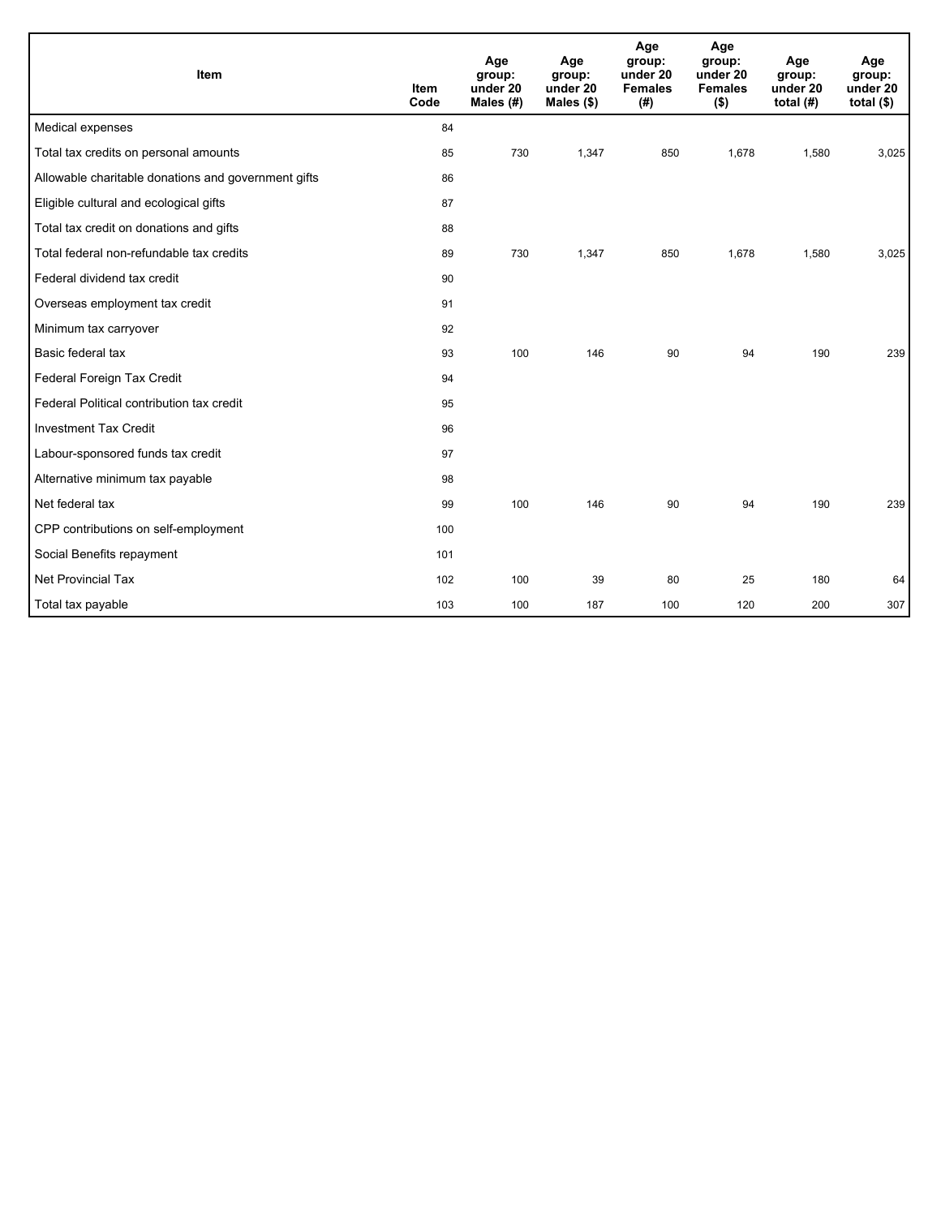| Item | Item Code | Age group: under 20 Males (#) | Age group: under 20 Males ($) | Age group: under 20 Females (#) | Age group: under 20 Females ($) | Age group: under 20 total (#) | Age group: under 20 total ($) |
|---|---|---|---|---|---|---|---|
| Medical expenses | 84 | | | | | | |
| Total tax credits on personal amounts | 85 | 730 | 1,347 | 850 | 1,678 | 1,580 | 3,025 |
| Allowable charitable donations and government gifts | 86 | | | | | | |
| Eligible cultural and ecological gifts | 87 | | | | | | |
| Total tax credit on donations and gifts | 88 | | | | | | |
| Total federal non-refundable tax credits | 89 | 730 | 1,347 | 850 | 1,678 | 1,580 | 3,025 |
| Federal dividend tax credit | 90 | | | | | | |
| Overseas employment tax credit | 91 | | | | | | |
| Minimum tax carryover | 92 | | | | | | |
| Basic federal tax | 93 | 100 | 146 | 90 | 94 | 190 | 239 |
| Federal Foreign Tax Credit | 94 | | | | | | |
| Federal Political contribution tax credit | 95 | | | | | | |
| Investment Tax Credit | 96 | | | | | | |
| Labour-sponsored funds tax credit | 97 | | | | | | |
| Alternative minimum tax payable | 98 | | | | | | |
| Net federal tax | 99 | 100 | 146 | 90 | 94 | 190 | 239 |
| CPP contributions on self-employment | 100 | | | | | | |
| Social Benefits repayment | 101 | | | | | | |
| Net Provincial Tax | 102 | 100 | 39 | 80 | 25 | 180 | 64 |
| Total tax payable | 103 | 100 | 187 | 100 | 120 | 200 | 307 |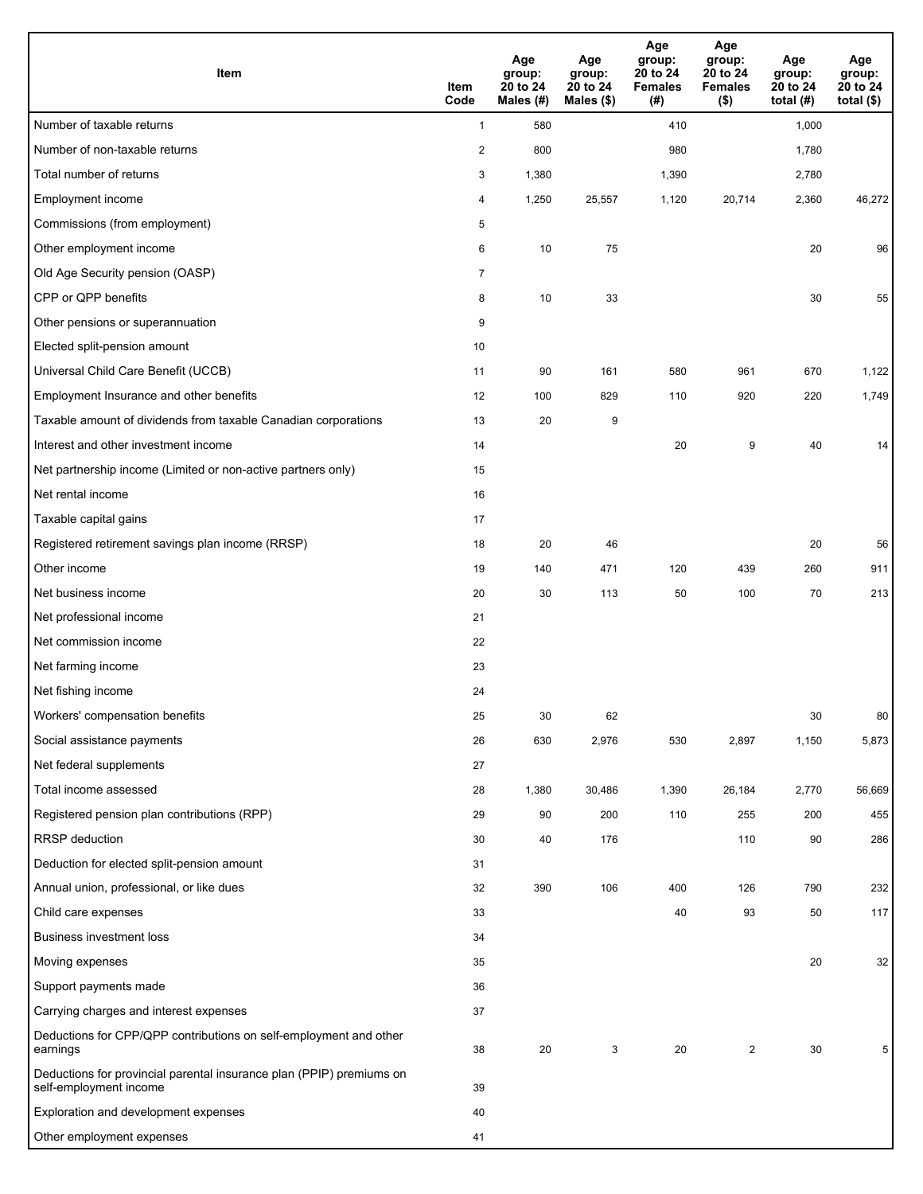| Item | Item Code | Age group: 20 to 24 Males (#) | Age group: 20 to 24 Males ($) | Age group: 20 to 24 Females (#) | Age group: 20 to 24 Females ($) | Age group: 20 to 24 total (#) | Age group: 20 to 24 total ($) |
|---|---|---|---|---|---|---|---|
| Number of taxable returns | 1 | 580 | | 410 | | 1,000 | |
| Number of non-taxable returns | 2 | 800 | | 980 | | 1,780 | |
| Total number of returns | 3 | 1,380 | | 1,390 | | 2,780 | |
| Employment income | 4 | 1,250 | 25,557 | 1,120 | 20,714 | 2,360 | 46,272 |
| Commissions (from employment) | 5 | | | | | | |
| Other employment income | 6 | 10 | 75 | | | 20 | 96 |
| Old Age Security pension (OASP) | 7 | | | | | | |
| CPP or QPP benefits | 8 | 10 | 33 | | | 30 | 55 |
| Other pensions or superannuation | 9 | | | | | | |
| Elected split-pension amount | 10 | | | | | | |
| Universal Child Care Benefit (UCCB) | 11 | 90 | 161 | 580 | 961 | 670 | 1,122 |
| Employment Insurance and other benefits | 12 | 100 | 829 | 110 | 920 | 220 | 1,749 |
| Taxable amount of dividends from taxable Canadian corporations | 13 | 20 | 9 | | | | |
| Interest and other investment income | 14 | | | 20 | 9 | 40 | 14 |
| Net partnership income (Limited or non-active partners only) | 15 | | | | | | |
| Net rental income | 16 | | | | | | |
| Taxable capital gains | 17 | | | | | | |
| Registered retirement savings plan income (RRSP) | 18 | 20 | 46 | | | 20 | 56 |
| Other income | 19 | 140 | 471 | 120 | 439 | 260 | 911 |
| Net business income | 20 | 30 | 113 | 50 | 100 | 70 | 213 |
| Net professional income | 21 | | | | | | |
| Net commission income | 22 | | | | | | |
| Net farming income | 23 | | | | | | |
| Net fishing income | 24 | | | | | | |
| Workers' compensation benefits | 25 | 30 | 62 | | | 30 | 80 |
| Social assistance payments | 26 | 630 | 2,976 | 530 | 2,897 | 1,150 | 5,873 |
| Net federal supplements | 27 | | | | | | |
| Total income assessed | 28 | 1,380 | 30,486 | 1,390 | 26,184 | 2,770 | 56,669 |
| Registered pension plan contributions (RPP) | 29 | 90 | 200 | 110 | 255 | 200 | 455 |
| RRSP deduction | 30 | 40 | 176 | | 110 | 90 | 286 |
| Deduction for elected split-pension amount | 31 | | | | | | |
| Annual union, professional, or like dues | 32 | 390 | 106 | 400 | 126 | 790 | 232 |
| Child care expenses | 33 | | | 40 | 93 | 50 | 117 |
| Business investment loss | 34 | | | | | | |
| Moving expenses | 35 | | | | | 20 | 32 |
| Support payments made | 36 | | | | | | |
| Carrying charges and interest expenses | 37 | | | | | | |
| Deductions for CPP/QPP contributions on self-employment and other earnings | 38 | 20 | 3 | 20 | 2 | 30 | 5 |
| Deductions for provincial parental insurance plan (PPIP) premiums on self-employment income | 39 | | | | | | |
| Exploration and development expenses | 40 | | | | | | |
| Other employment expenses | 41 | | | | | | |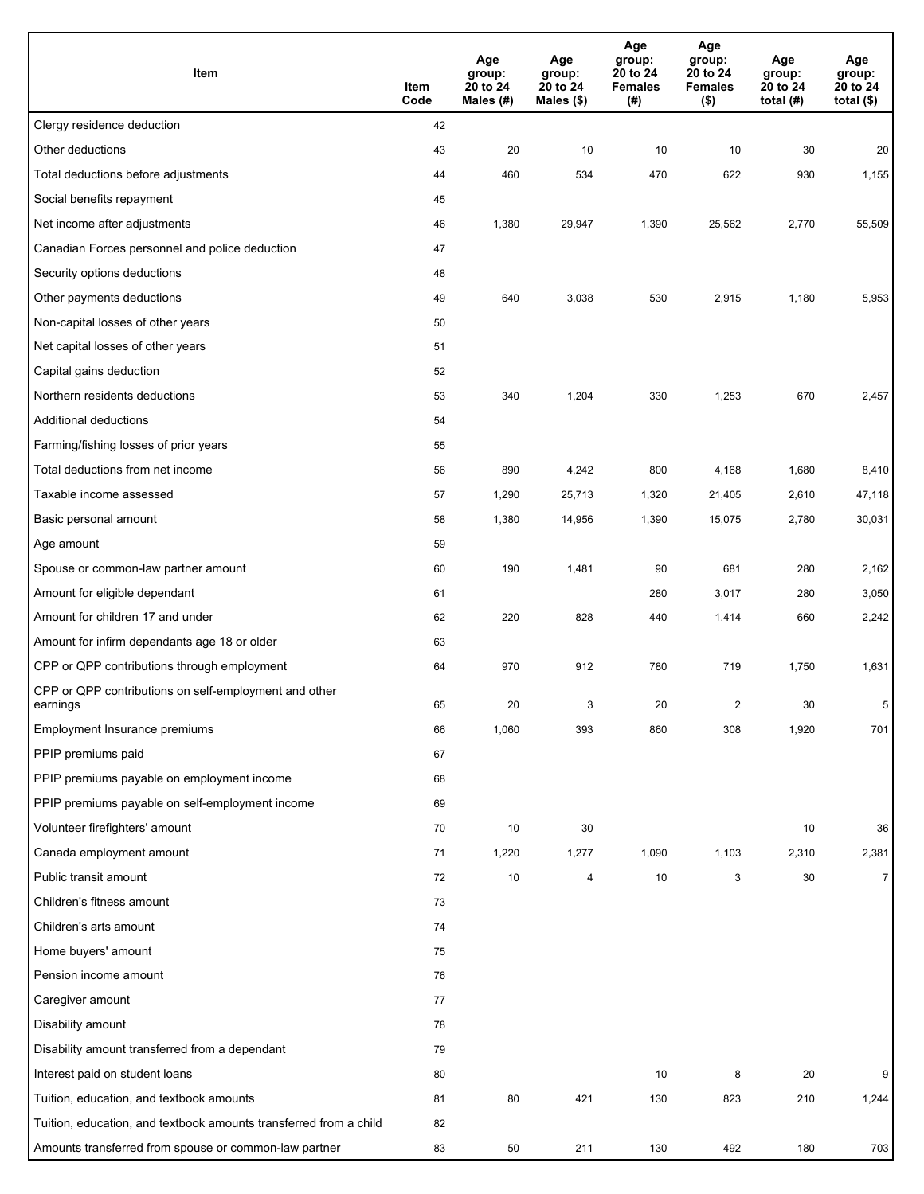| Item | Item Code | Age group: 20 to 24 Males (#) | Age group: 20 to 24 Males ($) | Age group: 20 to 24 Females (#) | Age group: 20 to 24 Females ($) | Age group: 20 to 24 total (#) | Age group: 20 to 24 total ($) |
|---|---|---|---|---|---|---|---|
| Clergy residence deduction | 42 | | | | | | |
| Other deductions | 43 | 20 | 10 | 10 | 10 | 30 | 20 |
| Total deductions before adjustments | 44 | 460 | 534 | 470 | 622 | 930 | 1,155 |
| Social benefits repayment | 45 | | | | | | |
| Net income after adjustments | 46 | 1,380 | 29,947 | 1,390 | 25,562 | 2,770 | 55,509 |
| Canadian Forces personnel and police deduction | 47 | | | | | | |
| Security options deductions | 48 | | | | | | |
| Other payments deductions | 49 | 640 | 3,038 | 530 | 2,915 | 1,180 | 5,953 |
| Non-capital losses of other years | 50 | | | | | | |
| Net capital losses of other years | 51 | | | | | | |
| Capital gains deduction | 52 | | | | | | |
| Northern residents deductions | 53 | 340 | 1,204 | 330 | 1,253 | 670 | 2,457 |
| Additional deductions | 54 | | | | | | |
| Farming/fishing losses of prior years | 55 | | | | | | |
| Total deductions from net income | 56 | 890 | 4,242 | 800 | 4,168 | 1,680 | 8,410 |
| Taxable income assessed | 57 | 1,290 | 25,713 | 1,320 | 21,405 | 2,610 | 47,118 |
| Basic personal amount | 58 | 1,380 | 14,956 | 1,390 | 15,075 | 2,780 | 30,031 |
| Age amount | 59 | | | | | | |
| Spouse or common-law partner amount | 60 | 190 | 1,481 | 90 | 681 | 280 | 2,162 |
| Amount for eligible dependant | 61 | | | 280 | 3,017 | 280 | 3,050 |
| Amount for children 17 and under | 62 | 220 | 828 | 440 | 1,414 | 660 | 2,242 |
| Amount for infirm dependants age 18 or older | 63 | | | | | | |
| CPP or QPP contributions through employment | 64 | 970 | 912 | 780 | 719 | 1,750 | 1,631 |
| CPP or QPP contributions on self-employment and other earnings | 65 | 20 | 3 | 20 | 2 | 30 | 5 |
| Employment Insurance premiums | 66 | 1,060 | 393 | 860 | 308 | 1,920 | 701 |
| PPIP premiums paid | 67 | | | | | | |
| PPIP premiums payable on employment income | 68 | | | | | | |
| PPIP premiums payable on self-employment income | 69 | | | | | | |
| Volunteer firefighters' amount | 70 | 10 | 30 | | | 10 | 36 |
| Canada employment amount | 71 | 1,220 | 1,277 | 1,090 | 1,103 | 2,310 | 2,381 |
| Public transit amount | 72 | 10 | 4 | 10 | 3 | 30 | 7 |
| Children's fitness amount | 73 | | | | | | |
| Children's arts amount | 74 | | | | | | |
| Home buyers' amount | 75 | | | | | | |
| Pension income amount | 76 | | | | | | |
| Caregiver amount | 77 | | | | | | |
| Disability amount | 78 | | | | | | |
| Disability amount transferred from a dependant | 79 | | | | | | |
| Interest paid on student loans | 80 | | | 10 | 8 | 20 | 9 |
| Tuition, education, and textbook amounts | 81 | 80 | 421 | 130 | 823 | 210 | 1,244 |
| Tuition, education, and textbook amounts transferred from a child | 82 | | | | | | |
| Amounts transferred from spouse or common-law partner | 83 | 50 | 211 | 130 | 492 | 180 | 703 |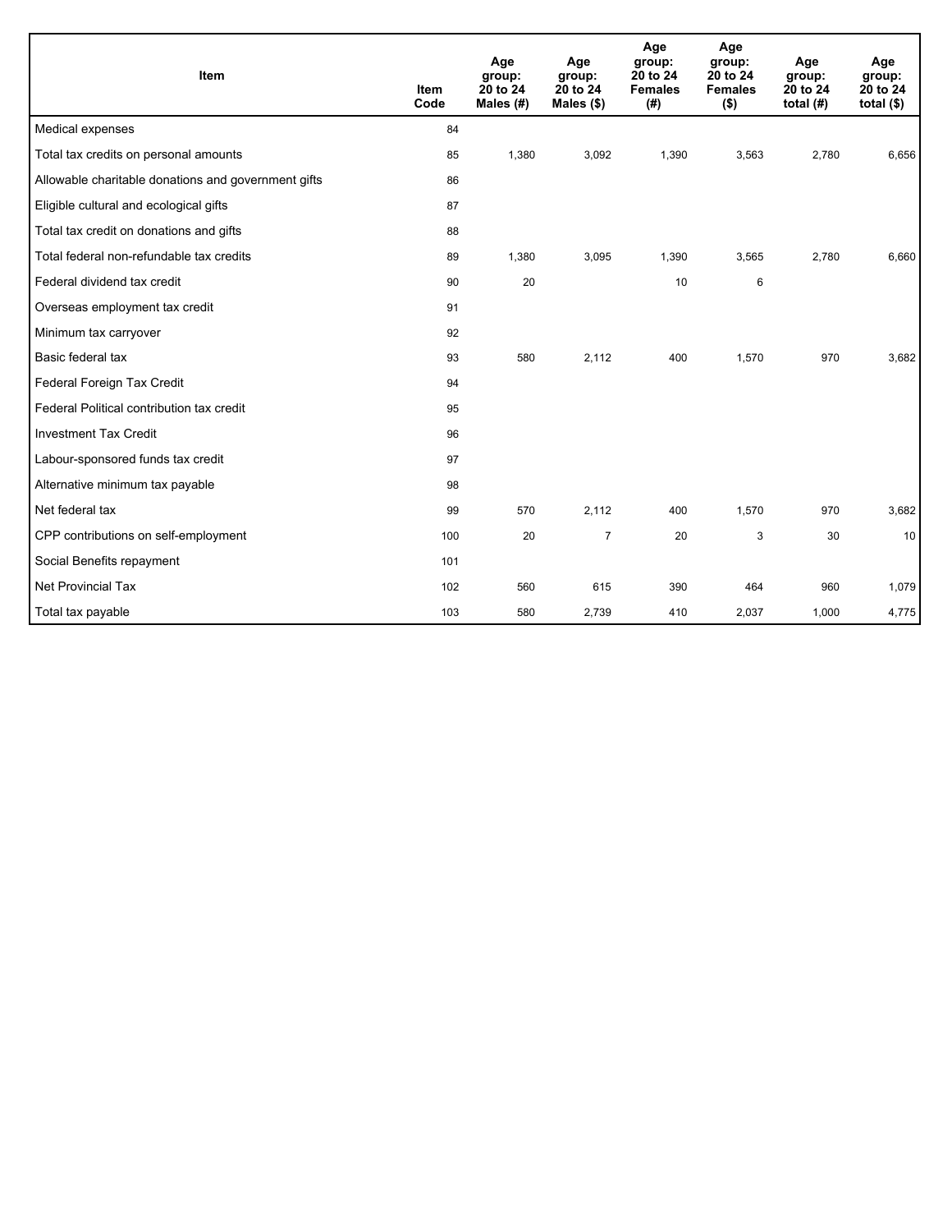| Item | Item Code | Age group: 20 to 24 Males (#) | Age group: 20 to 24 Males ($) | Age group: 20 to 24 Females (#) | Age group: 20 to 24 Females ($) | Age group: 20 to 24 total (#) | Age group: 20 to 24 total ($) |
|---|---|---|---|---|---|---|---|
| Medical expenses | 84 | | | | | | |
| Total tax credits on personal amounts | 85 | 1,380 | 3,092 | 1,390 | 3,563 | 2,780 | 6,656 |
| Allowable charitable donations and government gifts | 86 | | | | | | |
| Eligible cultural and ecological gifts | 87 | | | | | | |
| Total tax credit on donations and gifts | 88 | | | | | | |
| Total federal non-refundable tax credits | 89 | 1,380 | 3,095 | 1,390 | 3,565 | 2,780 | 6,660 |
| Federal dividend tax credit | 90 | 20 | | 10 | 6 | | |
| Overseas employment tax credit | 91 | | | | | | |
| Minimum tax carryover | 92 | | | | | | |
| Basic federal tax | 93 | 580 | 2,112 | 400 | 1,570 | 970 | 3,682 |
| Federal Foreign Tax Credit | 94 | | | | | | |
| Federal Political contribution tax credit | 95 | | | | | | |
| Investment Tax Credit | 96 | | | | | | |
| Labour-sponsored funds tax credit | 97 | | | | | | |
| Alternative minimum tax payable | 98 | | | | | | |
| Net federal tax | 99 | 570 | 2,112 | 400 | 1,570 | 970 | 3,682 |
| CPP contributions on self-employment | 100 | 20 | 7 | 20 | 3 | 30 | 10 |
| Social Benefits repayment | 101 | | | | | | |
| Net Provincial Tax | 102 | 560 | 615 | 390 | 464 | 960 | 1,079 |
| Total tax payable | 103 | 580 | 2,739 | 410 | 2,037 | 1,000 | 4,775 |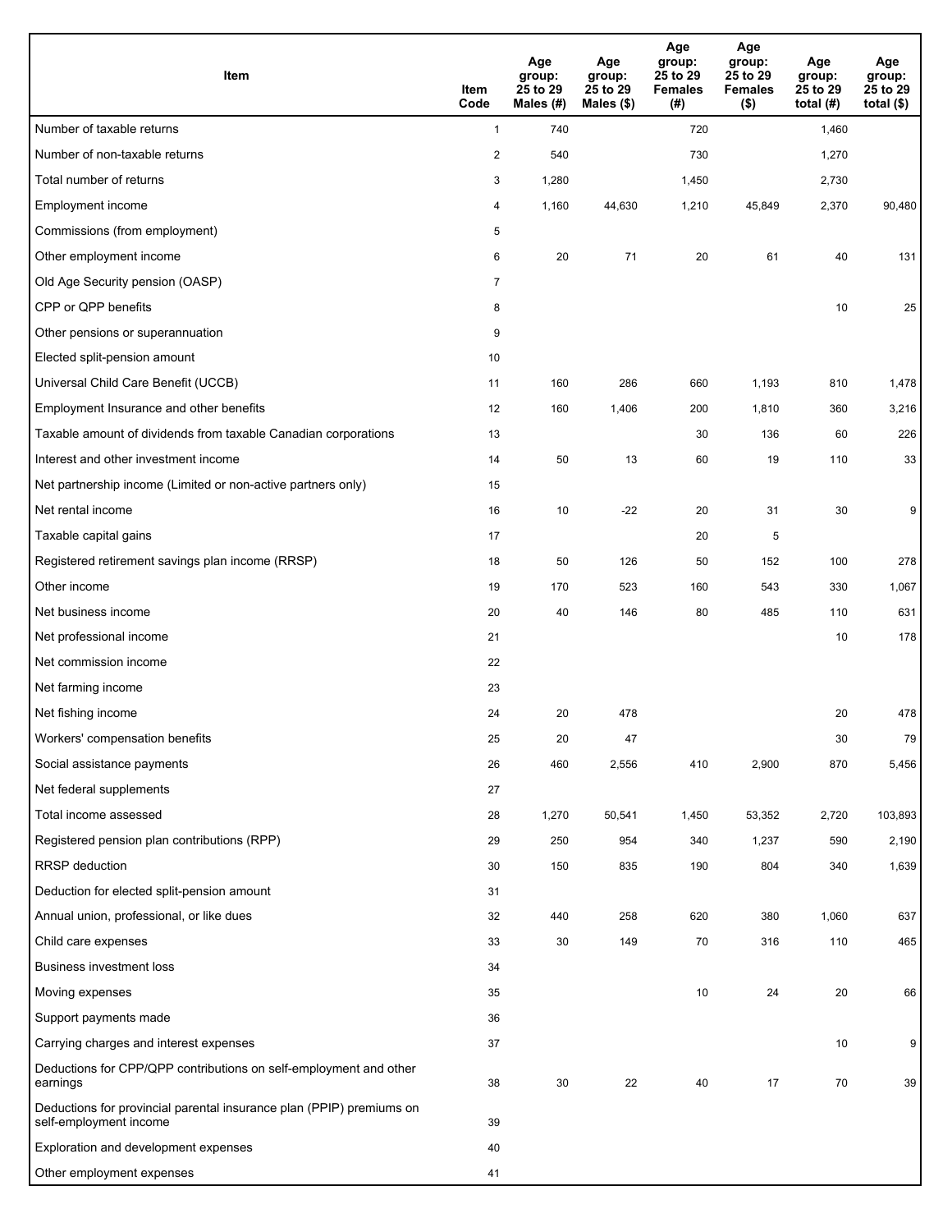| Item | Item Code | Age group: 25 to 29 Males (#) | Age group: 25 to 29 Males ($) | Age group: 25 to 29 Females (#) | Age group: 25 to 29 Females ($) | Age group: 25 to 29 total (#) | Age group: 25 to 29 total ($) |
|---|---|---|---|---|---|---|---|
| Number of taxable returns | 1 | 740 | | 720 | | 1,460 | |
| Number of non-taxable returns | 2 | 540 | | 730 | | 1,270 | |
| Total number of returns | 3 | 1,280 | | 1,450 | | 2,730 | |
| Employment income | 4 | 1,160 | 44,630 | 1,210 | 45,849 | 2,370 | 90,480 |
| Commissions (from employment) | 5 | | | | | | |
| Other employment income | 6 | 20 | 71 | 20 | 61 | 40 | 131 |
| Old Age Security pension (OASP) | 7 | | | | | | |
| CPP or QPP benefits | 8 | | | | | 10 | 25 |
| Other pensions or superannuation | 9 | | | | | | |
| Elected split-pension amount | 10 | | | | | | |
| Universal Child Care Benefit (UCCB) | 11 | 160 | 286 | 660 | 1,193 | 810 | 1,478 |
| Employment Insurance and other benefits | 12 | 160 | 1,406 | 200 | 1,810 | 360 | 3,216 |
| Taxable amount of dividends from taxable Canadian corporations | 13 | | | 30 | 136 | 60 | 226 |
| Interest and other investment income | 14 | 50 | 13 | 60 | 19 | 110 | 33 |
| Net partnership income (Limited or non-active partners only) | 15 | | | | | | |
| Net rental income | 16 | 10 | -22 | 20 | 31 | 30 | 9 |
| Taxable capital gains | 17 | | | 20 | 5 | | |
| Registered retirement savings plan income (RRSP) | 18 | 50 | 126 | 50 | 152 | 100 | 278 |
| Other income | 19 | 170 | 523 | 160 | 543 | 330 | 1,067 |
| Net business income | 20 | 40 | 146 | 80 | 485 | 110 | 631 |
| Net professional income | 21 | | | | | 10 | 178 |
| Net commission income | 22 | | | | | | |
| Net farming income | 23 | | | | | | |
| Net fishing income | 24 | 20 | 478 | | | 20 | 478 |
| Workers' compensation benefits | 25 | 20 | 47 | | | 30 | 79 |
| Social assistance payments | 26 | 460 | 2,556 | 410 | 2,900 | 870 | 5,456 |
| Net federal supplements | 27 | | | | | | |
| Total income assessed | 28 | 1,270 | 50,541 | 1,450 | 53,352 | 2,720 | 103,893 |
| Registered pension plan contributions (RPP) | 29 | 250 | 954 | 340 | 1,237 | 590 | 2,190 |
| RRSP deduction | 30 | 150 | 835 | 190 | 804 | 340 | 1,639 |
| Deduction for elected split-pension amount | 31 | | | | | | |
| Annual union, professional, or like dues | 32 | 440 | 258 | 620 | 380 | 1,060 | 637 |
| Child care expenses | 33 | 30 | 149 | 70 | 316 | 110 | 465 |
| Business investment loss | 34 | | | | | | |
| Moving expenses | 35 | | | 10 | 24 | 20 | 66 |
| Support payments made | 36 | | | | | | |
| Carrying charges and interest expenses | 37 | | | | | 10 | 9 |
| Deductions for CPP/QPP contributions on self-employment and other earnings | 38 | 30 | 22 | 40 | 17 | 70 | 39 |
| Deductions for provincial parental insurance plan (PPIP) premiums on self-employment income | 39 | | | | | | |
| Exploration and development expenses | 40 | | | | | | |
| Other employment expenses | 41 | | | | | | |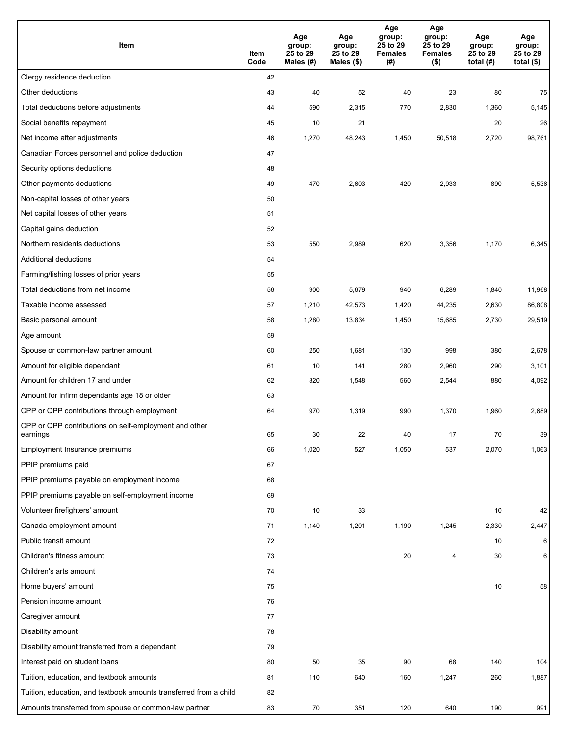| Item | Item Code | Age group: 25 to 29 Males (#) | Age group: 25 to 29 Males ($) | Age group: 25 to 29 Females (#) | Age group: 25 to 29 Females ($) | Age group: 25 to 29 total (#) | Age group: 25 to 29 total ($) |
|---|---|---|---|---|---|---|---|
| Clergy residence deduction | 42 | | | | | | |
| Other deductions | 43 | 40 | 52 | 40 | 23 | 80 | 75 |
| Total deductions before adjustments | 44 | 590 | 2,315 | 770 | 2,830 | 1,360 | 5,145 |
| Social benefits repayment | 45 | 10 | 21 | | | 20 | 26 |
| Net income after adjustments | 46 | 1,270 | 48,243 | 1,450 | 50,518 | 2,720 | 98,761 |
| Canadian Forces personnel and police deduction | 47 | | | | | | |
| Security options deductions | 48 | | | | | | |
| Other payments deductions | 49 | 470 | 2,603 | 420 | 2,933 | 890 | 5,536 |
| Non-capital losses of other years | 50 | | | | | | |
| Net capital losses of other years | 51 | | | | | | |
| Capital gains deduction | 52 | | | | | | |
| Northern residents deductions | 53 | 550 | 2,989 | 620 | 3,356 | 1,170 | 6,345 |
| Additional deductions | 54 | | | | | | |
| Farming/fishing losses of prior years | 55 | | | | | | |
| Total deductions from net income | 56 | 900 | 5,679 | 940 | 6,289 | 1,840 | 11,968 |
| Taxable income assessed | 57 | 1,210 | 42,573 | 1,420 | 44,235 | 2,630 | 86,808 |
| Basic personal amount | 58 | 1,280 | 13,834 | 1,450 | 15,685 | 2,730 | 29,519 |
| Age amount | 59 | | | | | | |
| Spouse or common-law partner amount | 60 | 250 | 1,681 | 130 | 998 | 380 | 2,678 |
| Amount for eligible dependant | 61 | 10 | 141 | 280 | 2,960 | 290 | 3,101 |
| Amount for children 17 and under | 62 | 320 | 1,548 | 560 | 2,544 | 880 | 4,092 |
| Amount for infirm dependants age 18 or older | 63 | | | | | | |
| CPP or QPP contributions through employment | 64 | 970 | 1,319 | 990 | 1,370 | 1,960 | 2,689 |
| CPP or QPP contributions on self-employment and other earnings | 65 | 30 | 22 | 40 | 17 | 70 | 39 |
| Employment Insurance premiums | 66 | 1,020 | 527 | 1,050 | 537 | 2,070 | 1,063 |
| PPIP premiums paid | 67 | | | | | | |
| PPIP premiums payable on employment income | 68 | | | | | | |
| PPIP premiums payable on self-employment income | 69 | | | | | | |
| Volunteer firefighters' amount | 70 | 10 | 33 | | | 10 | 42 |
| Canada employment amount | 71 | 1,140 | 1,201 | 1,190 | 1,245 | 2,330 | 2,447 |
| Public transit amount | 72 | | | | | 10 | 6 |
| Children's fitness amount | 73 | | | 20 | 4 | 30 | 6 |
| Children's arts amount | 74 | | | | | | |
| Home buyers' amount | 75 | | | | | 10 | 58 |
| Pension income amount | 76 | | | | | | |
| Caregiver amount | 77 | | | | | | |
| Disability amount | 78 | | | | | | |
| Disability amount transferred from a dependant | 79 | | | | | | |
| Interest paid on student loans | 80 | 50 | 35 | 90 | 68 | 140 | 104 |
| Tuition, education, and textbook amounts | 81 | 110 | 640 | 160 | 1,247 | 260 | 1,887 |
| Tuition, education, and textbook amounts transferred from a child | 82 | | | | | | |
| Amounts transferred from spouse or common-law partner | 83 | 70 | 351 | 120 | 640 | 190 | 991 |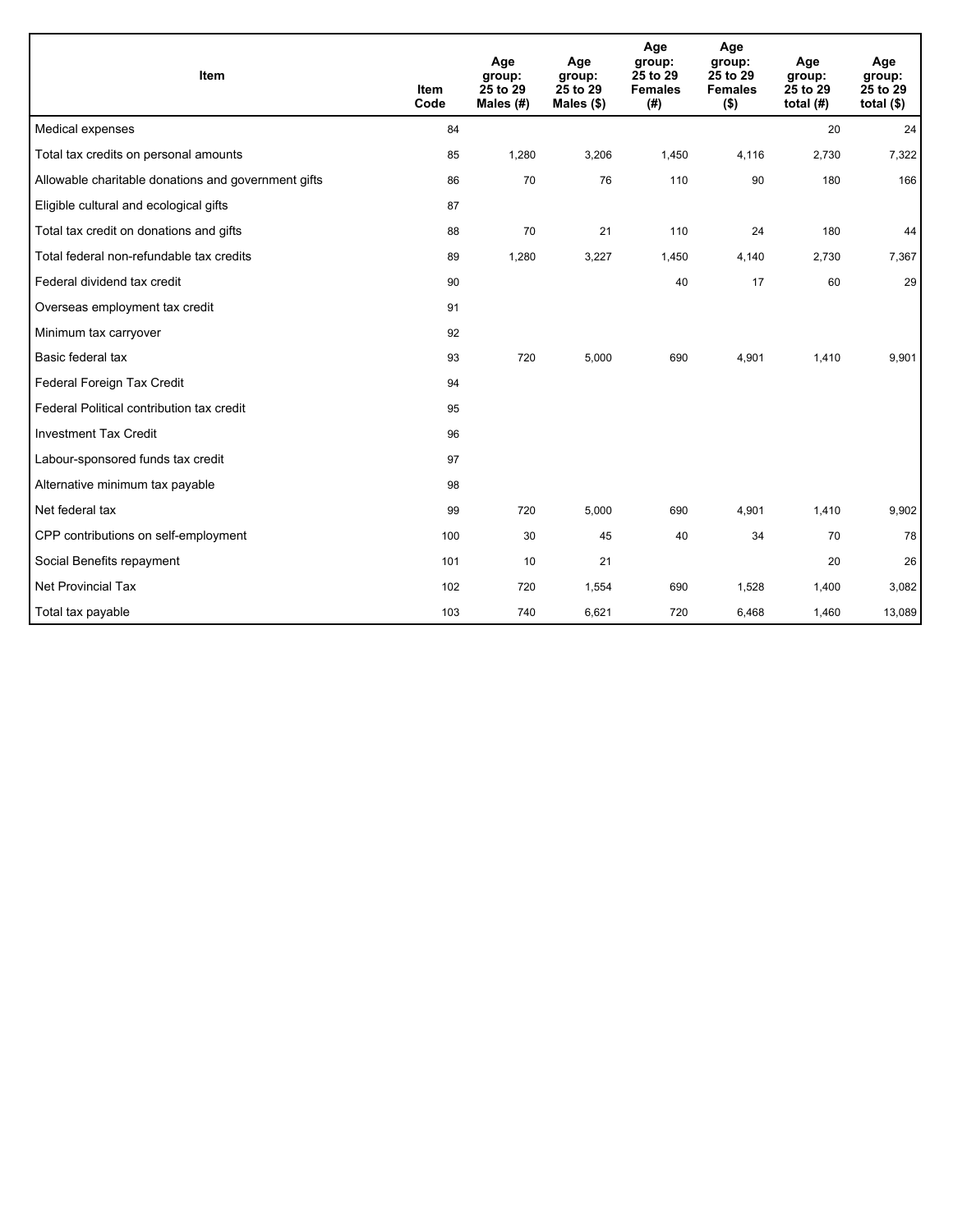| Item | Item Code | Age group: 25 to 29 Males (#) | Age group: 25 to 29 Males ($) | Age group: 25 to 29 Females (#) | Age group: 25 to 29 Females ($) | Age group: 25 to 29 total (#) | Age group: 25 to 29 total ($) |
|---|---|---|---|---|---|---|---|
| Medical expenses | 84 | | | | | 20 | 24 |
| Total tax credits on personal amounts | 85 | 1,280 | 3,206 | 1,450 | 4,116 | 2,730 | 7,322 |
| Allowable charitable donations and government gifts | 86 | 70 | 76 | 110 | 90 | 180 | 166 |
| Eligible cultural and ecological gifts | 87 | | | | | | |
| Total tax credit on donations and gifts | 88 | 70 | 21 | 110 | 24 | 180 | 44 |
| Total federal non-refundable tax credits | 89 | 1,280 | 3,227 | 1,450 | 4,140 | 2,730 | 7,367 |
| Federal dividend tax credit | 90 | | | 40 | 17 | 60 | 29 |
| Overseas employment tax credit | 91 | | | | | | |
| Minimum tax carryover | 92 | | | | | | |
| Basic federal tax | 93 | 720 | 5,000 | 690 | 4,901 | 1,410 | 9,901 |
| Federal Foreign Tax Credit | 94 | | | | | | |
| Federal Political contribution tax credit | 95 | | | | | | |
| Investment Tax Credit | 96 | | | | | | |
| Labour-sponsored funds tax credit | 97 | | | | | | |
| Alternative minimum tax payable | 98 | | | | | | |
| Net federal tax | 99 | 720 | 5,000 | 690 | 4,901 | 1,410 | 9,902 |
| CPP contributions on self-employment | 100 | 30 | 45 | 40 | 34 | 70 | 78 |
| Social Benefits repayment | 101 | 10 | 21 | | | 20 | 26 |
| Net Provincial Tax | 102 | 720 | 1,554 | 690 | 1,528 | 1,400 | 3,082 |
| Total tax payable | 103 | 740 | 6,621 | 720 | 6,468 | 1,460 | 13,089 |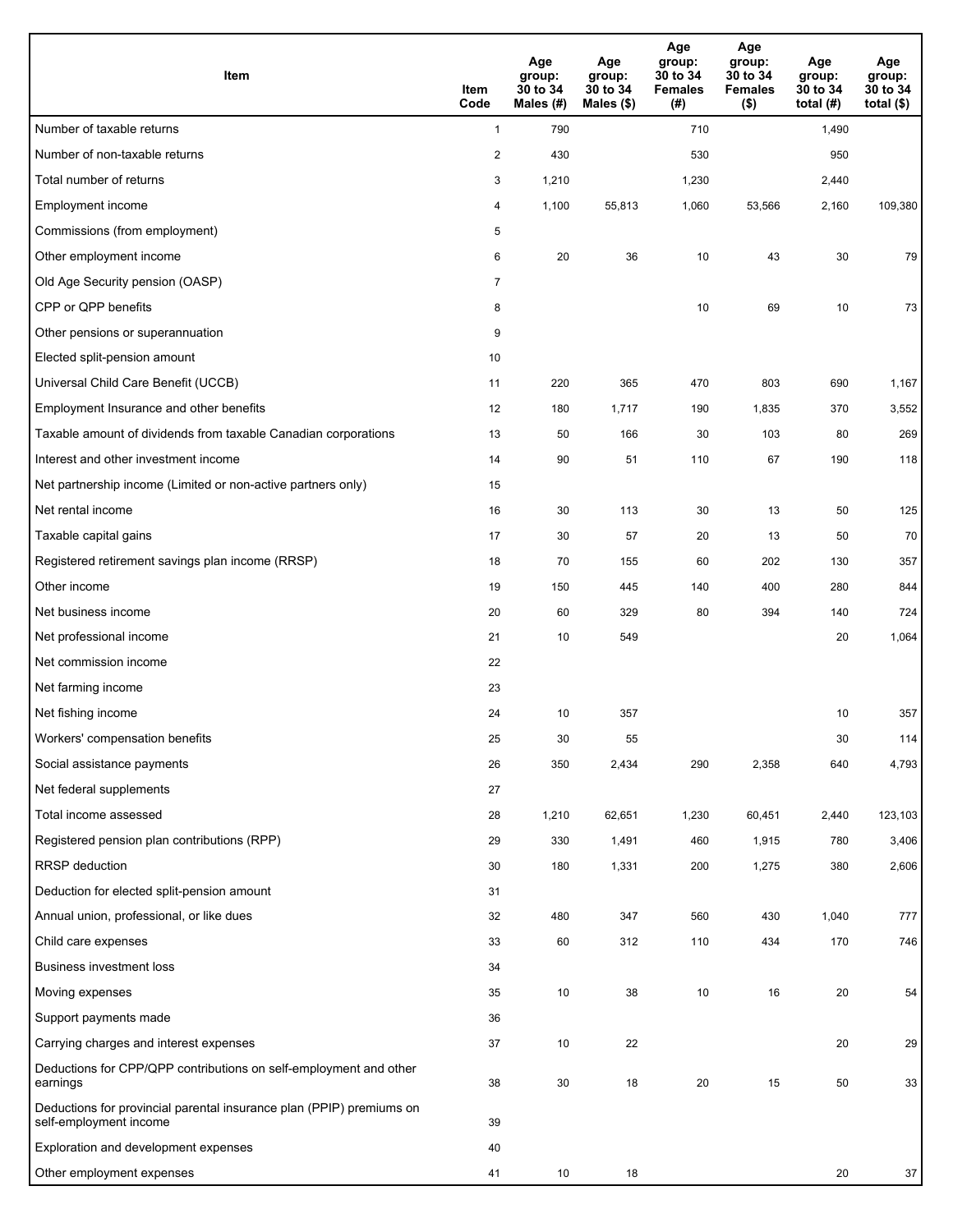| Item | Item Code | Age group: 30 to 34 Males (#) | Age group: 30 to 34 Males ($) | Age group: 30 to 34 Females (#) | Age group: 30 to 34 Females ($) | Age group: 30 to 34 total (#) | Age group: 30 to 34 total ($) |
|---|---|---|---|---|---|---|---|
| Number of taxable returns | 1 | 790 | | 710 | | 1,490 | |
| Number of non-taxable returns | 2 | 430 | | 530 | | 950 | |
| Total number of returns | 3 | 1,210 | | 1,230 | | 2,440 | |
| Employment income | 4 | 1,100 | 55,813 | 1,060 | 53,566 | 2,160 | 109,380 |
| Commissions (from employment) | 5 | | | | | | |
| Other employment income | 6 | 20 | 36 | 10 | 43 | 30 | 79 |
| Old Age Security pension (OASP) | 7 | | | | | | |
| CPP or QPP benefits | 8 | | | 10 | 69 | 10 | 73 |
| Other pensions or superannuation | 9 | | | | | | |
| Elected split-pension amount | 10 | | | | | | |
| Universal Child Care Benefit (UCCB) | 11 | 220 | 365 | 470 | 803 | 690 | 1,167 |
| Employment Insurance and other benefits | 12 | 180 | 1,717 | 190 | 1,835 | 370 | 3,552 |
| Taxable amount of dividends from taxable Canadian corporations | 13 | 50 | 166 | 30 | 103 | 80 | 269 |
| Interest and other investment income | 14 | 90 | 51 | 110 | 67 | 190 | 118 |
| Net partnership income (Limited or non-active partners only) | 15 | | | | | | |
| Net rental income | 16 | 30 | 113 | 30 | 13 | 50 | 125 |
| Taxable capital gains | 17 | 30 | 57 | 20 | 13 | 50 | 70 |
| Registered retirement savings plan income (RRSP) | 18 | 70 | 155 | 60 | 202 | 130 | 357 |
| Other income | 19 | 150 | 445 | 140 | 400 | 280 | 844 |
| Net business income | 20 | 60 | 329 | 80 | 394 | 140 | 724 |
| Net professional income | 21 | 10 | 549 | | | 20 | 1,064 |
| Net commission income | 22 | | | | | | |
| Net farming income | 23 | | | | | | |
| Net fishing income | 24 | 10 | 357 | | | 10 | 357 |
| Workers' compensation benefits | 25 | 30 | 55 | | | 30 | 114 |
| Social assistance payments | 26 | 350 | 2,434 | 290 | 2,358 | 640 | 4,793 |
| Net federal supplements | 27 | | | | | | |
| Total income assessed | 28 | 1,210 | 62,651 | 1,230 | 60,451 | 2,440 | 123,103 |
| Registered pension plan contributions (RPP) | 29 | 330 | 1,491 | 460 | 1,915 | 780 | 3,406 |
| RRSP deduction | 30 | 180 | 1,331 | 200 | 1,275 | 380 | 2,606 |
| Deduction for elected split-pension amount | 31 | | | | | | |
| Annual union, professional, or like dues | 32 | 480 | 347 | 560 | 430 | 1,040 | 777 |
| Child care expenses | 33 | 60 | 312 | 110 | 434 | 170 | 746 |
| Business investment loss | 34 | | | | | | |
| Moving expenses | 35 | 10 | 38 | 10 | 16 | 20 | 54 |
| Support payments made | 36 | | | | | | |
| Carrying charges and interest expenses | 37 | 10 | 22 | | | 20 | 29 |
| Deductions for CPP/QPP contributions on self-employment and other earnings | 38 | 30 | 18 | 20 | 15 | 50 | 33 |
| Deductions for provincial parental insurance plan (PPIP) premiums on self-employment income | 39 | | | | | | |
| Exploration and development expenses | 40 | | | | | | |
| Other employment expenses | 41 | 10 | 18 | | | 20 | 37 |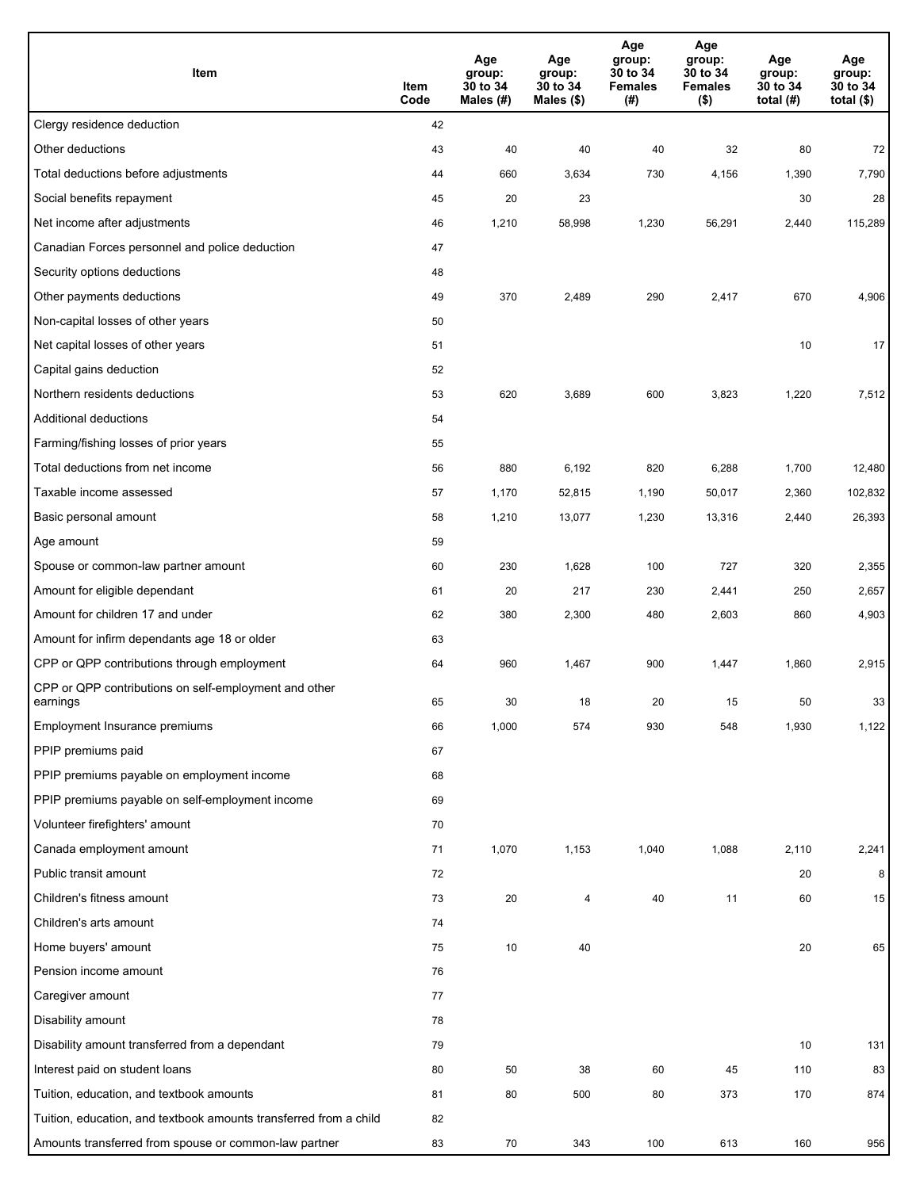| Item | Item Code | Age group: 30 to 34 Males (#) | Age group: 30 to 34 Males ($) | Age group: 30 to 34 Females (#) | Age group: 30 to 34 Females ($) | Age group: 30 to 34 total (#) | Age group: 30 to 34 total ($) |
| --- | --- | --- | --- | --- | --- | --- | --- |
| Clergy residence deduction | 42 | | | | | | |
| Other deductions | 43 | 40 | 40 | 40 | 32 | 80 | 72 |
| Total deductions before adjustments | 44 | 660 | 3,634 | 730 | 4,156 | 1,390 | 7,790 |
| Social benefits repayment | 45 | 20 | 23 | | | 30 | 28 |
| Net income after adjustments | 46 | 1,210 | 58,998 | 1,230 | 56,291 | 2,440 | 115,289 |
| Canadian Forces personnel and police deduction | 47 | | | | | | |
| Security options deductions | 48 | | | | | | |
| Other payments deductions | 49 | 370 | 2,489 | 290 | 2,417 | 670 | 4,906 |
| Non-capital losses of other years | 50 | | | | | | |
| Net capital losses of other years | 51 | | | | | 10 | 17 |
| Capital gains deduction | 52 | | | | | | |
| Northern residents deductions | 53 | 620 | 3,689 | 600 | 3,823 | 1,220 | 7,512 |
| Additional deductions | 54 | | | | | | |
| Farming/fishing losses of prior years | 55 | | | | | | |
| Total deductions from net income | 56 | 880 | 6,192 | 820 | 6,288 | 1,700 | 12,480 |
| Taxable income assessed | 57 | 1,170 | 52,815 | 1,190 | 50,017 | 2,360 | 102,832 |
| Basic personal amount | 58 | 1,210 | 13,077 | 1,230 | 13,316 | 2,440 | 26,393 |
| Age amount | 59 | | | | | | |
| Spouse or common-law partner amount | 60 | 230 | 1,628 | 100 | 727 | 320 | 2,355 |
| Amount for eligible dependant | 61 | 20 | 217 | 230 | 2,441 | 250 | 2,657 |
| Amount for children 17 and under | 62 | 380 | 2,300 | 480 | 2,603 | 860 | 4,903 |
| Amount for infirm dependants age 18 or older | 63 | | | | | | |
| CPP or QPP contributions through employment | 64 | 960 | 1,467 | 900 | 1,447 | 1,860 | 2,915 |
| CPP or QPP contributions on self-employment and other earnings | 65 | 30 | 18 | 20 | 15 | 50 | 33 |
| Employment Insurance premiums | 66 | 1,000 | 574 | 930 | 548 | 1,930 | 1,122 |
| PPIP premiums paid | 67 | | | | | | |
| PPIP premiums payable on employment income | 68 | | | | | | |
| PPIP premiums payable on self-employment income | 69 | | | | | | |
| Volunteer firefighters' amount | 70 | | | | | | |
| Canada employment amount | 71 | 1,070 | 1,153 | 1,040 | 1,088 | 2,110 | 2,241 |
| Public transit amount | 72 | | | | | 20 | 8 |
| Children's fitness amount | 73 | 20 | 4 | 40 | 11 | 60 | 15 |
| Children's arts amount | 74 | | | | | | |
| Home buyers' amount | 75 | 10 | 40 | | | 20 | 65 |
| Pension income amount | 76 | | | | | | |
| Caregiver amount | 77 | | | | | | |
| Disability amount | 78 | | | | | | |
| Disability amount transferred from a dependant | 79 | | | | | 10 | 131 |
| Interest paid on student loans | 80 | 50 | 38 | 60 | 45 | 110 | 83 |
| Tuition, education, and textbook amounts | 81 | 80 | 500 | 80 | 373 | 170 | 874 |
| Tuition, education, and textbook amounts transferred from a child | 82 | | | | | | |
| Amounts transferred from spouse or common-law partner | 83 | 70 | 343 | 100 | 613 | 160 | 956 |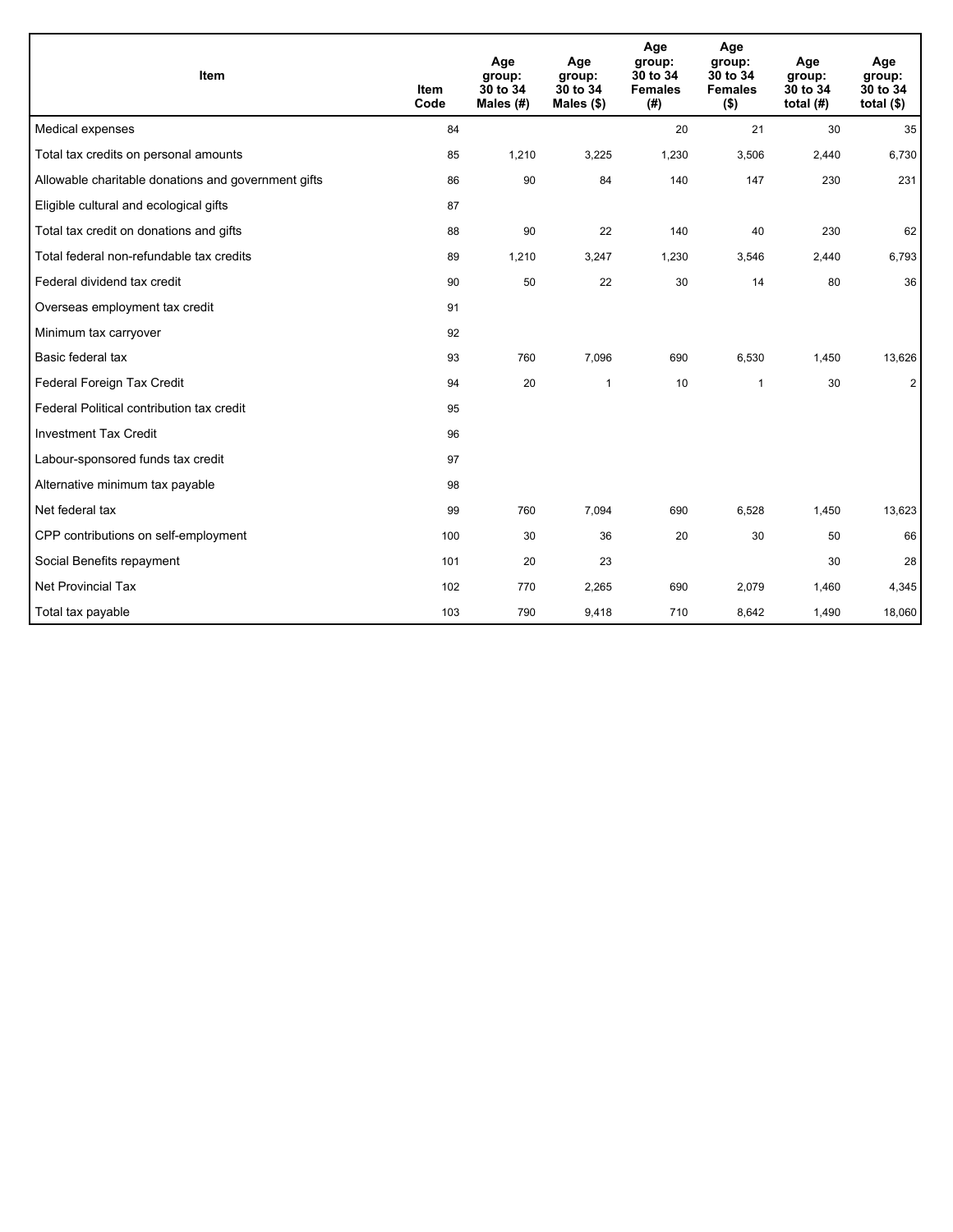| Item | Item Code | Age group: 30 to 34 Males (#) | Age group: 30 to 34 Males ($) | Age group: 30 to 34 Females (#) | Age group: 30 to 34 Females ($) | Age group: 30 to 34 total (#) | Age group: 30 to 34 total ($) |
|---|---|---|---|---|---|---|---|
| Medical expenses | 84 | | | 20 | 21 | 30 | 35 |
| Total tax credits on personal amounts | 85 | 1,210 | 3,225 | 1,230 | 3,506 | 2,440 | 6,730 |
| Allowable charitable donations and government gifts | 86 | 90 | 84 | 140 | 147 | 230 | 231 |
| Eligible cultural and ecological gifts | 87 | | | | | | |
| Total tax credit on donations and gifts | 88 | 90 | 22 | 140 | 40 | 230 | 62 |
| Total federal non-refundable tax credits | 89 | 1,210 | 3,247 | 1,230 | 3,546 | 2,440 | 6,793 |
| Federal dividend tax credit | 90 | 50 | 22 | 30 | 14 | 80 | 36 |
| Overseas employment tax credit | 91 | | | | | | |
| Minimum tax carryover | 92 | | | | | | |
| Basic federal tax | 93 | 760 | 7,096 | 690 | 6,530 | 1,450 | 13,626 |
| Federal Foreign Tax Credit | 94 | 20 | 1 | 10 | 1 | 30 | 2 |
| Federal Political contribution tax credit | 95 | | | | | | |
| Investment Tax Credit | 96 | | | | | | |
| Labour-sponsored funds tax credit | 97 | | | | | | |
| Alternative minimum tax payable | 98 | | | | | | |
| Net federal tax | 99 | 760 | 7,094 | 690 | 6,528 | 1,450 | 13,623 |
| CPP contributions on self-employment | 100 | 30 | 36 | 20 | 30 | 50 | 66 |
| Social Benefits repayment | 101 | 20 | 23 | | | 30 | 28 |
| Net Provincial Tax | 102 | 770 | 2,265 | 690 | 2,079 | 1,460 | 4,345 |
| Total tax payable | 103 | 790 | 9,418 | 710 | 8,642 | 1,490 | 18,060 |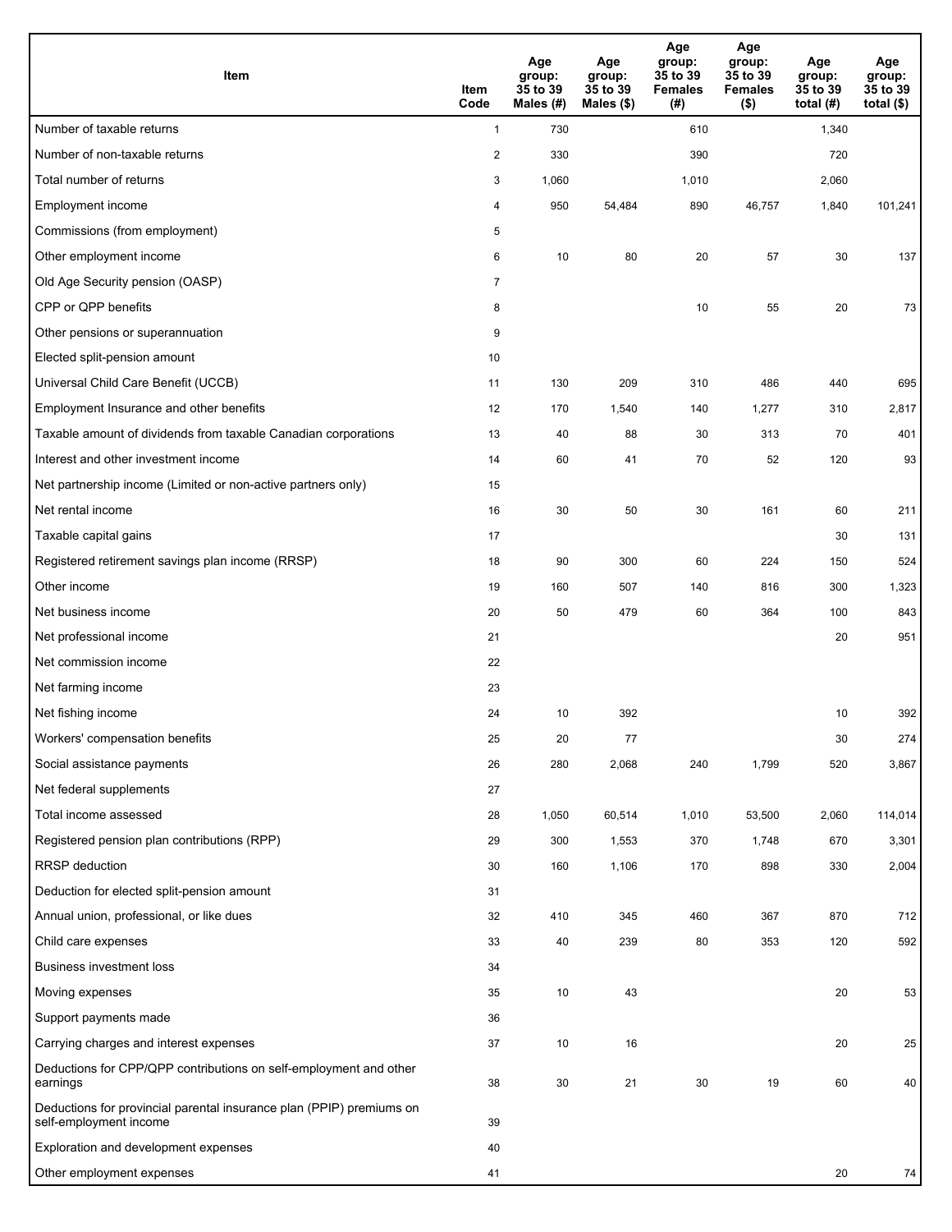| Item | Item Code | Age group: 35 to 39 Males (#) | Age group: 35 to 39 Males ($) | Age group: 35 to 39 Females (#) | Age group: 35 to 39 Females ($) | Age group: 35 to 39 total (#) | Age group: 35 to 39 total ($) |
|---|---|---|---|---|---|---|---|
| Number of taxable returns | 1 | 730 | | 610 | | 1,340 | |
| Number of non-taxable returns | 2 | 330 | | 390 | | 720 | |
| Total number of returns | 3 | 1,060 | | 1,010 | | 2,060 | |
| Employment income | 4 | 950 | 54,484 | 890 | 46,757 | 1,840 | 101,241 |
| Commissions (from employment) | 5 | | | | | | |
| Other employment income | 6 | 10 | 80 | 20 | 57 | 30 | 137 |
| Old Age Security pension (OASP) | 7 | | | | | | |
| CPP or QPP benefits | 8 | | | 10 | 55 | 20 | 73 |
| Other pensions or superannuation | 9 | | | | | | |
| Elected split-pension amount | 10 | | | | | | |
| Universal Child Care Benefit (UCCB) | 11 | 130 | 209 | 310 | 486 | 440 | 695 |
| Employment Insurance and other benefits | 12 | 170 | 1,540 | 140 | 1,277 | 310 | 2,817 |
| Taxable amount of dividends from taxable Canadian corporations | 13 | 40 | 88 | 30 | 313 | 70 | 401 |
| Interest and other investment income | 14 | 60 | 41 | 70 | 52 | 120 | 93 |
| Net partnership income (Limited or non-active partners only) | 15 | | | | | | |
| Net rental income | 16 | 30 | 50 | 30 | 161 | 60 | 211 |
| Taxable capital gains | 17 | | | | | 30 | 131 |
| Registered retirement savings plan income (RRSP) | 18 | 90 | 300 | 60 | 224 | 150 | 524 |
| Other income | 19 | 160 | 507 | 140 | 816 | 300 | 1,323 |
| Net business income | 20 | 50 | 479 | 60 | 364 | 100 | 843 |
| Net professional income | 21 | | | | | 20 | 951 |
| Net commission income | 22 | | | | | | |
| Net farming income | 23 | | | | | | |
| Net fishing income | 24 | 10 | 392 | | | 10 | 392 |
| Workers' compensation benefits | 25 | 20 | 77 | | | 30 | 274 |
| Social assistance payments | 26 | 280 | 2,068 | 240 | 1,799 | 520 | 3,867 |
| Net federal supplements | 27 | | | | | | |
| Total income assessed | 28 | 1,050 | 60,514 | 1,010 | 53,500 | 2,060 | 114,014 |
| Registered pension plan contributions (RPP) | 29 | 300 | 1,553 | 370 | 1,748 | 670 | 3,301 |
| RRSP deduction | 30 | 160 | 1,106 | 170 | 898 | 330 | 2,004 |
| Deduction for elected split-pension amount | 31 | | | | | | |
| Annual union, professional, or like dues | 32 | 410 | 345 | 460 | 367 | 870 | 712 |
| Child care expenses | 33 | 40 | 239 | 80 | 353 | 120 | 592 |
| Business investment loss | 34 | | | | | | |
| Moving expenses | 35 | 10 | 43 | | | 20 | 53 |
| Support payments made | 36 | | | | | | |
| Carrying charges and interest expenses | 37 | 10 | 16 | | | 20 | 25 |
| Deductions for CPP/QPP contributions on self-employment and other earnings | 38 | 30 | 21 | 30 | 19 | 60 | 40 |
| Deductions for provincial parental insurance plan (PPIP) premiums on self-employment income | 39 | | | | | | |
| Exploration and development expenses | 40 | | | | | | |
| Other employment expenses | 41 | | | | | 20 | 74 |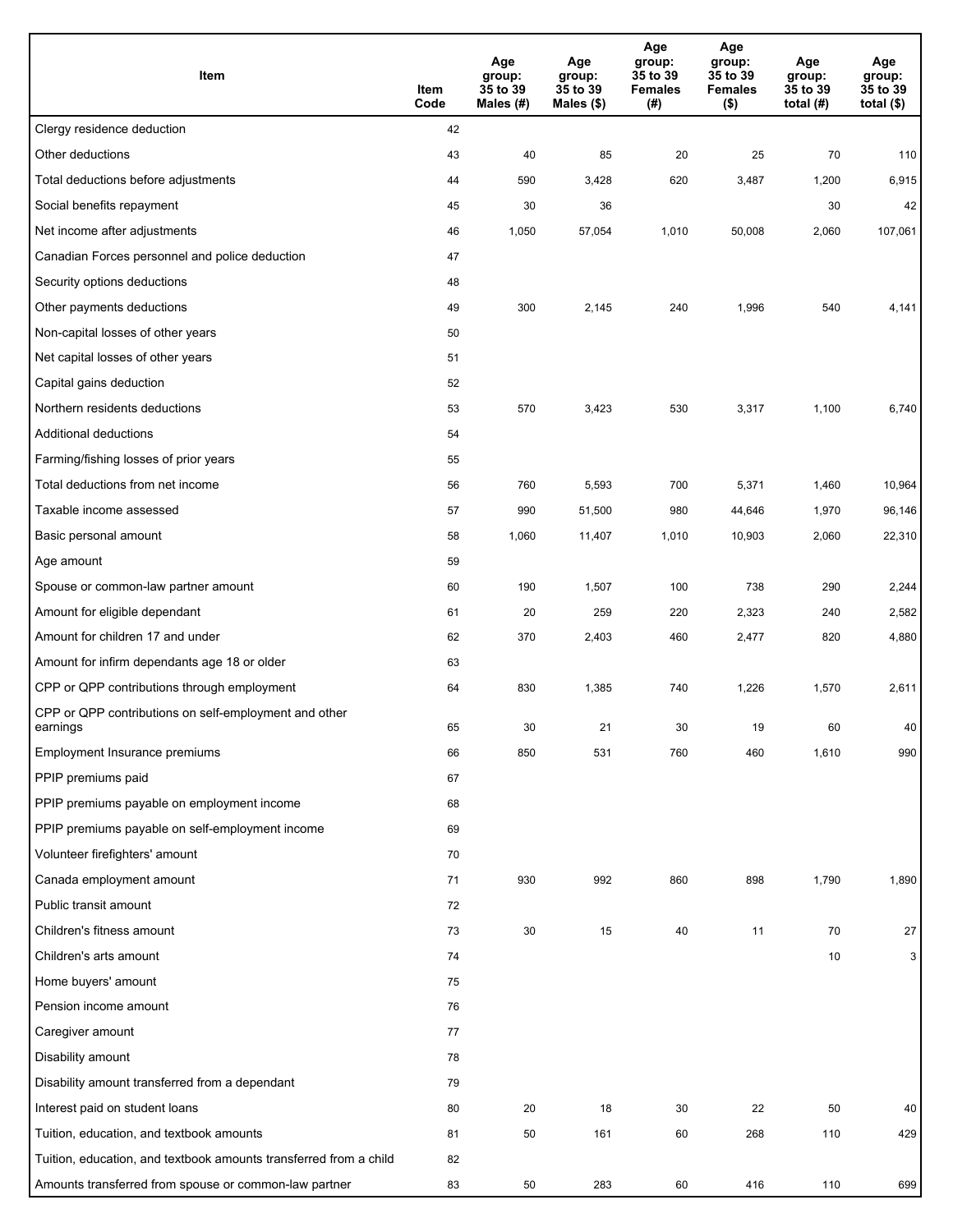| Item | Item Code | Age group: 35 to 39 Males (#) | Age group: 35 to 39 Males ($) | Age group: 35 to 39 Females (#) | Age group: 35 to 39 Females ($) | Age group: 35 to 39 total (#) | Age group: 35 to 39 total ($) |
| --- | --- | --- | --- | --- | --- | --- | --- |
| Clergy residence deduction | 42 | | | | | | |
| Other deductions | 43 | 40 | 85 | 20 | 25 | 70 | 110 |
| Total deductions before adjustments | 44 | 590 | 3,428 | 620 | 3,487 | 1,200 | 6,915 |
| Social benefits repayment | 45 | 30 | 36 | | | 30 | 42 |
| Net income after adjustments | 46 | 1,050 | 57,054 | 1,010 | 50,008 | 2,060 | 107,061 |
| Canadian Forces personnel and police deduction | 47 | | | | | | |
| Security options deductions | 48 | | | | | | |
| Other payments deductions | 49 | 300 | 2,145 | 240 | 1,996 | 540 | 4,141 |
| Non-capital losses of other years | 50 | | | | | | |
| Net capital losses of other years | 51 | | | | | | |
| Capital gains deduction | 52 | | | | | | |
| Northern residents deductions | 53 | 570 | 3,423 | 530 | 3,317 | 1,100 | 6,740 |
| Additional deductions | 54 | | | | | | |
| Farming/fishing losses of prior years | 55 | | | | | | |
| Total deductions from net income | 56 | 760 | 5,593 | 700 | 5,371 | 1,460 | 10,964 |
| Taxable income assessed | 57 | 990 | 51,500 | 980 | 44,646 | 1,970 | 96,146 |
| Basic personal amount | 58 | 1,060 | 11,407 | 1,010 | 10,903 | 2,060 | 22,310 |
| Age amount | 59 | | | | | | |
| Spouse or common-law partner amount | 60 | 190 | 1,507 | 100 | 738 | 290 | 2,244 |
| Amount for eligible dependant | 61 | 20 | 259 | 220 | 2,323 | 240 | 2,582 |
| Amount for children 17 and under | 62 | 370 | 2,403 | 460 | 2,477 | 820 | 4,880 |
| Amount for infirm dependants age 18 or older | 63 | | | | | | |
| CPP or QPP contributions through employment | 64 | 830 | 1,385 | 740 | 1,226 | 1,570 | 2,611 |
| CPP or QPP contributions on self-employment and other earnings | 65 | 30 | 21 | 30 | 19 | 60 | 40 |
| Employment Insurance premiums | 66 | 850 | 531 | 760 | 460 | 1,610 | 990 |
| PPIP premiums paid | 67 | | | | | | |
| PPIP premiums payable on employment income | 68 | | | | | | |
| PPIP premiums payable on self-employment income | 69 | | | | | | |
| Volunteer firefighters' amount | 70 | | | | | | |
| Canada employment amount | 71 | 930 | 992 | 860 | 898 | 1,790 | 1,890 |
| Public transit amount | 72 | | | | | | |
| Children's fitness amount | 73 | 30 | 15 | 40 | 11 | 70 | 27 |
| Children's arts amount | 74 | | | | | 10 | 3 |
| Home buyers' amount | 75 | | | | | | |
| Pension income amount | 76 | | | | | | |
| Caregiver amount | 77 | | | | | | |
| Disability amount | 78 | | | | | | |
| Disability amount transferred from a dependant | 79 | | | | | | |
| Interest paid on student loans | 80 | 20 | 18 | 30 | 22 | 50 | 40 |
| Tuition, education, and textbook amounts | 81 | 50 | 161 | 60 | 268 | 110 | 429 |
| Tuition, education, and textbook amounts transferred from a child | 82 | | | | | | |
| Amounts transferred from spouse or common-law partner | 83 | 50 | 283 | 60 | 416 | 110 | 699 |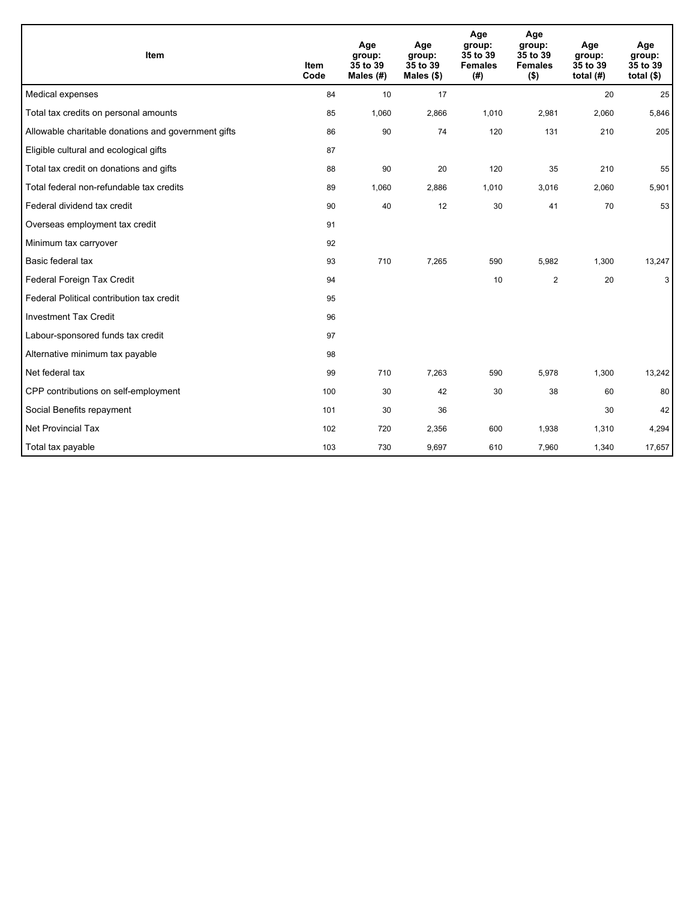| Item | Item Code | Age group: 35 to 39 Males (#) | Age group: 35 to 39 Males ($) | Age group: 35 to 39 Females (#) | Age group: 35 to 39 Females ($) | Age group: 35 to 39 total (#) | Age group: 35 to 39 total ($) |
|---|---|---|---|---|---|---|---|
| Medical expenses | 84 | 10 | 17 | | | 20 | 25 |
| Total tax credits on personal amounts | 85 | 1,060 | 2,866 | 1,010 | 2,981 | 2,060 | 5,846 |
| Allowable charitable donations and government gifts | 86 | 90 | 74 | 120 | 131 | 210 | 205 |
| Eligible cultural and ecological gifts | 87 | | | | | | |
| Total tax credit on donations and gifts | 88 | 90 | 20 | 120 | 35 | 210 | 55 |
| Total federal non-refundable tax credits | 89 | 1,060 | 2,886 | 1,010 | 3,016 | 2,060 | 5,901 |
| Federal dividend tax credit | 90 | 40 | 12 | 30 | 41 | 70 | 53 |
| Overseas employment tax credit | 91 | | | | | | |
| Minimum tax carryover | 92 | | | | | | |
| Basic federal tax | 93 | 710 | 7,265 | 590 | 5,982 | 1,300 | 13,247 |
| Federal Foreign Tax Credit | 94 | | | 10 | 2 | 20 | 3 |
| Federal Political contribution tax credit | 95 | | | | | | |
| Investment Tax Credit | 96 | | | | | | |
| Labour-sponsored funds tax credit | 97 | | | | | | |
| Alternative minimum tax payable | 98 | | | | | | |
| Net federal tax | 99 | 710 | 7,263 | 590 | 5,978 | 1,300 | 13,242 |
| CPP contributions on self-employment | 100 | 30 | 42 | 30 | 38 | 60 | 80 |
| Social Benefits repayment | 101 | 30 | 36 | | | 30 | 42 |
| Net Provincial Tax | 102 | 720 | 2,356 | 600 | 1,938 | 1,310 | 4,294 |
| Total tax payable | 103 | 730 | 9,697 | 610 | 7,960 | 1,340 | 17,657 |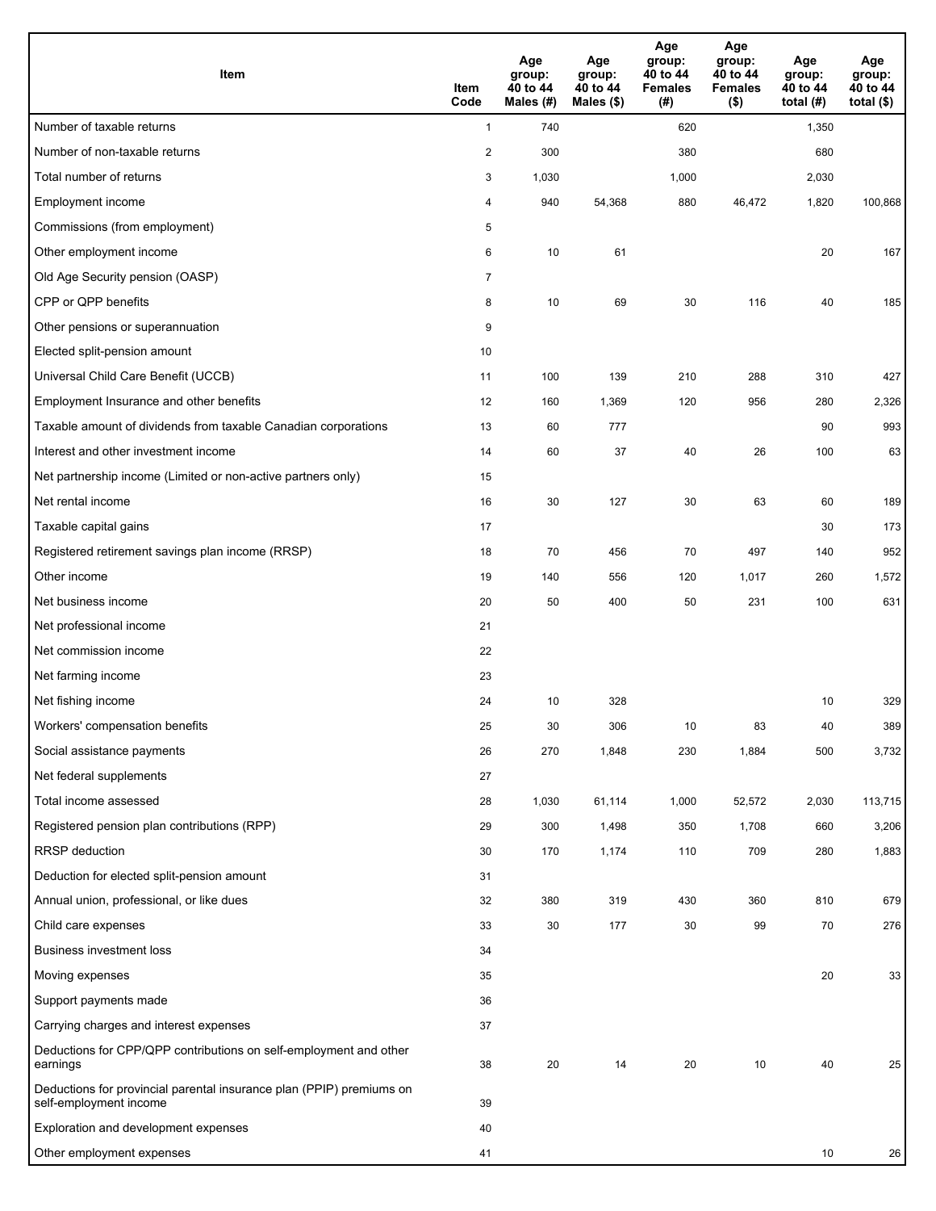| Item | Item Code | Age group: 40 to 44 Males (#) | Age group: 40 to 44 Males ($) | Age group: 40 to 44 Females (#) | Age group: 40 to 44 Females ($) | Age group: 40 to 44 total (#) | Age group: 40 to 44 total ($) |
|---|---|---|---|---|---|---|---|
| Number of taxable returns | 1 | 740 | | 620 | | 1,350 | |
| Number of non-taxable returns | 2 | 300 | | 380 | | 680 | |
| Total number of returns | 3 | 1,030 | | 1,000 | | 2,030 | |
| Employment income | 4 | 940 | 54,368 | 880 | 46,472 | 1,820 | 100,868 |
| Commissions (from employment) | 5 | | | | | | |
| Other employment income | 6 | 10 | 61 | | | 20 | 167 |
| Old Age Security pension (OASP) | 7 | | | | | | |
| CPP or QPP benefits | 8 | 10 | 69 | 30 | 116 | 40 | 185 |
| Other pensions or superannuation | 9 | | | | | | |
| Elected split-pension amount | 10 | | | | | | |
| Universal Child Care Benefit (UCCB) | 11 | 100 | 139 | 210 | 288 | 310 | 427 |
| Employment Insurance and other benefits | 12 | 160 | 1,369 | 120 | 956 | 280 | 2,326 |
| Taxable amount of dividends from taxable Canadian corporations | 13 | 60 | 777 | | | 90 | 993 |
| Interest and other investment income | 14 | 60 | 37 | 40 | 26 | 100 | 63 |
| Net partnership income (Limited or non-active partners only) | 15 | | | | | | |
| Net rental income | 16 | 30 | 127 | 30 | 63 | 60 | 189 |
| Taxable capital gains | 17 | | | | | 30 | 173 |
| Registered retirement savings plan income (RRSP) | 18 | 70 | 456 | 70 | 497 | 140 | 952 |
| Other income | 19 | 140 | 556 | 120 | 1,017 | 260 | 1,572 |
| Net business income | 20 | 50 | 400 | 50 | 231 | 100 | 631 |
| Net professional income | 21 | | | | | | |
| Net commission income | 22 | | | | | | |
| Net farming income | 23 | | | | | | |
| Net fishing income | 24 | 10 | 328 | | | 10 | 329 |
| Workers' compensation benefits | 25 | 30 | 306 | 10 | 83 | 40 | 389 |
| Social assistance payments | 26 | 270 | 1,848 | 230 | 1,884 | 500 | 3,732 |
| Net federal supplements | 27 | | | | | | |
| Total income assessed | 28 | 1,030 | 61,114 | 1,000 | 52,572 | 2,030 | 113,715 |
| Registered pension plan contributions (RPP) | 29 | 300 | 1,498 | 350 | 1,708 | 660 | 3,206 |
| RRSP deduction | 30 | 170 | 1,174 | 110 | 709 | 280 | 1,883 |
| Deduction for elected split-pension amount | 31 | | | | | | |
| Annual union, professional, or like dues | 32 | 380 | 319 | 430 | 360 | 810 | 679 |
| Child care expenses | 33 | 30 | 177 | 30 | 99 | 70 | 276 |
| Business investment loss | 34 | | | | | | |
| Moving expenses | 35 | | | | | 20 | 33 |
| Support payments made | 36 | | | | | | |
| Carrying charges and interest expenses | 37 | | | | | | |
| Deductions for CPP/QPP contributions on self-employment and other earnings | 38 | 20 | 14 | 20 | 10 | 40 | 25 |
| Deductions for provincial parental insurance plan (PPIP) premiums on self-employment income | 39 | | | | | | |
| Exploration and development expenses | 40 | | | | | | |
| Other employment expenses | 41 | | | | | 10 | 26 |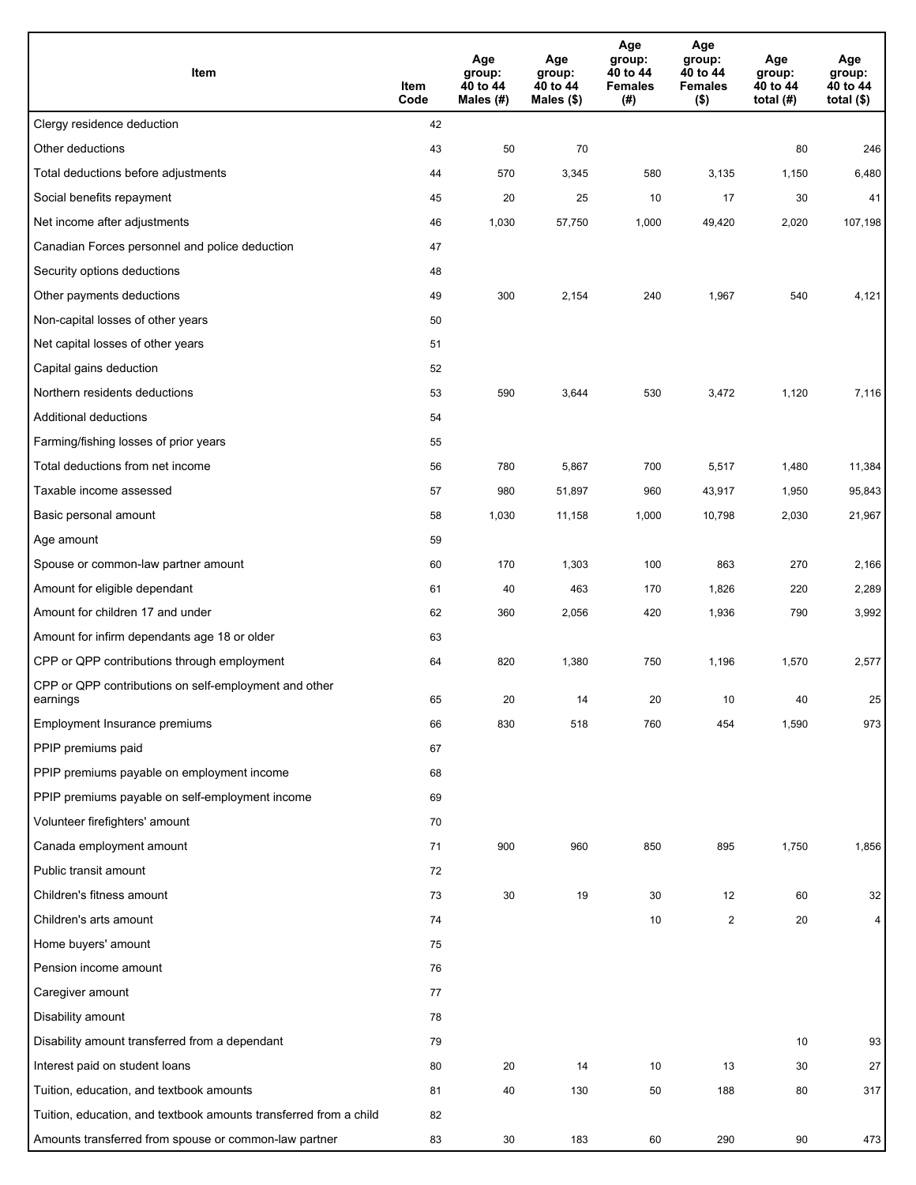| Item | Item Code | Age group: 40 to 44 Males (#) | Age group: 40 to 44 Males ($) | Age group: 40 to 44 Females (#) | Age group: 40 to 44 Females ($) | Age group: 40 to 44 total (#) | Age group: 40 to 44 total ($) |
|---|---|---|---|---|---|---|---|
| Clergy residence deduction | 42 | | | | | | |
| Other deductions | 43 | 50 | 70 | | | 80 | 246 |
| Total deductions before adjustments | 44 | 570 | 3,345 | 580 | 3,135 | 1,150 | 6,480 |
| Social benefits repayment | 45 | 20 | 25 | 10 | 17 | 30 | 41 |
| Net income after adjustments | 46 | 1,030 | 57,750 | 1,000 | 49,420 | 2,020 | 107,198 |
| Canadian Forces personnel and police deduction | 47 | | | | | | |
| Security options deductions | 48 | | | | | | |
| Other payments deductions | 49 | 300 | 2,154 | 240 | 1,967 | 540 | 4,121 |
| Non-capital losses of other years | 50 | | | | | | |
| Net capital losses of other years | 51 | | | | | | |
| Capital gains deduction | 52 | | | | | | |
| Northern residents deductions | 53 | 590 | 3,644 | 530 | 3,472 | 1,120 | 7,116 |
| Additional deductions | 54 | | | | | | |
| Farming/fishing losses of prior years | 55 | | | | | | |
| Total deductions from net income | 56 | 780 | 5,867 | 700 | 5,517 | 1,480 | 11,384 |
| Taxable income assessed | 57 | 980 | 51,897 | 960 | 43,917 | 1,950 | 95,843 |
| Basic personal amount | 58 | 1,030 | 11,158 | 1,000 | 10,798 | 2,030 | 21,967 |
| Age amount | 59 | | | | | | |
| Spouse or common-law partner amount | 60 | 170 | 1,303 | 100 | 863 | 270 | 2,166 |
| Amount for eligible dependant | 61 | 40 | 463 | 170 | 1,826 | 220 | 2,289 |
| Amount for children 17 and under | 62 | 360 | 2,056 | 420 | 1,936 | 790 | 3,992 |
| Amount for infirm dependants age 18 or older | 63 | | | | | | |
| CPP or QPP contributions through employment | 64 | 820 | 1,380 | 750 | 1,196 | 1,570 | 2,577 |
| CPP or QPP contributions on self-employment and other earnings | 65 | 20 | 14 | 20 | 10 | 40 | 25 |
| Employment Insurance premiums | 66 | 830 | 518 | 760 | 454 | 1,590 | 973 |
| PPIP premiums paid | 67 | | | | | | |
| PPIP premiums payable on employment income | 68 | | | | | | |
| PPIP premiums payable on self-employment income | 69 | | | | | | |
| Volunteer firefighters' amount | 70 | | | | | | |
| Canada employment amount | 71 | 900 | 960 | 850 | 895 | 1,750 | 1,856 |
| Public transit amount | 72 | | | | | | |
| Children's fitness amount | 73 | 30 | 19 | 30 | 12 | 60 | 32 |
| Children's arts amount | 74 | | | 10 | 2 | 20 | 4 |
| Home buyers' amount | 75 | | | | | | |
| Pension income amount | 76 | | | | | | |
| Caregiver amount | 77 | | | | | | |
| Disability amount | 78 | | | | | | |
| Disability amount transferred from a dependant | 79 | | | | | 10 | 93 |
| Interest paid on student loans | 80 | 20 | 14 | 10 | 13 | 30 | 27 |
| Tuition, education, and textbook amounts | 81 | 40 | 130 | 50 | 188 | 80 | 317 |
| Tuition, education, and textbook amounts transferred from a child | 82 | | | | | | |
| Amounts transferred from spouse or common-law partner | 83 | 30 | 183 | 60 | 290 | 90 | 473 |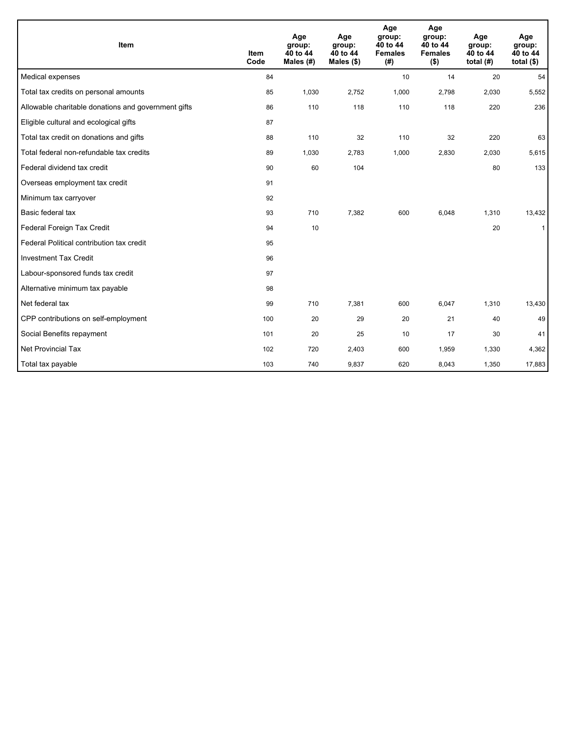| Item | Item Code | Age group: 40 to 44 Males (#) | Age group: 40 to 44 Males ($) | Age group: 40 to 44 Females (#) | Age group: 40 to 44 Females ($) | Age group: 40 to 44 total (#) | Age group: 40 to 44 total ($) |
|---|---|---|---|---|---|---|---|
| Medical expenses | 84 | | | 10 | 14 | 20 | 54 |
| Total tax credits on personal amounts | 85 | 1,030 | 2,752 | 1,000 | 2,798 | 2,030 | 5,552 |
| Allowable charitable donations and government gifts | 86 | 110 | 118 | 110 | 118 | 220 | 236 |
| Eligible cultural and ecological gifts | 87 | | | | | | |
| Total tax credit on donations and gifts | 88 | 110 | 32 | 110 | 32 | 220 | 63 |
| Total federal non-refundable tax credits | 89 | 1,030 | 2,783 | 1,000 | 2,830 | 2,030 | 5,615 |
| Federal dividend tax credit | 90 | 60 | 104 | | | 80 | 133 |
| Overseas employment tax credit | 91 | | | | | | |
| Minimum tax carryover | 92 | | | | | | |
| Basic federal tax | 93 | 710 | 7,382 | 600 | 6,048 | 1,310 | 13,432 |
| Federal Foreign Tax Credit | 94 | 10 | | | | 20 | 1 |
| Federal Political contribution tax credit | 95 | | | | | | |
| Investment Tax Credit | 96 | | | | | | |
| Labour-sponsored funds tax credit | 97 | | | | | | |
| Alternative minimum tax payable | 98 | | | | | | |
| Net federal tax | 99 | 710 | 7,381 | 600 | 6,047 | 1,310 | 13,430 |
| CPP contributions on self-employment | 100 | 20 | 29 | 20 | 21 | 40 | 49 |
| Social Benefits repayment | 101 | 20 | 25 | 10 | 17 | 30 | 41 |
| Net Provincial Tax | 102 | 720 | 2,403 | 600 | 1,959 | 1,330 | 4,362 |
| Total tax payable | 103 | 740 | 9,837 | 620 | 8,043 | 1,350 | 17,883 |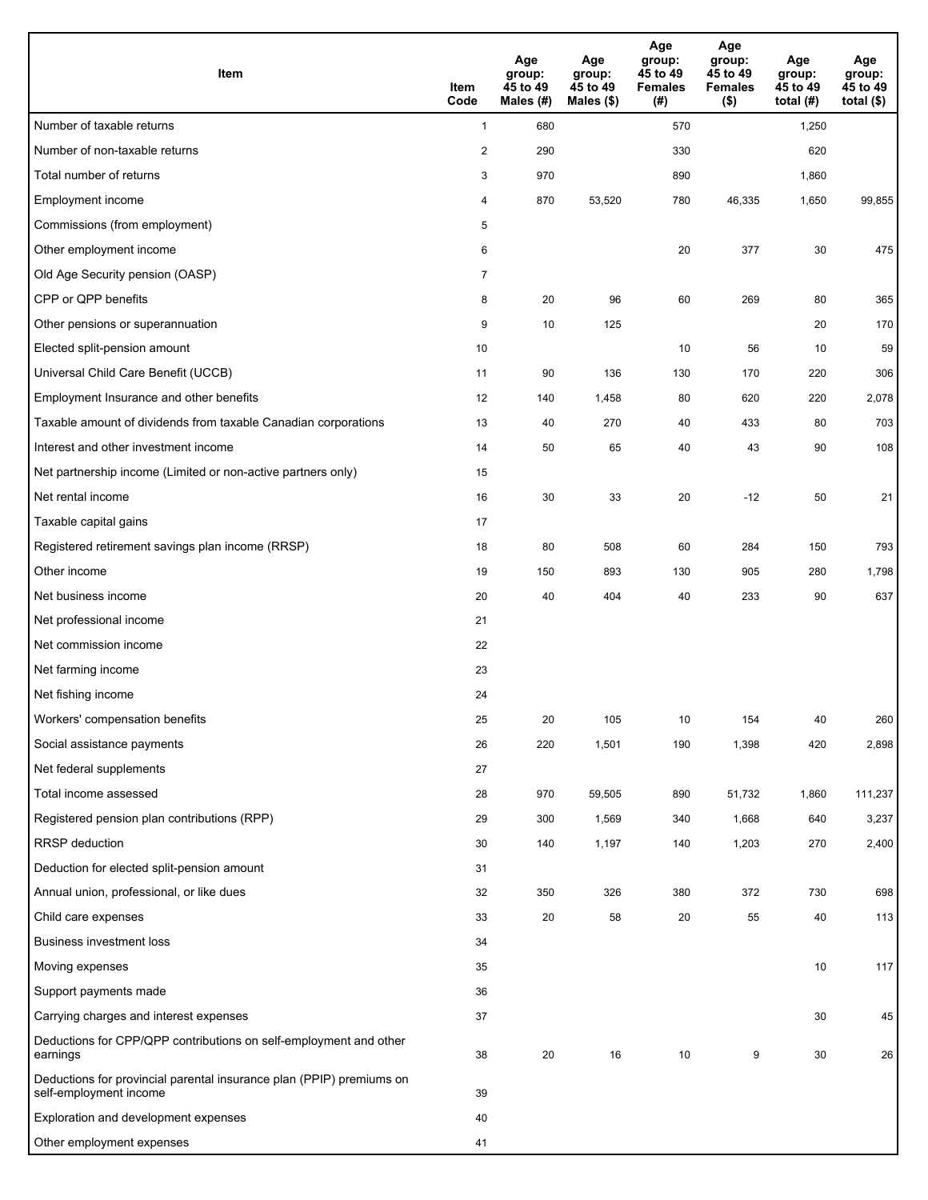| Item | Item Code | Age group: 45 to 49 Males (#) | Age group: 45 to 49 Males ($) | Age group: 45 to 49 Females (#) | Age group: 45 to 49 Females ($) | Age group: 45 to 49 total (#) | Age group: 45 to 49 total ($) |
|---|---|---|---|---|---|---|---|
| Number of taxable returns | 1 | 680 | | 570 | | 1,250 | |
| Number of non-taxable returns | 2 | 290 | | 330 | | 620 | |
| Total number of returns | 3 | 970 | | 890 | | 1,860 | |
| Employment income | 4 | 870 | 53,520 | 780 | 46,335 | 1,650 | 99,855 |
| Commissions (from employment) | 5 | | | | | | |
| Other employment income | 6 | | | 20 | 377 | 30 | 475 |
| Old Age Security pension (OASP) | 7 | | | | | | |
| CPP or QPP benefits | 8 | 20 | 96 | 60 | 269 | 80 | 365 |
| Other pensions or superannuation | 9 | 10 | 125 | | | 20 | 170 |
| Elected split-pension amount | 10 | | | 10 | 56 | 10 | 59 |
| Universal Child Care Benefit (UCCB) | 11 | 90 | 136 | 130 | 170 | 220 | 306 |
| Employment Insurance and other benefits | 12 | 140 | 1,458 | 80 | 620 | 220 | 2,078 |
| Taxable amount of dividends from taxable Canadian corporations | 13 | 40 | 270 | 40 | 433 | 80 | 703 |
| Interest and other investment income | 14 | 50 | 65 | 40 | 43 | 90 | 108 |
| Net partnership income (Limited or non-active partners only) | 15 | | | | | | |
| Net rental income | 16 | 30 | 33 | 20 | -12 | 50 | 21 |
| Taxable capital gains | 17 | | | | | | |
| Registered retirement savings plan income (RRSP) | 18 | 80 | 508 | 60 | 284 | 150 | 793 |
| Other income | 19 | 150 | 893 | 130 | 905 | 280 | 1,798 |
| Net business income | 20 | 40 | 404 | 40 | 233 | 90 | 637 |
| Net professional income | 21 | | | | | | |
| Net commission income | 22 | | | | | | |
| Net farming income | 23 | | | | | | |
| Net fishing income | 24 | | | | | | |
| Workers' compensation benefits | 25 | 20 | 105 | 10 | 154 | 40 | 260 |
| Social assistance payments | 26 | 220 | 1,501 | 190 | 1,398 | 420 | 2,898 |
| Net federal supplements | 27 | | | | | | |
| Total income assessed | 28 | 970 | 59,505 | 890 | 51,732 | 1,860 | 111,237 |
| Registered pension plan contributions (RPP) | 29 | 300 | 1,569 | 340 | 1,668 | 640 | 3,237 |
| RRSP deduction | 30 | 140 | 1,197 | 140 | 1,203 | 270 | 2,400 |
| Deduction for elected split-pension amount | 31 | | | | | | |
| Annual union, professional, or like dues | 32 | 350 | 326 | 380 | 372 | 730 | 698 |
| Child care expenses | 33 | 20 | 58 | 20 | 55 | 40 | 113 |
| Business investment loss | 34 | | | | | | |
| Moving expenses | 35 | | | | | 10 | 117 |
| Support payments made | 36 | | | | | | |
| Carrying charges and interest expenses | 37 | | | | | 30 | 45 |
| Deductions for CPP/QPP contributions on self-employment and other earnings | 38 | 20 | 16 | 10 | 9 | 30 | 26 |
| Deductions for provincial parental insurance plan (PPIP) premiums on self-employment income | 39 | | | | | | |
| Exploration and development expenses | 40 | | | | | | |
| Other employment expenses | 41 | | | | | | |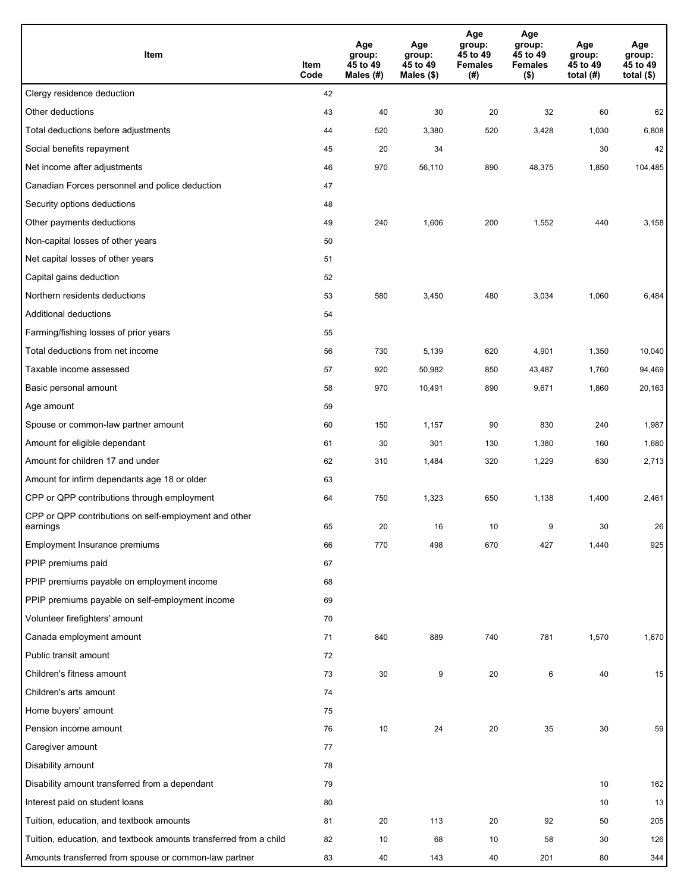| Item | Item Code | Age group: 45 to 49 Males (#) | Age group: 45 to 49 Males ($) | Age group: 45 to 49 Females (#) | Age group: 45 to 49 Females ($) | Age group: 45 to 49 total (#) | Age group: 45 to 49 total ($) |
|---|---|---|---|---|---|---|---|
| Clergy residence deduction | 42 | | | | | | |
| Other deductions | 43 | 40 | 30 | 20 | 32 | 60 | 62 |
| Total deductions before adjustments | 44 | 520 | 3,380 | 520 | 3,428 | 1,030 | 6,808 |
| Social benefits repayment | 45 | 20 | 34 | | | 30 | 42 |
| Net income after adjustments | 46 | 970 | 56,110 | 890 | 48,375 | 1,850 | 104,485 |
| Canadian Forces personnel and police deduction | 47 | | | | | | |
| Security options deductions | 48 | | | | | | |
| Other payments deductions | 49 | 240 | 1,606 | 200 | 1,552 | 440 | 3,158 |
| Non-capital losses of other years | 50 | | | | | | |
| Net capital losses of other years | 51 | | | | | | |
| Capital gains deduction | 52 | | | | | | |
| Northern residents deductions | 53 | 580 | 3,450 | 480 | 3,034 | 1,060 | 6,484 |
| Additional deductions | 54 | | | | | | |
| Farming/fishing losses of prior years | 55 | | | | | | |
| Total deductions from net income | 56 | 730 | 5,139 | 620 | 4,901 | 1,350 | 10,040 |
| Taxable income assessed | 57 | 920 | 50,982 | 850 | 43,487 | 1,760 | 94,469 |
| Basic personal amount | 58 | 970 | 10,491 | 890 | 9,671 | 1,860 | 20,163 |
| Age amount | 59 | | | | | | |
| Spouse or common-law partner amount | 60 | 150 | 1,157 | 90 | 830 | 240 | 1,987 |
| Amount for eligible dependant | 61 | 30 | 301 | 130 | 1,380 | 160 | 1,680 |
| Amount for children 17 and under | 62 | 310 | 1,484 | 320 | 1,229 | 630 | 2,713 |
| Amount for infirm dependants age 18 or older | 63 | | | | | | |
| CPP or QPP contributions through employment | 64 | 750 | 1,323 | 650 | 1,138 | 1,400 | 2,461 |
| CPP or QPP contributions on self-employment and other earnings | 65 | 20 | 16 | 10 | 9 | 30 | 26 |
| Employment Insurance premiums | 66 | 770 | 498 | 670 | 427 | 1,440 | 925 |
| PPIP premiums paid | 67 | | | | | | |
| PPIP premiums payable on employment income | 68 | | | | | | |
| PPIP premiums payable on self-employment income | 69 | | | | | | |
| Volunteer firefighters' amount | 70 | | | | | | |
| Canada employment amount | 71 | 840 | 889 | 740 | 781 | 1,570 | 1,670 |
| Public transit amount | 72 | | | | | | |
| Children's fitness amount | 73 | 30 | 9 | 20 | 6 | 40 | 15 |
| Children's arts amount | 74 | | | | | | |
| Home buyers' amount | 75 | | | | | | |
| Pension income amount | 76 | 10 | 24 | 20 | 35 | 30 | 59 |
| Caregiver amount | 77 | | | | | | |
| Disability amount | 78 | | | | | | |
| Disability amount transferred from a dependant | 79 | | | | | 10 | 162 |
| Interest paid on student loans | 80 | | | | | 10 | 13 |
| Tuition, education, and textbook amounts | 81 | 20 | 113 | 20 | 92 | 50 | 205 |
| Tuition, education, and textbook amounts transferred from a child | 82 | 10 | 68 | 10 | 58 | 30 | 126 |
| Amounts transferred from spouse or common-law partner | 83 | 40 | 143 | 40 | 201 | 80 | 344 |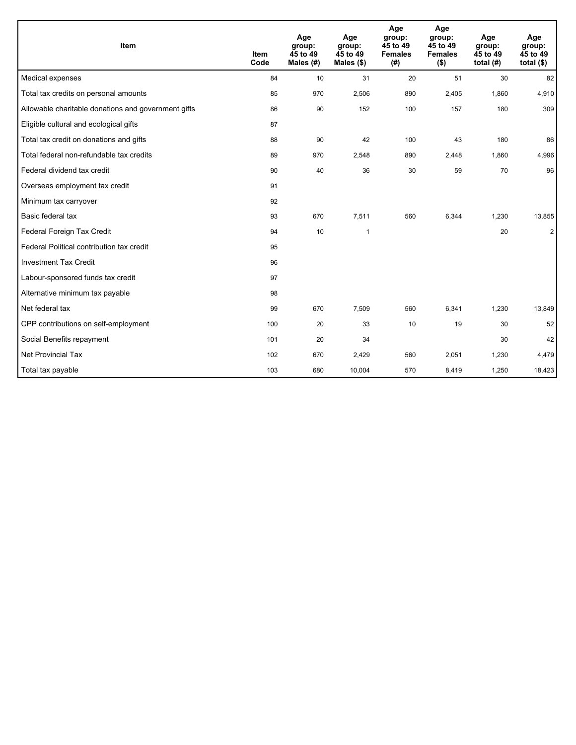| Item | Item Code | Age group: 45 to 49 Males (#) | Age group: 45 to 49 Males ($) | Age group: 45 to 49 Females (#) | Age group: 45 to 49 Females ($) | Age group: 45 to 49 total (#) | Age group: 45 to 49 total ($) |
|---|---|---|---|---|---|---|---|
| Medical expenses | 84 | 10 | 31 | 20 | 51 | 30 | 82 |
| Total tax credits on personal amounts | 85 | 970 | 2,506 | 890 | 2,405 | 1,860 | 4,910 |
| Allowable charitable donations and government gifts | 86 | 90 | 152 | 100 | 157 | 180 | 309 |
| Eligible cultural and ecological gifts | 87 | | | | | | |
| Total tax credit on donations and gifts | 88 | 90 | 42 | 100 | 43 | 180 | 86 |
| Total federal non-refundable tax credits | 89 | 970 | 2,548 | 890 | 2,448 | 1,860 | 4,996 |
| Federal dividend tax credit | 90 | 40 | 36 | 30 | 59 | 70 | 96 |
| Overseas employment tax credit | 91 | | | | | | |
| Minimum tax carryover | 92 | | | | | | |
| Basic federal tax | 93 | 670 | 7,511 | 560 | 6,344 | 1,230 | 13,855 |
| Federal Foreign Tax Credit | 94 | 10 | 1 | | | 20 | 2 |
| Federal Political contribution tax credit | 95 | | | | | | |
| Investment Tax Credit | 96 | | | | | | |
| Labour-sponsored funds tax credit | 97 | | | | | | |
| Alternative minimum tax payable | 98 | | | | | | |
| Net federal tax | 99 | 670 | 7,509 | 560 | 6,341 | 1,230 | 13,849 |
| CPP contributions on self-employment | 100 | 20 | 33 | 10 | 19 | 30 | 52 |
| Social Benefits repayment | 101 | 20 | 34 | | | 30 | 42 |
| Net Provincial Tax | 102 | 670 | 2,429 | 560 | 2,051 | 1,230 | 4,479 |
| Total tax payable | 103 | 680 | 10,004 | 570 | 8,419 | 1,250 | 18,423 |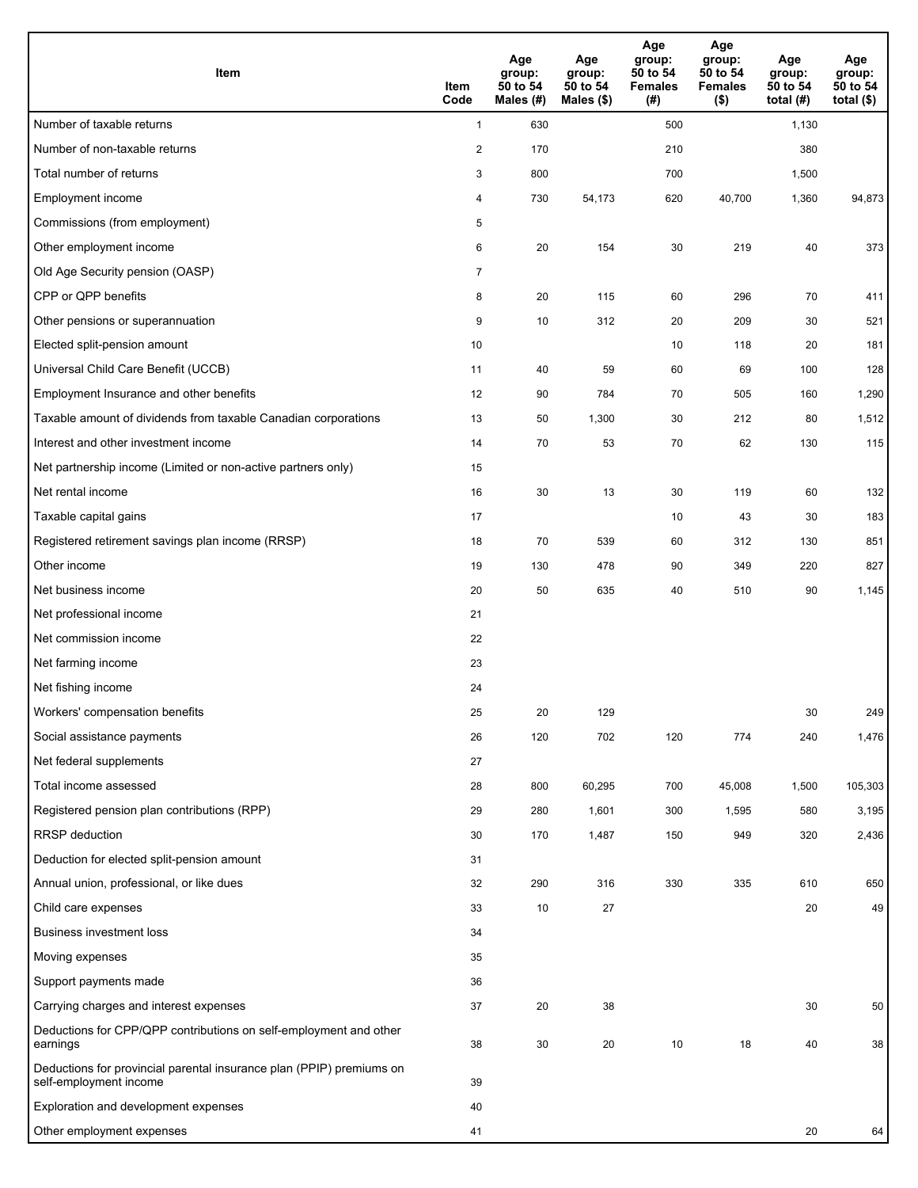| Item | Item Code | Age group: 50 to 54 Males (#) | Age group: 50 to 54 Males ($) | Age group: 50 to 54 Females (#) | Age group: 50 to 54 Females ($) | Age group: 50 to 54 total (#) | Age group: 50 to 54 total ($) |
|---|---|---|---|---|---|---|---|
| Number of taxable returns | 1 | 630 | | 500 | | 1,130 | |
| Number of non-taxable returns | 2 | 170 | | 210 | | 380 | |
| Total number of returns | 3 | 800 | | 700 | | 1,500 | |
| Employment income | 4 | 730 | 54,173 | 620 | 40,700 | 1,360 | 94,873 |
| Commissions (from employment) | 5 | | | | | | |
| Other employment income | 6 | 20 | 154 | 30 | 219 | 40 | 373 |
| Old Age Security pension (OASP) | 7 | | | | | | |
| CPP or QPP benefits | 8 | 20 | 115 | 60 | 296 | 70 | 411 |
| Other pensions or superannuation | 9 | 10 | 312 | 20 | 209 | 30 | 521 |
| Elected split-pension amount | 10 | | | 10 | 118 | 20 | 181 |
| Universal Child Care Benefit (UCCB) | 11 | 40 | 59 | 60 | 69 | 100 | 128 |
| Employment Insurance and other benefits | 12 | 90 | 784 | 70 | 505 | 160 | 1,290 |
| Taxable amount of dividends from taxable Canadian corporations | 13 | 50 | 1,300 | 30 | 212 | 80 | 1,512 |
| Interest and other investment income | 14 | 70 | 53 | 70 | 62 | 130 | 115 |
| Net partnership income (Limited or non-active partners only) | 15 | | | | | | |
| Net rental income | 16 | 30 | 13 | 30 | 119 | 60 | 132 |
| Taxable capital gains | 17 | | | 10 | 43 | 30 | 183 |
| Registered retirement savings plan income (RRSP) | 18 | 70 | 539 | 60 | 312 | 130 | 851 |
| Other income | 19 | 130 | 478 | 90 | 349 | 220 | 827 |
| Net business income | 20 | 50 | 635 | 40 | 510 | 90 | 1,145 |
| Net professional income | 21 | | | | | | |
| Net commission income | 22 | | | | | | |
| Net farming income | 23 | | | | | | |
| Net fishing income | 24 | | | | | | |
| Workers' compensation benefits | 25 | 20 | 129 | | | 30 | 249 |
| Social assistance payments | 26 | 120 | 702 | 120 | 774 | 240 | 1,476 |
| Net federal supplements | 27 | | | | | | |
| Total income assessed | 28 | 800 | 60,295 | 700 | 45,008 | 1,500 | 105,303 |
| Registered pension plan contributions (RPP) | 29 | 280 | 1,601 | 300 | 1,595 | 580 | 3,195 |
| RRSP deduction | 30 | 170 | 1,487 | 150 | 949 | 320 | 2,436 |
| Deduction for elected split-pension amount | 31 | | | | | | |
| Annual union, professional, or like dues | 32 | 290 | 316 | 330 | 335 | 610 | 650 |
| Child care expenses | 33 | 10 | 27 | | | 20 | 49 |
| Business investment loss | 34 | | | | | | |
| Moving expenses | 35 | | | | | | |
| Support payments made | 36 | | | | | | |
| Carrying charges and interest expenses | 37 | 20 | 38 | | | 30 | 50 |
| Deductions for CPP/QPP contributions on self-employment and other earnings | 38 | 30 | 20 | 10 | 18 | 40 | 38 |
| Deductions for provincial parental insurance plan (PPIP) premiums on self-employment income | 39 | | | | | | |
| Exploration and development expenses | 40 | | | | | | |
| Other employment expenses | 41 | | | | | 20 | 64 |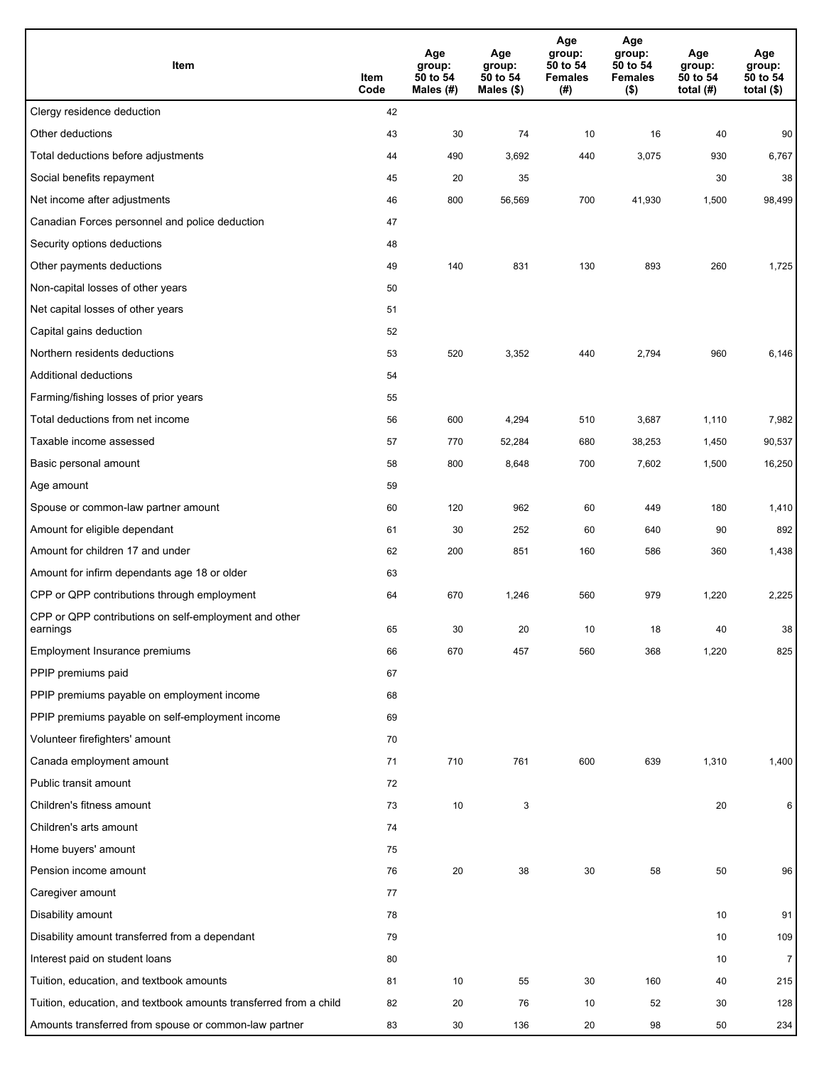| Item | Item Code | Age group: 50 to 54 Males (#) | Age group: 50 to 54 Males ($) | Age group: 50 to 54 Females (#) | Age group: 50 to 54 Females ($) | Age group: 50 to 54 total (#) | Age group: 50 to 54 total ($) |
|---|---|---|---|---|---|---|---|
| Clergy residence deduction | 42 | | | | | | |
| Other deductions | 43 | 30 | 74 | 10 | 16 | 40 | 90 |
| Total deductions before adjustments | 44 | 490 | 3,692 | 440 | 3,075 | 930 | 6,767 |
| Social benefits repayment | 45 | 20 | 35 | | | 30 | 38 |
| Net income after adjustments | 46 | 800 | 56,569 | 700 | 41,930 | 1,500 | 98,499 |
| Canadian Forces personnel and police deduction | 47 | | | | | | |
| Security options deductions | 48 | | | | | | |
| Other payments deductions | 49 | 140 | 831 | 130 | 893 | 260 | 1,725 |
| Non-capital losses of other years | 50 | | | | | | |
| Net capital losses of other years | 51 | | | | | | |
| Capital gains deduction | 52 | | | | | | |
| Northern residents deductions | 53 | 520 | 3,352 | 440 | 2,794 | 960 | 6,146 |
| Additional deductions | 54 | | | | | | |
| Farming/fishing losses of prior years | 55 | | | | | | |
| Total deductions from net income | 56 | 600 | 4,294 | 510 | 3,687 | 1,110 | 7,982 |
| Taxable income assessed | 57 | 770 | 52,284 | 680 | 38,253 | 1,450 | 90,537 |
| Basic personal amount | 58 | 800 | 8,648 | 700 | 7,602 | 1,500 | 16,250 |
| Age amount | 59 | | | | | | |
| Spouse or common-law partner amount | 60 | 120 | 962 | 60 | 449 | 180 | 1,410 |
| Amount for eligible dependant | 61 | 30 | 252 | 60 | 640 | 90 | 892 |
| Amount for children 17 and under | 62 | 200 | 851 | 160 | 586 | 360 | 1,438 |
| Amount for infirm dependants age 18 or older | 63 | | | | | | |
| CPP or QPP contributions through employment | 64 | 670 | 1,246 | 560 | 979 | 1,220 | 2,225 |
| CPP or QPP contributions on self-employment and other earnings | 65 | 30 | 20 | 10 | 18 | 40 | 38 |
| Employment Insurance premiums | 66 | 670 | 457 | 560 | 368 | 1,220 | 825 |
| PPIP premiums paid | 67 | | | | | | |
| PPIP premiums payable on employment income | 68 | | | | | | |
| PPIP premiums payable on self-employment income | 69 | | | | | | |
| Volunteer firefighters' amount | 70 | | | | | | |
| Canada employment amount | 71 | 710 | 761 | 600 | 639 | 1,310 | 1,400 |
| Public transit amount | 72 | | | | | | |
| Children's fitness amount | 73 | 10 | 3 | | | 20 | 6 |
| Children's arts amount | 74 | | | | | | |
| Home buyers' amount | 75 | | | | | | |
| Pension income amount | 76 | 20 | 38 | 30 | 58 | 50 | 96 |
| Caregiver amount | 77 | | | | | | |
| Disability amount | 78 | | | | | 10 | 91 |
| Disability amount transferred from a dependant | 79 | | | | | 10 | 109 |
| Interest paid on student loans | 80 | | | | | 10 | 7 |
| Tuition, education, and textbook amounts | 81 | 10 | 55 | 30 | 160 | 40 | 215 |
| Tuition, education, and textbook amounts transferred from a child | 82 | 20 | 76 | 10 | 52 | 30 | 128 |
| Amounts transferred from spouse or common-law partner | 83 | 30 | 136 | 20 | 98 | 50 | 234 |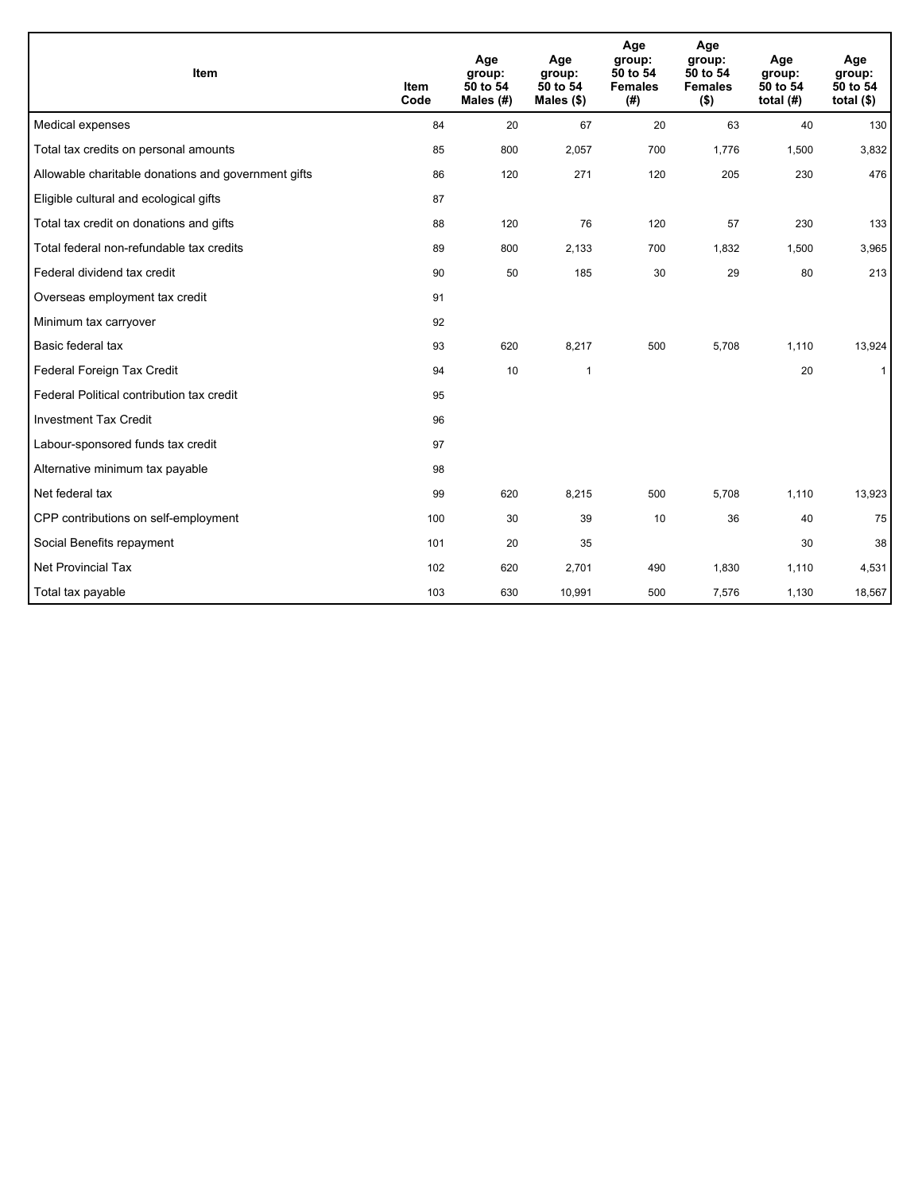| Item | Item Code | Age group: 50 to 54 Males (#) | Age group: 50 to 54 Males ($) | Age group: 50 to 54 Females (#) | Age group: 50 to 54 Females ($) | Age group: 50 to 54 total (#) | Age group: 50 to 54 total ($) |
|---|---|---|---|---|---|---|---|
| Medical expenses | 84 | 20 | 67 | 20 | 63 | 40 | 130 |
| Total tax credits on personal amounts | 85 | 800 | 2,057 | 700 | 1,776 | 1,500 | 3,832 |
| Allowable charitable donations and government gifts | 86 | 120 | 271 | 120 | 205 | 230 | 476 |
| Eligible cultural and ecological gifts | 87 | | | | | | |
| Total tax credit on donations and gifts | 88 | 120 | 76 | 120 | 57 | 230 | 133 |
| Total federal non-refundable tax credits | 89 | 800 | 2,133 | 700 | 1,832 | 1,500 | 3,965 |
| Federal dividend tax credit | 90 | 50 | 185 | 30 | 29 | 80 | 213 |
| Overseas employment tax credit | 91 | | | | | | |
| Minimum tax carryover | 92 | | | | | | |
| Basic federal tax | 93 | 620 | 8,217 | 500 | 5,708 | 1,110 | 13,924 |
| Federal Foreign Tax Credit | 94 | 10 | 1 | | | 20 | 1 |
| Federal Political contribution tax credit | 95 | | | | | | |
| Investment Tax Credit | 96 | | | | | | |
| Labour-sponsored funds tax credit | 97 | | | | | | |
| Alternative minimum tax payable | 98 | | | | | | |
| Net federal tax | 99 | 620 | 8,215 | 500 | 5,708 | 1,110 | 13,923 |
| CPP contributions on self-employment | 100 | 30 | 39 | 10 | 36 | 40 | 75 |
| Social Benefits repayment | 101 | 20 | 35 | | | 30 | 38 |
| Net Provincial Tax | 102 | 620 | 2,701 | 490 | 1,830 | 1,110 | 4,531 |
| Total tax payable | 103 | 630 | 10,991 | 500 | 7,576 | 1,130 | 18,567 |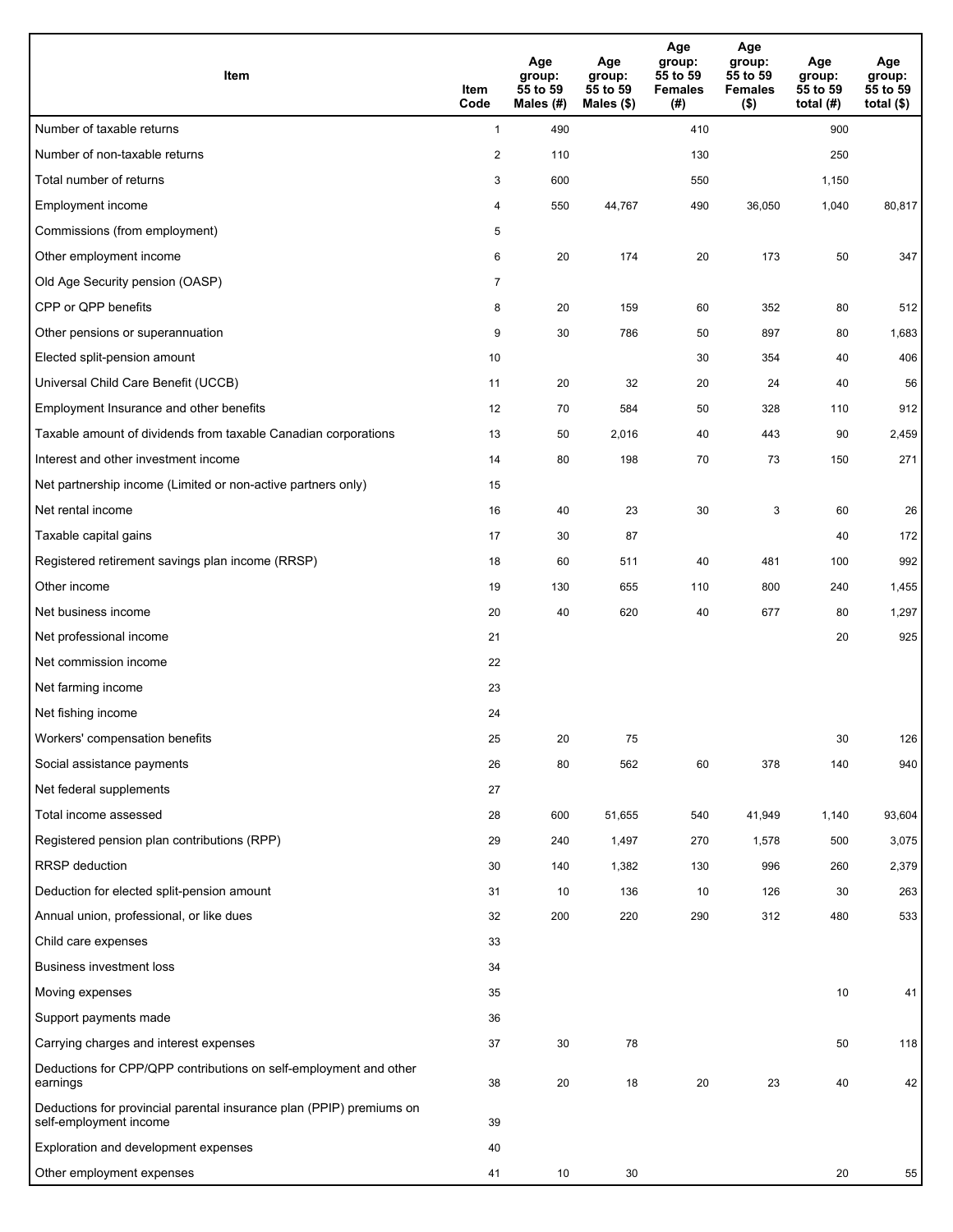| Item | Item Code | Age group: 55 to 59 Males (#) | Age group: 55 to 59 Males ($) | Age group: 55 to 59 Females (#) | Age group: 55 to 59 Females ($) | Age group: 55 to 59 total (#) | Age group: 55 to 59 total ($) |
|---|---|---|---|---|---|---|---|
| Number of taxable returns | 1 | 490 | | 410 | | 900 | |
| Number of non-taxable returns | 2 | 110 | | 130 | | 250 | |
| Total number of returns | 3 | 600 | | 550 | | 1,150 | |
| Employment income | 4 | 550 | 44,767 | 490 | 36,050 | 1,040 | 80,817 |
| Commissions (from employment) | 5 | | | | | | |
| Other employment income | 6 | 20 | 174 | 20 | 173 | 50 | 347 |
| Old Age Security pension (OASP) | 7 | | | | | | |
| CPP or QPP benefits | 8 | 20 | 159 | 60 | 352 | 80 | 512 |
| Other pensions or superannuation | 9 | 30 | 786 | 50 | 897 | 80 | 1,683 |
| Elected split-pension amount | 10 | | | 30 | 354 | 40 | 406 |
| Universal Child Care Benefit (UCCB) | 11 | 20 | 32 | 20 | 24 | 40 | 56 |
| Employment Insurance and other benefits | 12 | 70 | 584 | 50 | 328 | 110 | 912 |
| Taxable amount of dividends from taxable Canadian corporations | 13 | 50 | 2,016 | 40 | 443 | 90 | 2,459 |
| Interest and other investment income | 14 | 80 | 198 | 70 | 73 | 150 | 271 |
| Net partnership income (Limited or non-active partners only) | 15 | | | | | | |
| Net rental income | 16 | 40 | 23 | 30 | 3 | 60 | 26 |
| Taxable capital gains | 17 | 30 | 87 | | | 40 | 172 |
| Registered retirement savings plan income (RRSP) | 18 | 60 | 511 | 40 | 481 | 100 | 992 |
| Other income | 19 | 130 | 655 | 110 | 800 | 240 | 1,455 |
| Net business income | 20 | 40 | 620 | 40 | 677 | 80 | 1,297 |
| Net professional income | 21 | | | | | 20 | 925 |
| Net commission income | 22 | | | | | | |
| Net farming income | 23 | | | | | | |
| Net fishing income | 24 | | | | | | |
| Workers' compensation benefits | 25 | 20 | 75 | | | 30 | 126 |
| Social assistance payments | 26 | 80 | 562 | 60 | 378 | 140 | 940 |
| Net federal supplements | 27 | | | | | | |
| Total income assessed | 28 | 600 | 51,655 | 540 | 41,949 | 1,140 | 93,604 |
| Registered pension plan contributions (RPP) | 29 | 240 | 1,497 | 270 | 1,578 | 500 | 3,075 |
| RRSP deduction | 30 | 140 | 1,382 | 130 | 996 | 260 | 2,379 |
| Deduction for elected split-pension amount | 31 | 10 | 136 | 10 | 126 | 30 | 263 |
| Annual union, professional, or like dues | 32 | 200 | 220 | 290 | 312 | 480 | 533 |
| Child care expenses | 33 | | | | | | |
| Business investment loss | 34 | | | | | | |
| Moving expenses | 35 | | | | | 10 | 41 |
| Support payments made | 36 | | | | | | |
| Carrying charges and interest expenses | 37 | 30 | 78 | | | 50 | 118 |
| Deductions for CPP/QPP contributions on self-employment and other earnings | 38 | 20 | 18 | 20 | 23 | 40 | 42 |
| Deductions for provincial parental insurance plan (PPIP) premiums on self-employment income | 39 | | | | | | |
| Exploration and development expenses | 40 | | | | | | |
| Other employment expenses | 41 | 10 | 30 | | | 20 | 55 |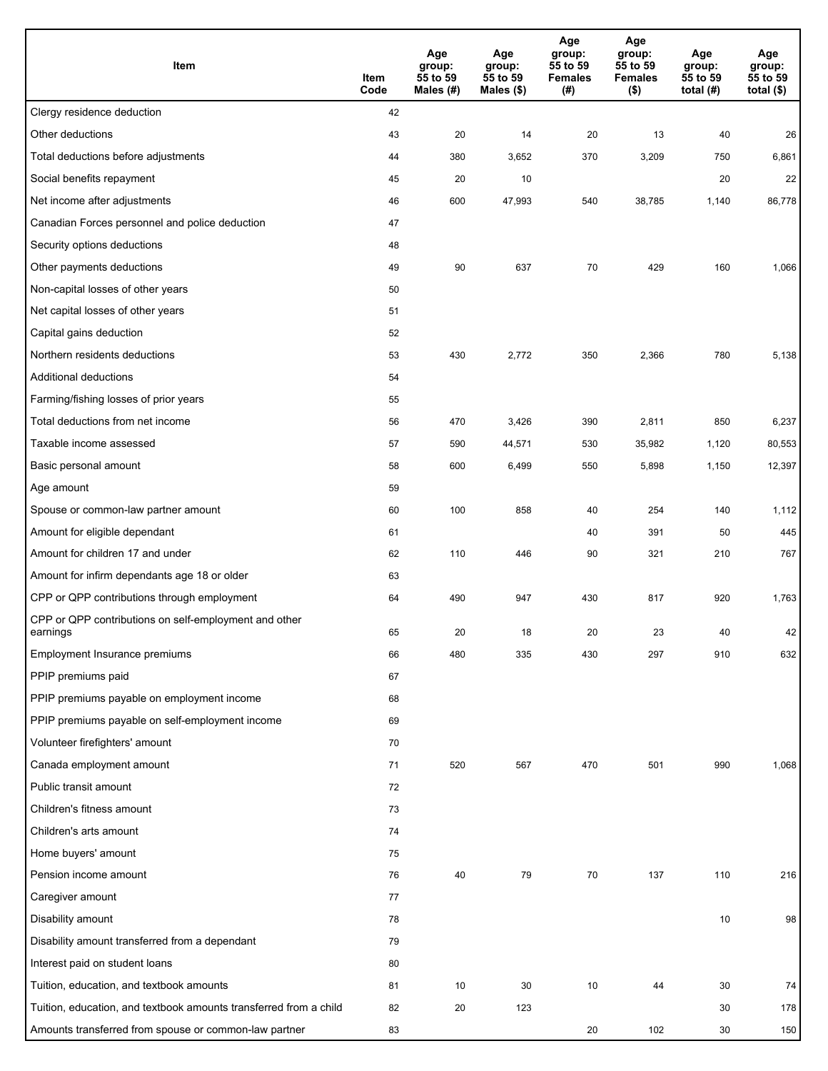| Item | Item Code | Age group: 55 to 59 Males (#) | Age group: 55 to 59 Males ($) | Age group: 55 to 59 Females (#) | Age group: 55 to 59 Females ($) | Age group: 55 to 59 total (#) | Age group: 55 to 59 total ($) |
|---|---|---|---|---|---|---|---|
| Clergy residence deduction | 42 | | | | | | |
| Other deductions | 43 | 20 | 14 | 20 | 13 | 40 | 26 |
| Total deductions before adjustments | 44 | 380 | 3,652 | 370 | 3,209 | 750 | 6,861 |
| Social benefits repayment | 45 | 20 | 10 | | | 20 | 22 |
| Net income after adjustments | 46 | 600 | 47,993 | 540 | 38,785 | 1,140 | 86,778 |
| Canadian Forces personnel and police deduction | 47 | | | | | | |
| Security options deductions | 48 | | | | | | |
| Other payments deductions | 49 | 90 | 637 | 70 | 429 | 160 | 1,066 |
| Non-capital losses of other years | 50 | | | | | | |
| Net capital losses of other years | 51 | | | | | | |
| Capital gains deduction | 52 | | | | | | |
| Northern residents deductions | 53 | 430 | 2,772 | 350 | 2,366 | 780 | 5,138 |
| Additional deductions | 54 | | | | | | |
| Farming/fishing losses of prior years | 55 | | | | | | |
| Total deductions from net income | 56 | 470 | 3,426 | 390 | 2,811 | 850 | 6,237 |
| Taxable income assessed | 57 | 590 | 44,571 | 530 | 35,982 | 1,120 | 80,553 |
| Basic personal amount | 58 | 600 | 6,499 | 550 | 5,898 | 1,150 | 12,397 |
| Age amount | 59 | | | | | | |
| Spouse or common-law partner amount | 60 | 100 | 858 | 40 | 254 | 140 | 1,112 |
| Amount for eligible dependant | 61 | | | 40 | 391 | 50 | 445 |
| Amount for children 17 and under | 62 | 110 | 446 | 90 | 321 | 210 | 767 |
| Amount for infirm dependants age 18 or older | 63 | | | | | | |
| CPP or QPP contributions through employment | 64 | 490 | 947 | 430 | 817 | 920 | 1,763 |
| CPP or QPP contributions on self-employment and other earnings | 65 | 20 | 18 | 20 | 23 | 40 | 42 |
| Employment Insurance premiums | 66 | 480 | 335 | 430 | 297 | 910 | 632 |
| PPIP premiums paid | 67 | | | | | | |
| PPIP premiums payable on employment income | 68 | | | | | | |
| PPIP premiums payable on self-employment income | 69 | | | | | | |
| Volunteer firefighters' amount | 70 | | | | | | |
| Canada employment amount | 71 | 520 | 567 | 470 | 501 | 990 | 1,068 |
| Public transit amount | 72 | | | | | | |
| Children's fitness amount | 73 | | | | | | |
| Children's arts amount | 74 | | | | | | |
| Home buyers' amount | 75 | | | | | | |
| Pension income amount | 76 | 40 | 79 | 70 | 137 | 110 | 216 |
| Caregiver amount | 77 | | | | | | |
| Disability amount | 78 | | | | | 10 | 98 |
| Disability amount transferred from a dependant | 79 | | | | | | |
| Interest paid on student loans | 80 | | | | | | |
| Tuition, education, and textbook amounts | 81 | 10 | 30 | 10 | 44 | 30 | 74 |
| Tuition, education, and textbook amounts transferred from a child | 82 | 20 | 123 | | | 30 | 178 |
| Amounts transferred from spouse or common-law partner | 83 | | | 20 | 102 | 30 | 150 |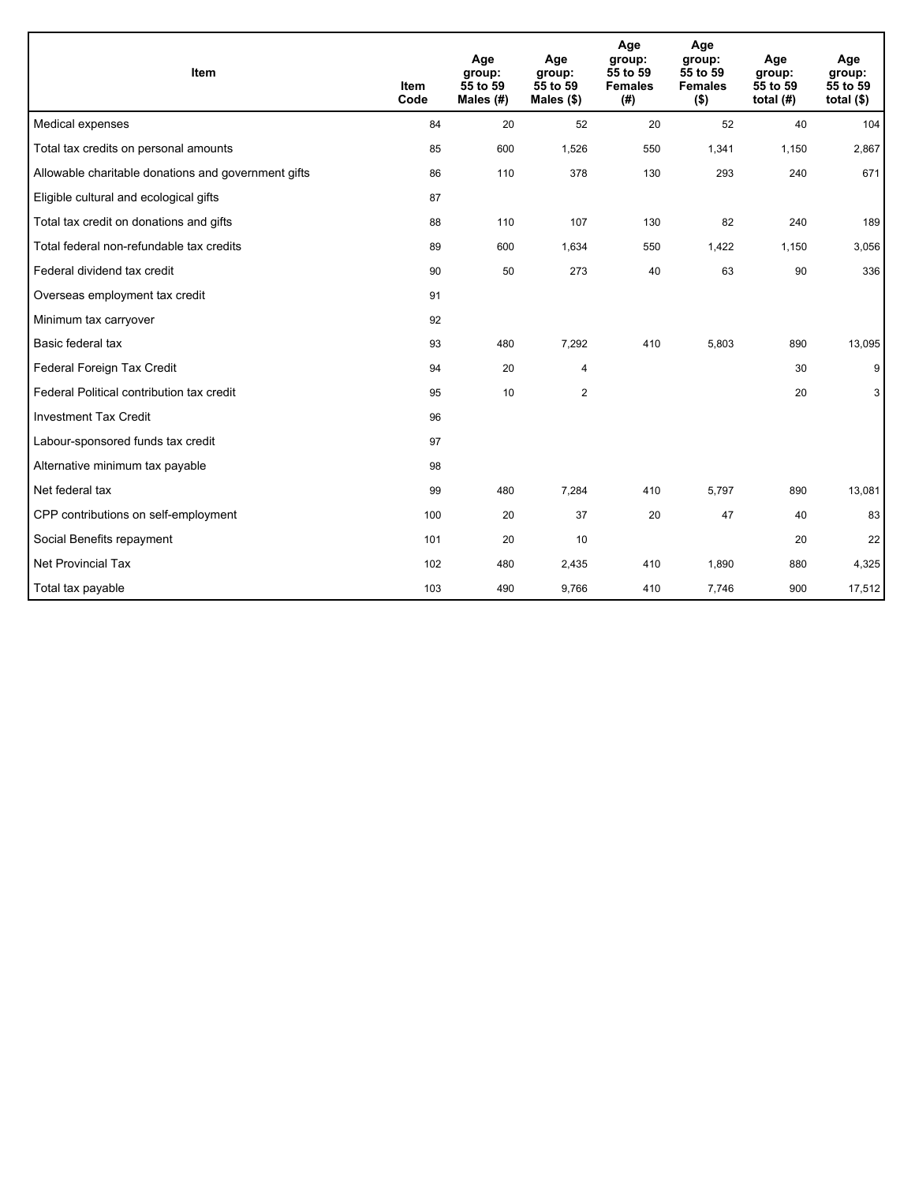| Item | Item Code | Age group: 55 to 59 Males (#) | Age group: 55 to 59 Males ($) | Age group: 55 to 59 Females (#) | Age group: 55 to 59 Females ($) | Age group: 55 to 59 total (#) | Age group: 55 to 59 total ($) |
|---|---|---|---|---|---|---|---|
| Medical expenses | 84 | 20 | 52 | 20 | 52 | 40 | 104 |
| Total tax credits on personal amounts | 85 | 600 | 1,526 | 550 | 1,341 | 1,150 | 2,867 |
| Allowable charitable donations and government gifts | 86 | 110 | 378 | 130 | 293 | 240 | 671 |
| Eligible cultural and ecological gifts | 87 | | | | | | |
| Total tax credit on donations and gifts | 88 | 110 | 107 | 130 | 82 | 240 | 189 |
| Total federal non-refundable tax credits | 89 | 600 | 1,634 | 550 | 1,422 | 1,150 | 3,056 |
| Federal dividend tax credit | 90 | 50 | 273 | 40 | 63 | 90 | 336 |
| Overseas employment tax credit | 91 | | | | | | |
| Minimum tax carryover | 92 | | | | | | |
| Basic federal tax | 93 | 480 | 7,292 | 410 | 5,803 | 890 | 13,095 |
| Federal Foreign Tax Credit | 94 | 20 | 4 | | | 30 | 9 |
| Federal Political contribution tax credit | 95 | 10 | 2 | | | 20 | 3 |
| Investment Tax Credit | 96 | | | | | | |
| Labour-sponsored funds tax credit | 97 | | | | | | |
| Alternative minimum tax payable | 98 | | | | | | |
| Net federal tax | 99 | 480 | 7,284 | 410 | 5,797 | 890 | 13,081 |
| CPP contributions on self-employment | 100 | 20 | 37 | 20 | 47 | 40 | 83 |
| Social Benefits repayment | 101 | 20 | 10 | | | 20 | 22 |
| Net Provincial Tax | 102 | 480 | 2,435 | 410 | 1,890 | 880 | 4,325 |
| Total tax payable | 103 | 490 | 9,766 | 410 | 7,746 | 900 | 17,512 |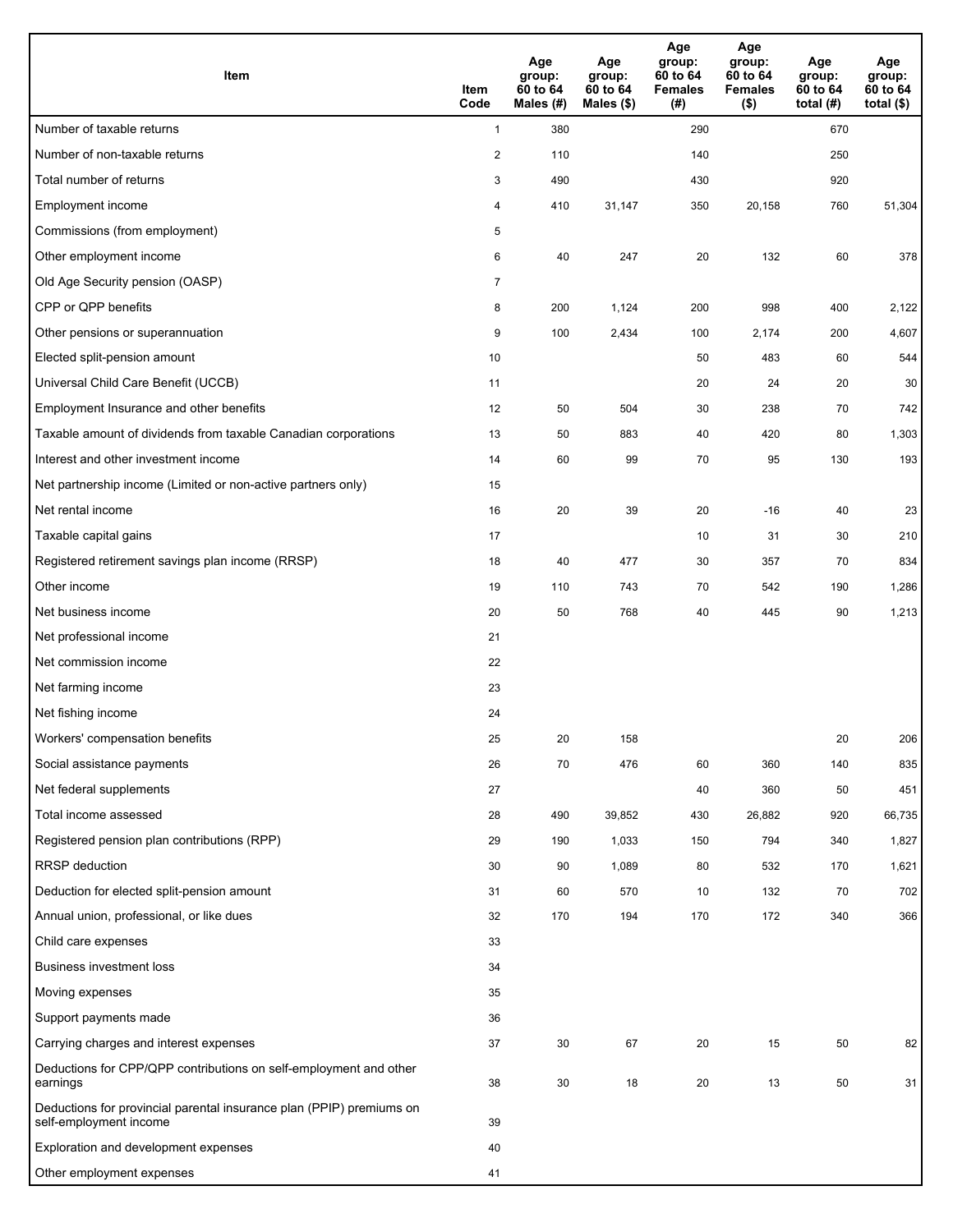| Item | Item Code | Age group: 60 to 64 Males (#) | Age group: 60 to 64 Males ($) | Age group: 60 to 64 Females (#) | Age group: 60 to 64 Females ($) | Age group: 60 to 64 total (#) | Age group: 60 to 64 total ($) |
|---|---|---|---|---|---|---|---|
| Number of taxable returns | 1 | 380 | | 290 | | 670 | |
| Number of non-taxable returns | 2 | 110 | | 140 | | 250 | |
| Total number of returns | 3 | 490 | | 430 | | 920 | |
| Employment income | 4 | 410 | 31,147 | 350 | 20,158 | 760 | 51,304 |
| Commissions (from employment) | 5 | | | | | | |
| Other employment income | 6 | 40 | 247 | 20 | 132 | 60 | 378 |
| Old Age Security pension (OASP) | 7 | | | | | | |
| CPP or QPP benefits | 8 | 200 | 1,124 | 200 | 998 | 400 | 2,122 |
| Other pensions or superannuation | 9 | 100 | 2,434 | 100 | 2,174 | 200 | 4,607 |
| Elected split-pension amount | 10 | | | 50 | 483 | 60 | 544 |
| Universal Child Care Benefit (UCCB) | 11 | | | 20 | 24 | 20 | 30 |
| Employment Insurance and other benefits | 12 | 50 | 504 | 30 | 238 | 70 | 742 |
| Taxable amount of dividends from taxable Canadian corporations | 13 | 50 | 883 | 40 | 420 | 80 | 1,303 |
| Interest and other investment income | 14 | 60 | 99 | 70 | 95 | 130 | 193 |
| Net partnership income (Limited or non-active partners only) | 15 | | | | | | |
| Net rental income | 16 | 20 | 39 | 20 | -16 | 40 | 23 |
| Taxable capital gains | 17 | | | 10 | 31 | 30 | 210 |
| Registered retirement savings plan income (RRSP) | 18 | 40 | 477 | 30 | 357 | 70 | 834 |
| Other income | 19 | 110 | 743 | 70 | 542 | 190 | 1,286 |
| Net business income | 20 | 50 | 768 | 40 | 445 | 90 | 1,213 |
| Net professional income | 21 | | | | | | |
| Net commission income | 22 | | | | | | |
| Net farming income | 23 | | | | | | |
| Net fishing income | 24 | | | | | | |
| Workers' compensation benefits | 25 | 20 | 158 | | | 20 | 206 |
| Social assistance payments | 26 | 70 | 476 | 60 | 360 | 140 | 835 |
| Net federal supplements | 27 | | | 40 | 360 | 50 | 451 |
| Total income assessed | 28 | 490 | 39,852 | 430 | 26,882 | 920 | 66,735 |
| Registered pension plan contributions (RPP) | 29 | 190 | 1,033 | 150 | 794 | 340 | 1,827 |
| RRSP deduction | 30 | 90 | 1,089 | 80 | 532 | 170 | 1,621 |
| Deduction for elected split-pension amount | 31 | 60 | 570 | 10 | 132 | 70 | 702 |
| Annual union, professional, or like dues | 32 | 170 | 194 | 170 | 172 | 340 | 366 |
| Child care expenses | 33 | | | | | | |
| Business investment loss | 34 | | | | | | |
| Moving expenses | 35 | | | | | | |
| Support payments made | 36 | | | | | | |
| Carrying charges and interest expenses | 37 | 30 | 67 | 20 | 15 | 50 | 82 |
| Deductions for CPP/QPP contributions on self-employment and other earnings | 38 | 30 | 18 | 20 | 13 | 50 | 31 |
| Deductions for provincial parental insurance plan (PPIP) premiums on self-employment income | 39 | | | | | | |
| Exploration and development expenses | 40 | | | | | | |
| Other employment expenses | 41 | | | | | | |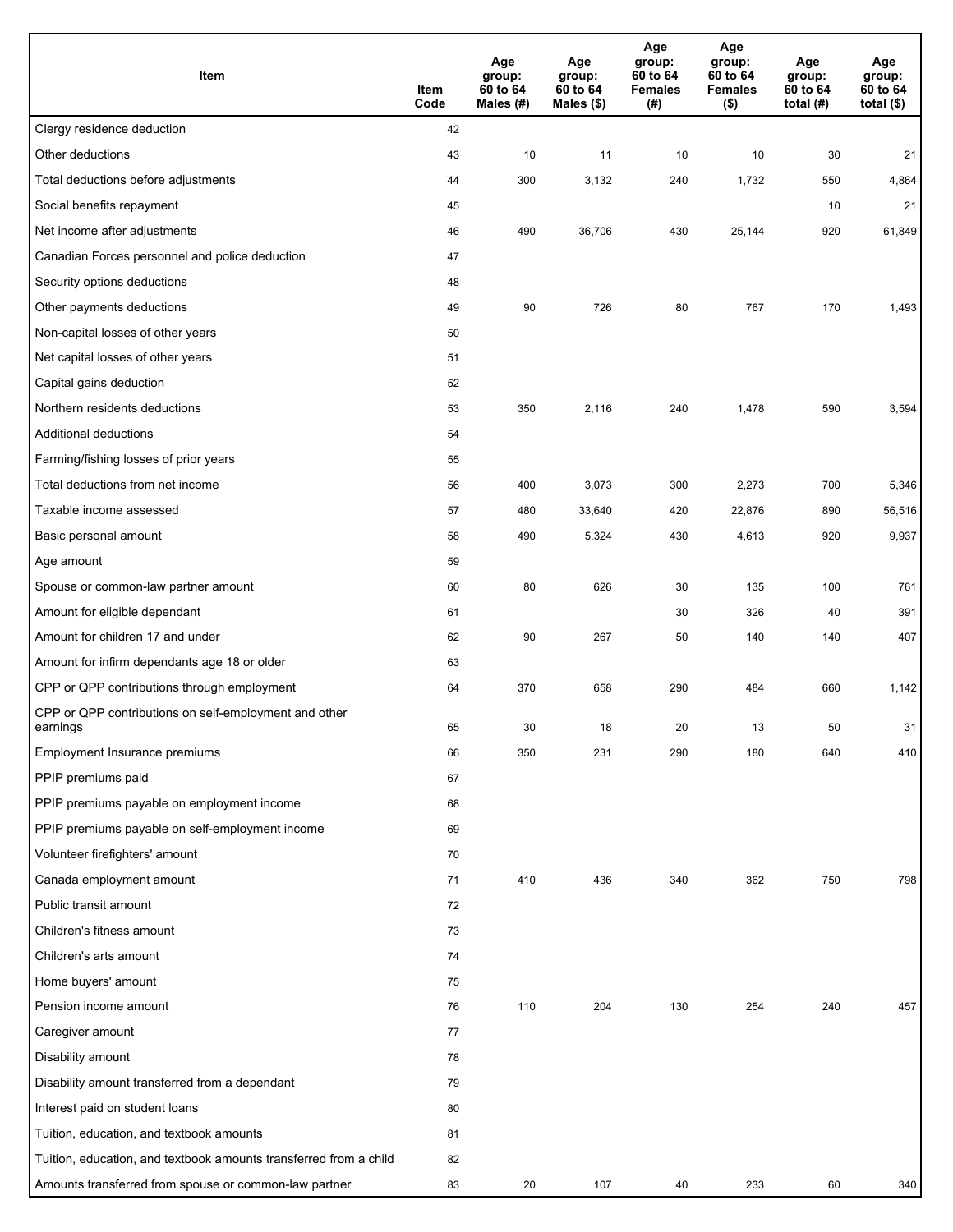| Item | Item Code | Age group: 60 to 64 Males (#) | Age group: 60 to 64 Males ($) | Age group: 60 to 64 Females (#) | Age group: 60 to 64 Females ($) | Age group: 60 to 64 total (#) | Age group: 60 to 64 total ($) |
|---|---|---|---|---|---|---|---|
| Clergy residence deduction | 42 | | | | | | |
| Other deductions | 43 | 10 | 11 | 10 | 10 | 30 | 21 |
| Total deductions before adjustments | 44 | 300 | 3,132 | 240 | 1,732 | 550 | 4,864 |
| Social benefits repayment | 45 | | | | | 10 | 21 |
| Net income after adjustments | 46 | 490 | 36,706 | 430 | 25,144 | 920 | 61,849 |
| Canadian Forces personnel and police deduction | 47 | | | | | | |
| Security options deductions | 48 | | | | | | |
| Other payments deductions | 49 | 90 | 726 | 80 | 767 | 170 | 1,493 |
| Non-capital losses of other years | 50 | | | | | | |
| Net capital losses of other years | 51 | | | | | | |
| Capital gains deduction | 52 | | | | | | |
| Northern residents deductions | 53 | 350 | 2,116 | 240 | 1,478 | 590 | 3,594 |
| Additional deductions | 54 | | | | | | |
| Farming/fishing losses of prior years | 55 | | | | | | |
| Total deductions from net income | 56 | 400 | 3,073 | 300 | 2,273 | 700 | 5,346 |
| Taxable income assessed | 57 | 480 | 33,640 | 420 | 22,876 | 890 | 56,516 |
| Basic personal amount | 58 | 490 | 5,324 | 430 | 4,613 | 920 | 9,937 |
| Age amount | 59 | | | | | | |
| Spouse or common-law partner amount | 60 | 80 | 626 | 30 | 135 | 100 | 761 |
| Amount for eligible dependant | 61 | | | 30 | 326 | 40 | 391 |
| Amount for children 17 and under | 62 | 90 | 267 | 50 | 140 | 140 | 407 |
| Amount for infirm dependants age 18 or older | 63 | | | | | | |
| CPP or QPP contributions through employment | 64 | 370 | 658 | 290 | 484 | 660 | 1,142 |
| CPP or QPP contributions on self-employment and other earnings | 65 | 30 | 18 | 20 | 13 | 50 | 31 |
| Employment Insurance premiums | 66 | 350 | 231 | 290 | 180 | 640 | 410 |
| PPIP premiums paid | 67 | | | | | | |
| PPIP premiums payable on employment income | 68 | | | | | | |
| PPIP premiums payable on self-employment income | 69 | | | | | | |
| Volunteer firefighters' amount | 70 | | | | | | |
| Canada employment amount | 71 | 410 | 436 | 340 | 362 | 750 | 798 |
| Public transit amount | 72 | | | | | | |
| Children's fitness amount | 73 | | | | | | |
| Children's arts amount | 74 | | | | | | |
| Home buyers' amount | 75 | | | | | | |
| Pension income amount | 76 | 110 | 204 | 130 | 254 | 240 | 457 |
| Caregiver amount | 77 | | | | | | |
| Disability amount | 78 | | | | | | |
| Disability amount transferred from a dependant | 79 | | | | | | |
| Interest paid on student loans | 80 | | | | | | |
| Tuition, education, and textbook amounts | 81 | | | | | | |
| Tuition, education, and textbook amounts transferred from a child | 82 | | | | | | |
| Amounts transferred from spouse or common-law partner | 83 | 20 | 107 | 40 | 233 | 60 | 340 |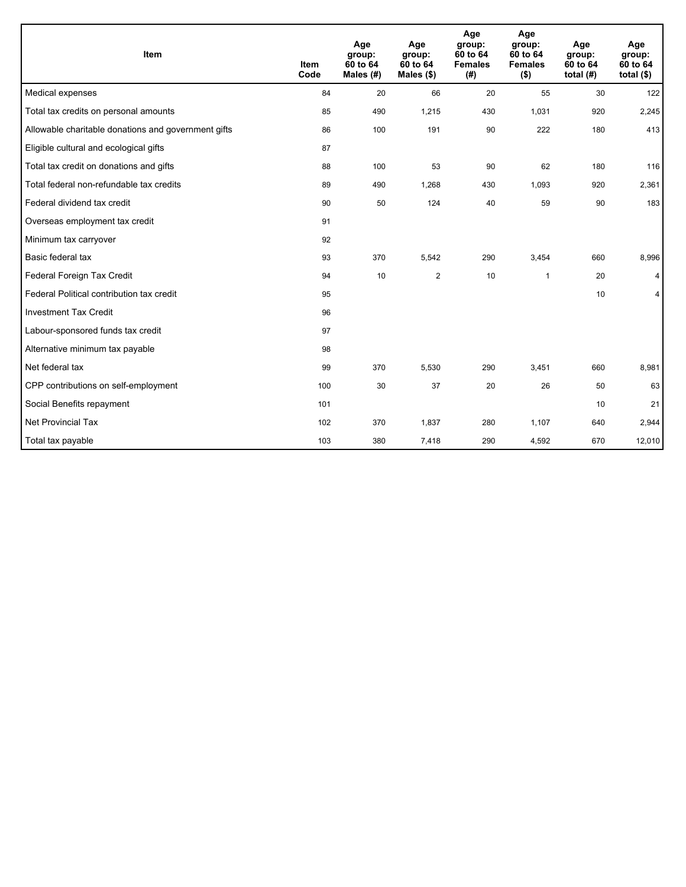| Item | Item Code | Age group: 60 to 64 Males (#) | Age group: 60 to 64 Males ($) | Age group: 60 to 64 Females (#) | Age group: 60 to 64 Females ($) | Age group: 60 to 64 total (#) | Age group: 60 to 64 total ($) |
|---|---|---|---|---|---|---|---|
| Medical expenses | 84 | 20 | 66 | 20 | 55 | 30 | 122 |
| Total tax credits on personal amounts | 85 | 490 | 1,215 | 430 | 1,031 | 920 | 2,245 |
| Allowable charitable donations and government gifts | 86 | 100 | 191 | 90 | 222 | 180 | 413 |
| Eligible cultural and ecological gifts | 87 | | | | | | |
| Total tax credit on donations and gifts | 88 | 100 | 53 | 90 | 62 | 180 | 116 |
| Total federal non-refundable tax credits | 89 | 490 | 1,268 | 430 | 1,093 | 920 | 2,361 |
| Federal dividend tax credit | 90 | 50 | 124 | 40 | 59 | 90 | 183 |
| Overseas employment tax credit | 91 | | | | | | |
| Minimum tax carryover | 92 | | | | | | |
| Basic federal tax | 93 | 370 | 5,542 | 290 | 3,454 | 660 | 8,996 |
| Federal Foreign Tax Credit | 94 | 10 | 2 | 10 | 1 | 20 | 4 |
| Federal Political contribution tax credit | 95 | | | | | 10 | 4 |
| Investment Tax Credit | 96 | | | | | | |
| Labour-sponsored funds tax credit | 97 | | | | | | |
| Alternative minimum tax payable | 98 | | | | | | |
| Net federal tax | 99 | 370 | 5,530 | 290 | 3,451 | 660 | 8,981 |
| CPP contributions on self-employment | 100 | 30 | 37 | 20 | 26 | 50 | 63 |
| Social Benefits repayment | 101 | | | | | 10 | 21 |
| Net Provincial Tax | 102 | 370 | 1,837 | 280 | 1,107 | 640 | 2,944 |
| Total tax payable | 103 | 380 | 7,418 | 290 | 4,592 | 670 | 12,010 |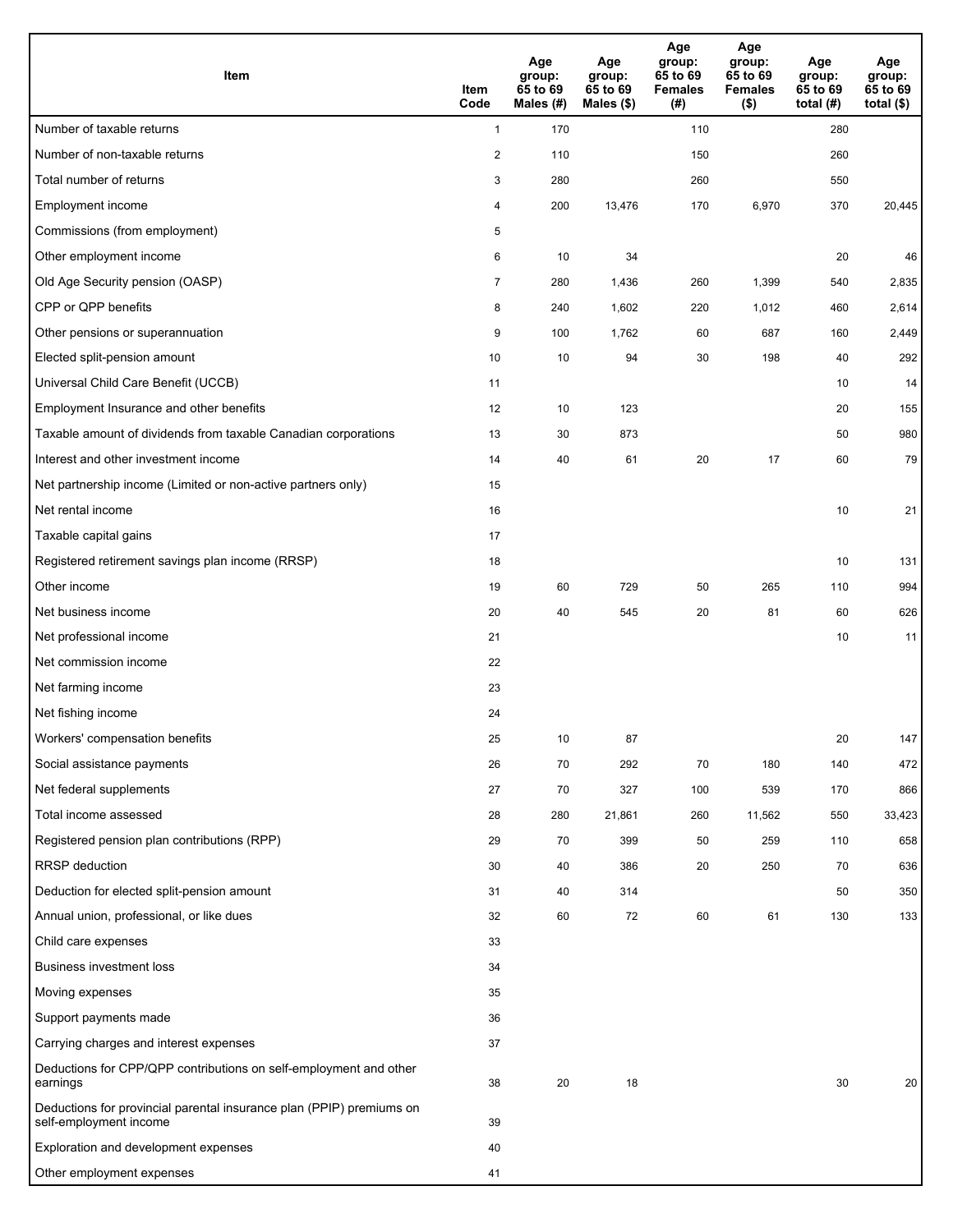| Item | Item Code | Age group: 65 to 69 Males (#) | Age group: 65 to 69 Males ($) | Age group: 65 to 69 Females (#) | Age group: 65 to 69 Females ($) | Age group: 65 to 69 total (#) | Age group: 65 to 69 total ($) |
|---|---|---|---|---|---|---|---|
| Number of taxable returns | 1 | 170 | | 110 | | 280 | |
| Number of non-taxable returns | 2 | 110 | | 150 | | 260 | |
| Total number of returns | 3 | 280 | | 260 | | 550 | |
| Employment income | 4 | 200 | 13,476 | 170 | 6,970 | 370 | 20,445 |
| Commissions (from employment) | 5 | | | | | | |
| Other employment income | 6 | 10 | 34 | | | 20 | 46 |
| Old Age Security pension (OASP) | 7 | 280 | 1,436 | 260 | 1,399 | 540 | 2,835 |
| CPP or QPP benefits | 8 | 240 | 1,602 | 220 | 1,012 | 460 | 2,614 |
| Other pensions or superannuation | 9 | 100 | 1,762 | 60 | 687 | 160 | 2,449 |
| Elected split-pension amount | 10 | 10 | 94 | 30 | 198 | 40 | 292 |
| Universal Child Care Benefit (UCCB) | 11 | | | | | 10 | 14 |
| Employment Insurance and other benefits | 12 | 10 | 123 | | | 20 | 155 |
| Taxable amount of dividends from taxable Canadian corporations | 13 | 30 | 873 | | | 50 | 980 |
| Interest and other investment income | 14 | 40 | 61 | 20 | 17 | 60 | 79 |
| Net partnership income (Limited or non-active partners only) | 15 | | | | | | |
| Net rental income | 16 | | | | | 10 | 21 |
| Taxable capital gains | 17 | | | | | | |
| Registered retirement savings plan income (RRSP) | 18 | | | | | 10 | 131 |
| Other income | 19 | 60 | 729 | 50 | 265 | 110 | 994 |
| Net business income | 20 | 40 | 545 | 20 | 81 | 60 | 626 |
| Net professional income | 21 | | | | | 10 | 11 |
| Net commission income | 22 | | | | | | |
| Net farming income | 23 | | | | | | |
| Net fishing income | 24 | | | | | | |
| Workers' compensation benefits | 25 | 10 | 87 | | | 20 | 147 |
| Social assistance payments | 26 | 70 | 292 | 70 | 180 | 140 | 472 |
| Net federal supplements | 27 | 70 | 327 | 100 | 539 | 170 | 866 |
| Total income assessed | 28 | 280 | 21,861 | 260 | 11,562 | 550 | 33,423 |
| Registered pension plan contributions (RPP) | 29 | 70 | 399 | 50 | 259 | 110 | 658 |
| RRSP deduction | 30 | 40 | 386 | 20 | 250 | 70 | 636 |
| Deduction for elected split-pension amount | 31 | 40 | 314 | | | 50 | 350 |
| Annual union, professional, or like dues | 32 | 60 | 72 | 60 | 61 | 130 | 133 |
| Child care expenses | 33 | | | | | | |
| Business investment loss | 34 | | | | | | |
| Moving expenses | 35 | | | | | | |
| Support payments made | 36 | | | | | | |
| Carrying charges and interest expenses | 37 | | | | | | |
| Deductions for CPP/QPP contributions on self-employment and other earnings | 38 | 20 | 18 | | | 30 | 20 |
| Deductions for provincial parental insurance plan (PPIP) premiums on self-employment income | 39 | | | | | | |
| Exploration and development expenses | 40 | | | | | | |
| Other employment expenses | 41 | | | | | | |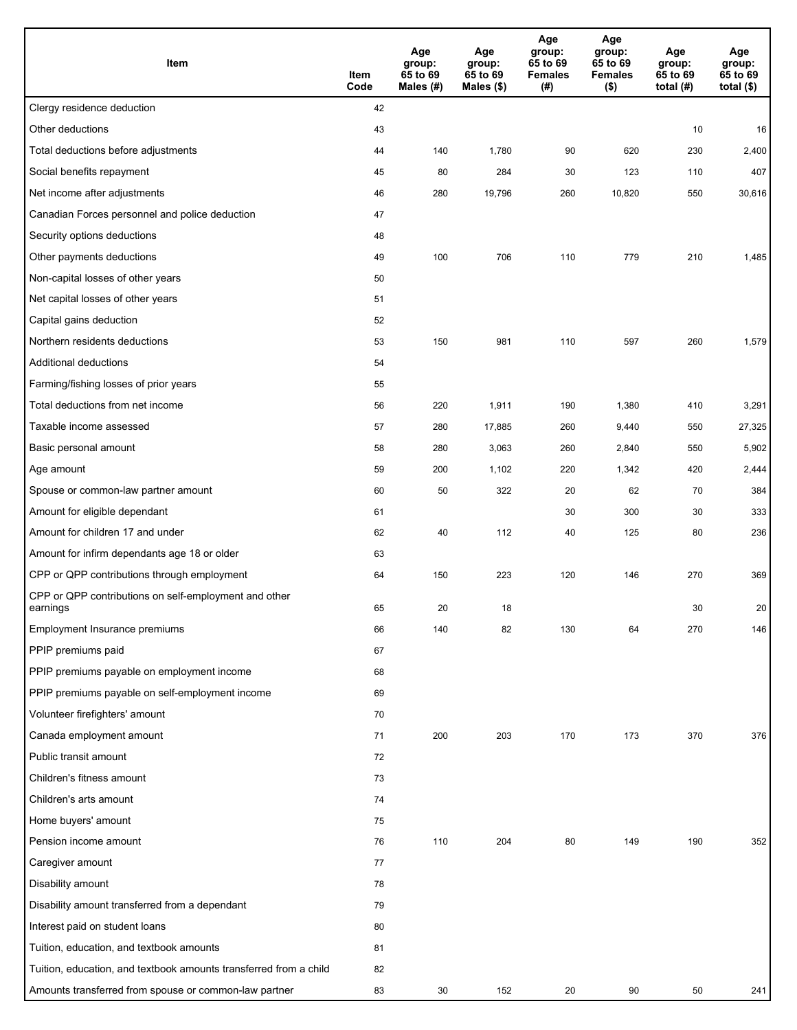| Item | Item Code | Age group: 65 to 69 Males (#) | Age group: 65 to 69 Males ($) | Age group: 65 to 69 Females (#) | Age group: 65 to 69 Females ($) | Age group: 65 to 69 total (#) | Age group: 65 to 69 total ($) |
|---|---|---|---|---|---|---|---|
| Clergy residence deduction | 42 | | | | | | |
| Other deductions | 43 | | | | | 10 | 16 |
| Total deductions before adjustments | 44 | 140 | 1,780 | 90 | 620 | 230 | 2,400 |
| Social benefits repayment | 45 | 80 | 284 | 30 | 123 | 110 | 407 |
| Net income after adjustments | 46 | 280 | 19,796 | 260 | 10,820 | 550 | 30,616 |
| Canadian Forces personnel and police deduction | 47 | | | | | | |
| Security options deductions | 48 | | | | | | |
| Other payments deductions | 49 | 100 | 706 | 110 | 779 | 210 | 1,485 |
| Non-capital losses of other years | 50 | | | | | | |
| Net capital losses of other years | 51 | | | | | | |
| Capital gains deduction | 52 | | | | | | |
| Northern residents deductions | 53 | 150 | 981 | 110 | 597 | 260 | 1,579 |
| Additional deductions | 54 | | | | | | |
| Farming/fishing losses of prior years | 55 | | | | | | |
| Total deductions from net income | 56 | 220 | 1,911 | 190 | 1,380 | 410 | 3,291 |
| Taxable income assessed | 57 | 280 | 17,885 | 260 | 9,440 | 550 | 27,325 |
| Basic personal amount | 58 | 280 | 3,063 | 260 | 2,840 | 550 | 5,902 |
| Age amount | 59 | 200 | 1,102 | 220 | 1,342 | 420 | 2,444 |
| Spouse or common-law partner amount | 60 | 50 | 322 | 20 | 62 | 70 | 384 |
| Amount for eligible dependant | 61 | | | 30 | 300 | 30 | 333 |
| Amount for children 17 and under | 62 | 40 | 112 | 40 | 125 | 80 | 236 |
| Amount for infirm dependants age 18 or older | 63 | | | | | | |
| CPP or QPP contributions through employment | 64 | 150 | 223 | 120 | 146 | 270 | 369 |
| CPP or QPP contributions on self-employment and other earnings | 65 | 20 | 18 | | | 30 | 20 |
| Employment Insurance premiums | 66 | 140 | 82 | 130 | 64 | 270 | 146 |
| PPIP premiums paid | 67 | | | | | | |
| PPIP premiums payable on employment income | 68 | | | | | | |
| PPIP premiums payable on self-employment income | 69 | | | | | | |
| Volunteer firefighters' amount | 70 | | | | | | |
| Canada employment amount | 71 | 200 | 203 | 170 | 173 | 370 | 376 |
| Public transit amount | 72 | | | | | | |
| Children's fitness amount | 73 | | | | | | |
| Children's arts amount | 74 | | | | | | |
| Home buyers' amount | 75 | | | | | | |
| Pension income amount | 76 | 110 | 204 | 80 | 149 | 190 | 352 |
| Caregiver amount | 77 | | | | | | |
| Disability amount | 78 | | | | | | |
| Disability amount transferred from a dependant | 79 | | | | | | |
| Interest paid on student loans | 80 | | | | | | |
| Tuition, education, and textbook amounts | 81 | | | | | | |
| Tuition, education, and textbook amounts transferred from a child | 82 | | | | | | |
| Amounts transferred from spouse or common-law partner | 83 | 30 | 152 | 20 | 90 | 50 | 241 |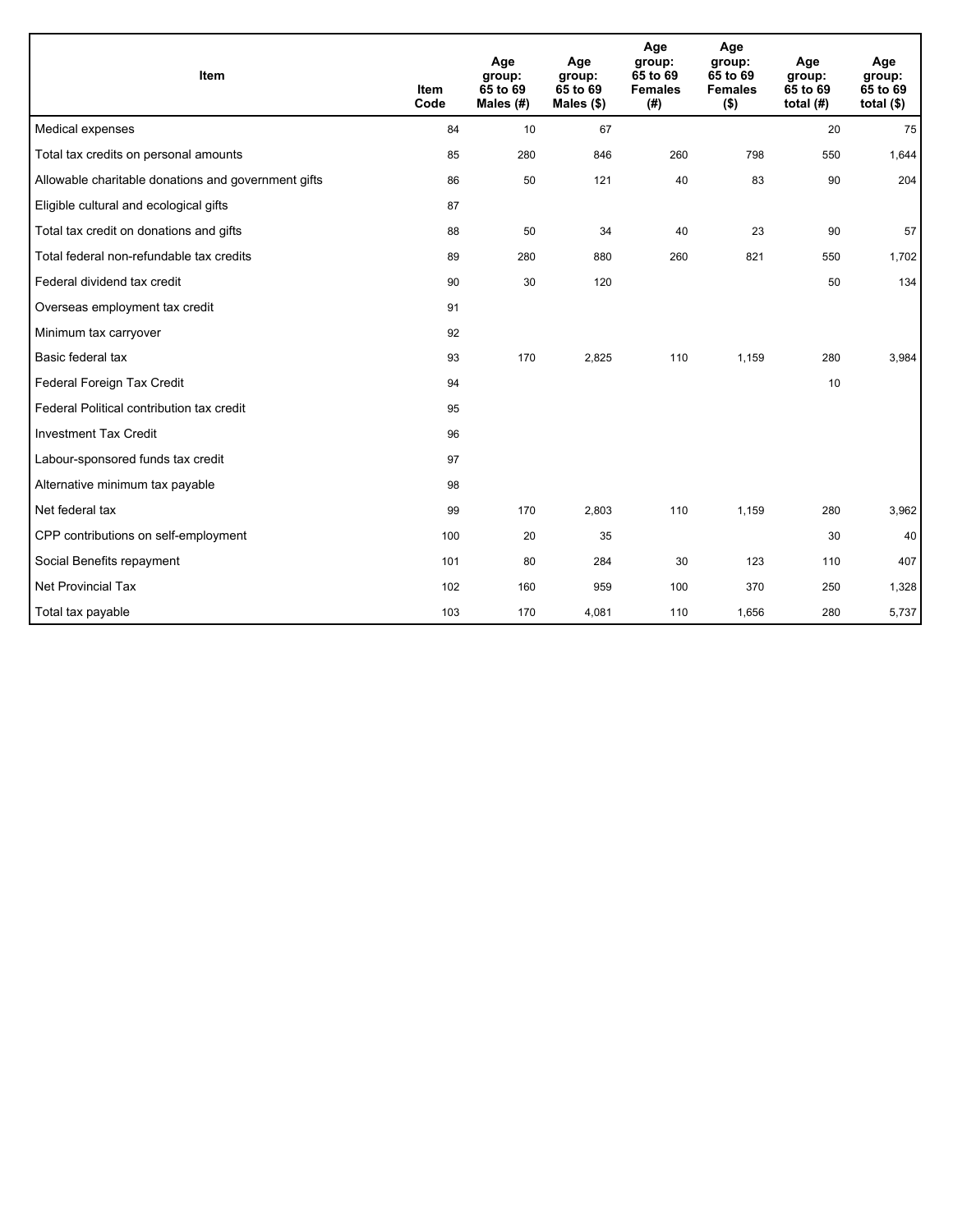| Item | Item Code | Age group: 65 to 69 Males (#) | Age group: 65 to 69 Males ($) | Age group: 65 to 69 Females (#) | Age group: 65 to 69 Females ($) | Age group: 65 to 69 total (#) | Age group: 65 to 69 total ($) |
|---|---|---|---|---|---|---|---|
| Medical expenses | 84 | 10 | 67 | | | 20 | 75 |
| Total tax credits on personal amounts | 85 | 280 | 846 | 260 | 798 | 550 | 1,644 |
| Allowable charitable donations and government gifts | 86 | 50 | 121 | 40 | 83 | 90 | 204 |
| Eligible cultural and ecological gifts | 87 | | | | | | |
| Total tax credit on donations and gifts | 88 | 50 | 34 | 40 | 23 | 90 | 57 |
| Total federal non-refundable tax credits | 89 | 280 | 880 | 260 | 821 | 550 | 1,702 |
| Federal dividend tax credit | 90 | 30 | 120 | | | 50 | 134 |
| Overseas employment tax credit | 91 | | | | | | |
| Minimum tax carryover | 92 | | | | | | |
| Basic federal tax | 93 | 170 | 2,825 | 110 | 1,159 | 280 | 3,984 |
| Federal Foreign Tax Credit | 94 | | | | | 10 | |
| Federal Political contribution tax credit | 95 | | | | | | |
| Investment Tax Credit | 96 | | | | | | |
| Labour-sponsored funds tax credit | 97 | | | | | | |
| Alternative minimum tax payable | 98 | | | | | | |
| Net federal tax | 99 | 170 | 2,803 | 110 | 1,159 | 280 | 3,962 |
| CPP contributions on self-employment | 100 | 20 | 35 | | | 30 | 40 |
| Social Benefits repayment | 101 | 80 | 284 | 30 | 123 | 110 | 407 |
| Net Provincial Tax | 102 | 160 | 959 | 100 | 370 | 250 | 1,328 |
| Total tax payable | 103 | 170 | 4,081 | 110 | 1,656 | 280 | 5,737 |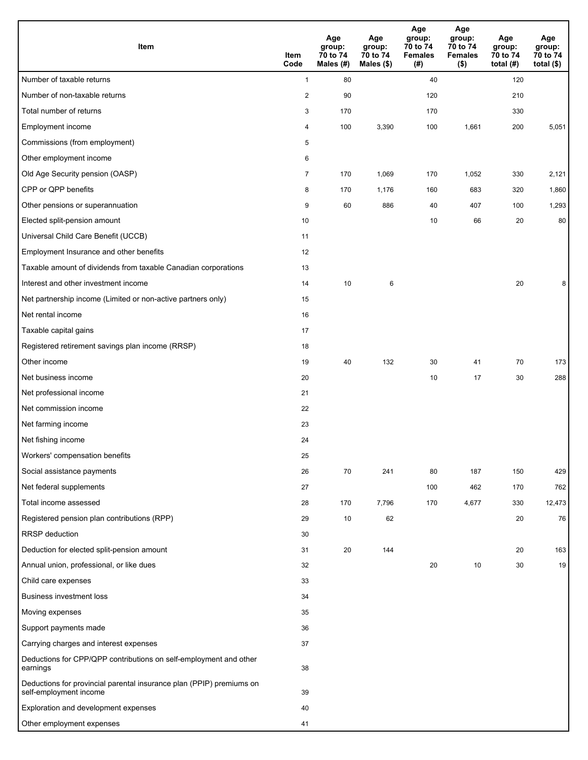| Item | Item Code | Age group: 70 to 74 Males (#) | Age group: 70 to 74 Males ($) | Age group: 70 to 74 Females (#) | Age group: 70 to 74 Females ($) | Age group: 70 to 74 total (#) | Age group: 70 to 74 total ($) |
|---|---|---|---|---|---|---|---|
| Number of taxable returns | 1 | 80 | | 40 | | 120 | |
| Number of non-taxable returns | 2 | 90 | | 120 | | 210 | |
| Total number of returns | 3 | 170 | | 170 | | 330 | |
| Employment income | 4 | 100 | 3,390 | 100 | 1,661 | 200 | 5,051 |
| Commissions (from employment) | 5 | | | | | | |
| Other employment income | 6 | | | | | | |
| Old Age Security pension (OASP) | 7 | 170 | 1,069 | 170 | 1,052 | 330 | 2,121 |
| CPP or QPP benefits | 8 | 170 | 1,176 | 160 | 683 | 320 | 1,860 |
| Other pensions or superannuation | 9 | 60 | 886 | 40 | 407 | 100 | 1,293 |
| Elected split-pension amount | 10 | | | 10 | 66 | 20 | 80 |
| Universal Child Care Benefit (UCCB) | 11 | | | | | | |
| Employment Insurance and other benefits | 12 | | | | | | |
| Taxable amount of dividends from taxable Canadian corporations | 13 | | | | | | |
| Interest and other investment income | 14 | 10 | 6 | | | 20 | 8 |
| Net partnership income (Limited or non-active partners only) | 15 | | | | | | |
| Net rental income | 16 | | | | | | |
| Taxable capital gains | 17 | | | | | | |
| Registered retirement savings plan income (RRSP) | 18 | | | | | | |
| Other income | 19 | 40 | 132 | 30 | 41 | 70 | 173 |
| Net business income | 20 | | | 10 | 17 | 30 | 288 |
| Net professional income | 21 | | | | | | |
| Net commission income | 22 | | | | | | |
| Net farming income | 23 | | | | | | |
| Net fishing income | 24 | | | | | | |
| Workers' compensation benefits | 25 | | | | | | |
| Social assistance payments | 26 | 70 | 241 | 80 | 187 | 150 | 429 |
| Net federal supplements | 27 | | | 100 | 462 | 170 | 762 |
| Total income assessed | 28 | 170 | 7,796 | 170 | 4,677 | 330 | 12,473 |
| Registered pension plan contributions (RPP) | 29 | 10 | 62 | | | 20 | 76 |
| RRSP deduction | 30 | | | | | | |
| Deduction for elected split-pension amount | 31 | 20 | 144 | | | 20 | 163 |
| Annual union, professional, or like dues | 32 | | | 20 | 10 | 30 | 19 |
| Child care expenses | 33 | | | | | | |
| Business investment loss | 34 | | | | | | |
| Moving expenses | 35 | | | | | | |
| Support payments made | 36 | | | | | | |
| Carrying charges and interest expenses | 37 | | | | | | |
| Deductions for CPP/QPP contributions on self-employment and other earnings | 38 | | | | | | |
| Deductions for provincial parental insurance plan (PPIP) premiums on self-employment income | 39 | | | | | | |
| Exploration and development expenses | 40 | | | | | | |
| Other employment expenses | 41 | | | | | | |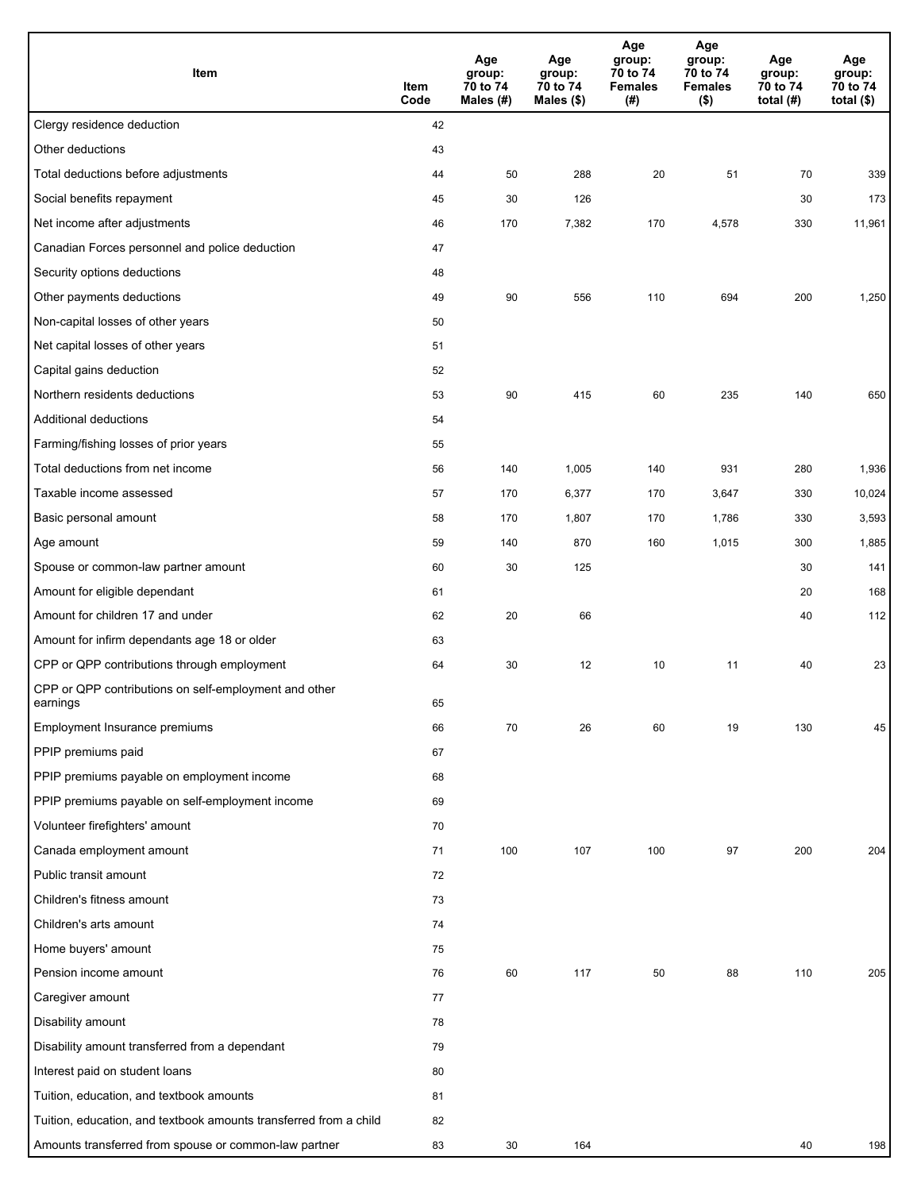| Item | Item Code | Age group: 70 to 74 Males (#) | Age group: 70 to 74 Males ($) | Age group: 70 to 74 Females (#) | Age group: 70 to 74 Females ($) | Age group: 70 to 74 total (#) | Age group: 70 to 74 total ($) |
| --- | --- | --- | --- | --- | --- | --- | --- |
| Clergy residence deduction | 42 | | | | | | |
| Other deductions | 43 | | | | | | |
| Total deductions before adjustments | 44 | 50 | 288 | 20 | 51 | 70 | 339 |
| Social benefits repayment | 45 | 30 | 126 | | | 30 | 173 |
| Net income after adjustments | 46 | 170 | 7,382 | 170 | 4,578 | 330 | 11,961 |
| Canadian Forces personnel and police deduction | 47 | | | | | | |
| Security options deductions | 48 | | | | | | |
| Other payments deductions | 49 | 90 | 556 | 110 | 694 | 200 | 1,250 |
| Non-capital losses of other years | 50 | | | | | | |
| Net capital losses of other years | 51 | | | | | | |
| Capital gains deduction | 52 | | | | | | |
| Northern residents deductions | 53 | 90 | 415 | 60 | 235 | 140 | 650 |
| Additional deductions | 54 | | | | | | |
| Farming/fishing losses of prior years | 55 | | | | | | |
| Total deductions from net income | 56 | 140 | 1,005 | 140 | 931 | 280 | 1,936 |
| Taxable income assessed | 57 | 170 | 6,377 | 170 | 3,647 | 330 | 10,024 |
| Basic personal amount | 58 | 170 | 1,807 | 170 | 1,786 | 330 | 3,593 |
| Age amount | 59 | 140 | 870 | 160 | 1,015 | 300 | 1,885 |
| Spouse or common-law partner amount | 60 | 30 | 125 | | | 30 | 141 |
| Amount for eligible dependant | 61 | | | | | 20 | 168 |
| Amount for children 17 and under | 62 | 20 | 66 | | | 40 | 112 |
| Amount for infirm dependants age 18 or older | 63 | | | | | | |
| CPP or QPP contributions through employment | 64 | 30 | 12 | 10 | 11 | 40 | 23 |
| CPP or QPP contributions on self-employment and other earnings | 65 | | | | | | |
| Employment Insurance premiums | 66 | 70 | 26 | 60 | 19 | 130 | 45 |
| PPIP premiums paid | 67 | | | | | | |
| PPIP premiums payable on employment income | 68 | | | | | | |
| PPIP premiums payable on self-employment income | 69 | | | | | | |
| Volunteer firefighters' amount | 70 | | | | | | |
| Canada employment amount | 71 | 100 | 107 | 100 | 97 | 200 | 204 |
| Public transit amount | 72 | | | | | | |
| Children's fitness amount | 73 | | | | | | |
| Children's arts amount | 74 | | | | | | |
| Home buyers' amount | 75 | | | | | | |
| Pension income amount | 76 | 60 | 117 | 50 | 88 | 110 | 205 |
| Caregiver amount | 77 | | | | | | |
| Disability amount | 78 | | | | | | |
| Disability amount transferred from a dependant | 79 | | | | | | |
| Interest paid on student loans | 80 | | | | | | |
| Tuition, education, and textbook amounts | 81 | | | | | | |
| Tuition, education, and textbook amounts transferred from a child | 82 | | | | | | |
| Amounts transferred from spouse or common-law partner | 83 | 30 | 164 | | | 40 | 198 |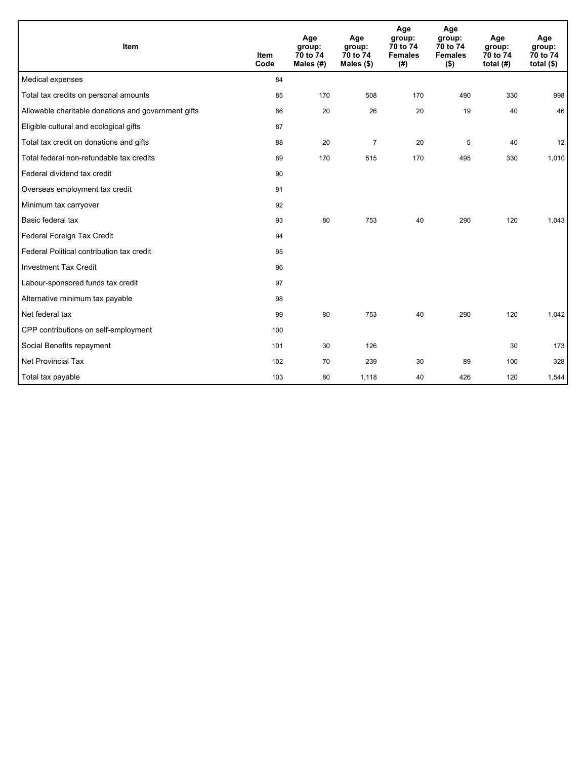| Item | Item Code | Age group: 70 to 74 Males (#) | Age group: 70 to 74 Males ($) | Age group: 70 to 74 Females (#) | Age group: 70 to 74 Females ($) | Age group: 70 to 74 total (#) | Age group: 70 to 74 total ($) |
|---|---|---|---|---|---|---|---|
| Medical expenses | 84 | | | | | | |
| Total tax credits on personal amounts | 85 | 170 | 508 | 170 | 490 | 330 | 998 |
| Allowable charitable donations and government gifts | 86 | 20 | 26 | 20 | 19 | 40 | 46 |
| Eligible cultural and ecological gifts | 87 | | | | | | |
| Total tax credit on donations and gifts | 88 | 20 | 7 | 20 | 5 | 40 | 12 |
| Total federal non-refundable tax credits | 89 | 170 | 515 | 170 | 495 | 330 | 1,010 |
| Federal dividend tax credit | 90 | | | | | | |
| Overseas employment tax credit | 91 | | | | | | |
| Minimum tax carryover | 92 | | | | | | |
| Basic federal tax | 93 | 80 | 753 | 40 | 290 | 120 | 1,043 |
| Federal Foreign Tax Credit | 94 | | | | | | |
| Federal Political contribution tax credit | 95 | | | | | | |
| Investment Tax Credit | 96 | | | | | | |
| Labour-sponsored funds tax credit | 97 | | | | | | |
| Alternative minimum tax payable | 98 | | | | | | |
| Net federal tax | 99 | 80 | 753 | 40 | 290 | 120 | 1,042 |
| CPP contributions on self-employment | 100 | | | | | | |
| Social Benefits repayment | 101 | 30 | 126 | | | 30 | 173 |
| Net Provincial Tax | 102 | 70 | 239 | 30 | 89 | 100 | 328 |
| Total tax payable | 103 | 80 | 1,118 | 40 | 426 | 120 | 1,544 |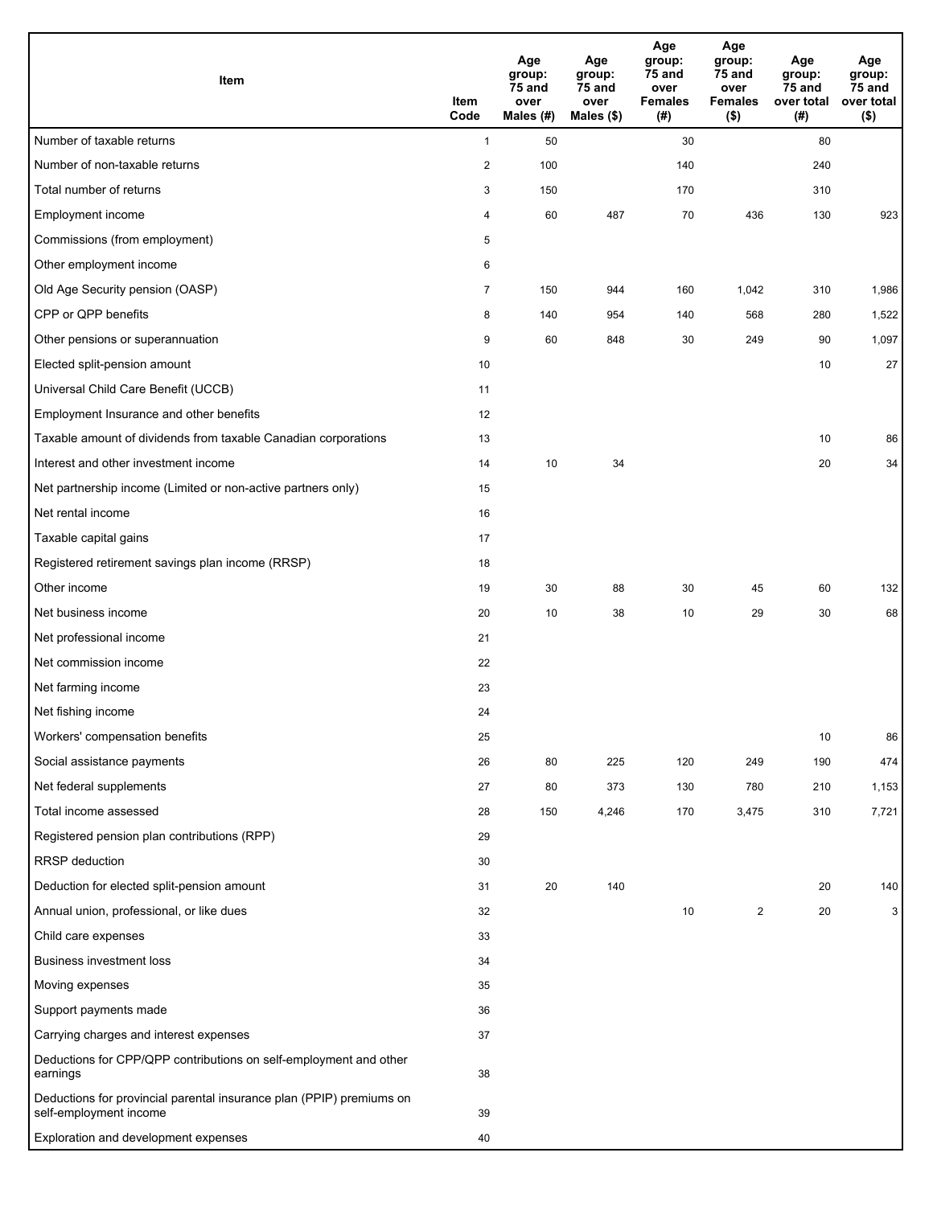| Item | Item Code | Age group: 75 and over Males (#) | Age group: 75 and over Males ($) | Age group: 75 and over Females (#) | Age group: 75 and over Females ($) | Age group: 75 and over total (#) | Age group: 75 and over total ($) |
|---|---|---|---|---|---|---|---|
| Number of taxable returns | 1 | 50 | | 30 | | 80 | |
| Number of non-taxable returns | 2 | 100 | | 140 | | 240 | |
| Total number of returns | 3 | 150 | | 170 | | 310 | |
| Employment income | 4 | 60 | 487 | 70 | 436 | 130 | 923 |
| Commissions (from employment) | 5 | | | | | | |
| Other employment income | 6 | | | | | | |
| Old Age Security pension (OASP) | 7 | 150 | 944 | 160 | 1,042 | 310 | 1,986 |
| CPP or QPP benefits | 8 | 140 | 954 | 140 | 568 | 280 | 1,522 |
| Other pensions or superannuation | 9 | 60 | 848 | 30 | 249 | 90 | 1,097 |
| Elected split-pension amount | 10 | | | | | 10 | 27 |
| Universal Child Care Benefit (UCCB) | 11 | | | | | | |
| Employment Insurance and other benefits | 12 | | | | | | |
| Taxable amount of dividends from taxable Canadian corporations | 13 | | | | | 10 | 86 |
| Interest and other investment income | 14 | 10 | 34 | | | 20 | 34 |
| Net partnership income (Limited or non-active partners only) | 15 | | | | | | |
| Net rental income | 16 | | | | | | |
| Taxable capital gains | 17 | | | | | | |
| Registered retirement savings plan income (RRSP) | 18 | | | | | | |
| Other income | 19 | 30 | 88 | 30 | 45 | 60 | 132 |
| Net business income | 20 | 10 | 38 | 10 | 29 | 30 | 68 |
| Net professional income | 21 | | | | | | |
| Net commission income | 22 | | | | | | |
| Net farming income | 23 | | | | | | |
| Net fishing income | 24 | | | | | | |
| Workers' compensation benefits | 25 | | | | | 10 | 86 |
| Social assistance payments | 26 | 80 | 225 | 120 | 249 | 190 | 474 |
| Net federal supplements | 27 | 80 | 373 | 130 | 780 | 210 | 1,153 |
| Total income assessed | 28 | 150 | 4,246 | 170 | 3,475 | 310 | 7,721 |
| Registered pension plan contributions (RPP) | 29 | | | | | | |
| RRSP deduction | 30 | | | | | | |
| Deduction for elected split-pension amount | 31 | 20 | 140 | | | 20 | 140 |
| Annual union, professional, or like dues | 32 | | | 10 | 2 | 20 | 3 |
| Child care expenses | 33 | | | | | | |
| Business investment loss | 34 | | | | | | |
| Moving expenses | 35 | | | | | | |
| Support payments made | 36 | | | | | | |
| Carrying charges and interest expenses | 37 | | | | | | |
| Deductions for CPP/QPP contributions on self-employment and other earnings | 38 | | | | | | |
| Deductions for provincial parental insurance plan (PPIP) premiums on self-employment income | 39 | | | | | | |
| Exploration and development expenses | 40 | | | | | | |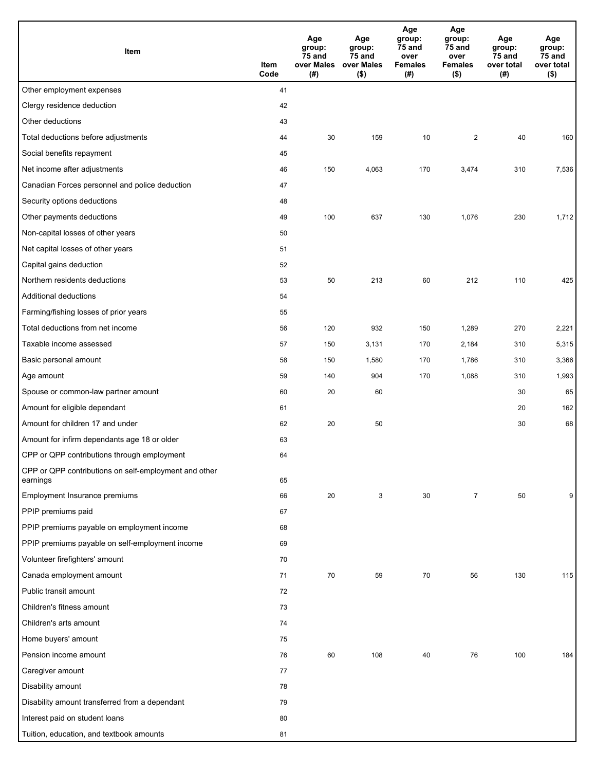| Item | Item Code | Age group: 75 and over Males (#) | Age group: 75 and over Males ($) | Age group: 75 and over Females (#) | Age group: 75 and over Females ($) | Age group: 75 and over total (#) | Age group: 75 and over total ($) |
|---|---|---|---|---|---|---|---|
| Other employment expenses | 41 | | | | | | |
| Clergy residence deduction | 42 | | | | | | |
| Other deductions | 43 | | | | | | |
| Total deductions before adjustments | 44 | 30 | 159 | 10 | 2 | 40 | 160 |
| Social benefits repayment | 45 | | | | | | |
| Net income after adjustments | 46 | 150 | 4,063 | 170 | 3,474 | 310 | 7,536 |
| Canadian Forces personnel and police deduction | 47 | | | | | | |
| Security options deductions | 48 | | | | | | |
| Other payments deductions | 49 | 100 | 637 | 130 | 1,076 | 230 | 1,712 |
| Non-capital losses of other years | 50 | | | | | | |
| Net capital losses of other years | 51 | | | | | | |
| Capital gains deduction | 52 | | | | | | |
| Northern residents deductions | 53 | 50 | 213 | 60 | 212 | 110 | 425 |
| Additional deductions | 54 | | | | | | |
| Farming/fishing losses of prior years | 55 | | | | | | |
| Total deductions from net income | 56 | 120 | 932 | 150 | 1,289 | 270 | 2,221 |
| Taxable income assessed | 57 | 150 | 3,131 | 170 | 2,184 | 310 | 5,315 |
| Basic personal amount | 58 | 150 | 1,580 | 170 | 1,786 | 310 | 3,366 |
| Age amount | 59 | 140 | 904 | 170 | 1,088 | 310 | 1,993 |
| Spouse or common-law partner amount | 60 | 20 | 60 | | | 30 | 65 |
| Amount for eligible dependant | 61 | | | | | 20 | 162 |
| Amount for children 17 and under | 62 | 20 | 50 | | | 30 | 68 |
| Amount for infirm dependants age 18 or older | 63 | | | | | | |
| CPP or QPP contributions through employment | 64 | | | | | | |
| CPP or QPP contributions on self-employment and other earnings | 65 | | | | | | |
| Employment Insurance premiums | 66 | 20 | 3 | 30 | 7 | 50 | 9 |
| PPIP premiums paid | 67 | | | | | | |
| PPIP premiums payable on employment income | 68 | | | | | | |
| PPIP premiums payable on self-employment income | 69 | | | | | | |
| Volunteer firefighters' amount | 70 | | | | | | |
| Canada employment amount | 71 | 70 | 59 | 70 | 56 | 130 | 115 |
| Public transit amount | 72 | | | | | | |
| Children's fitness amount | 73 | | | | | | |
| Children's arts amount | 74 | | | | | | |
| Home buyers' amount | 75 | | | | | | |
| Pension income amount | 76 | 60 | 108 | 40 | 76 | 100 | 184 |
| Caregiver amount | 77 | | | | | | |
| Disability amount | 78 | | | | | | |
| Disability amount transferred from a dependant | 79 | | | | | | |
| Interest paid on student loans | 80 | | | | | | |
| Tuition, education, and textbook amounts | 81 | | | | | | |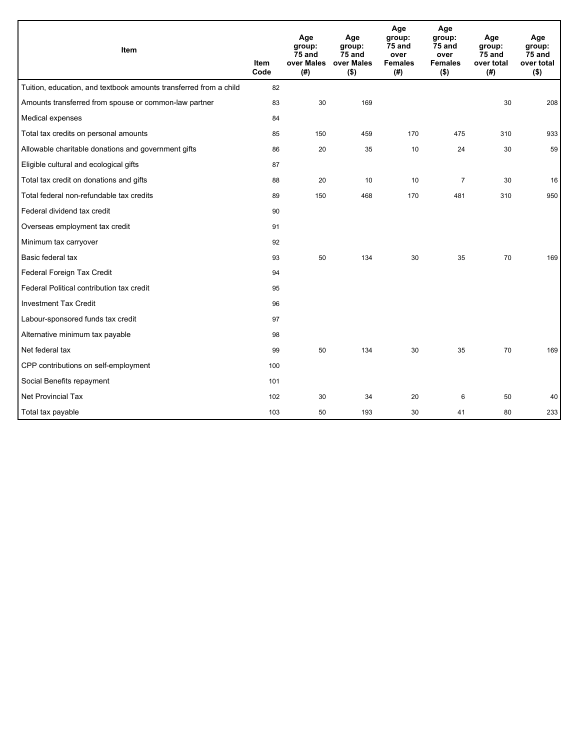| Item | Item Code | Age group: 75 and over Males (#) | Age group: 75 and over Males ($) | Age group: 75 and over Females (#) | Age group: 75 and over Females ($) | Age group: 75 and over total (#) | Age group: 75 and over total ($) |
|---|---|---|---|---|---|---|---|
| Tuition, education, and textbook amounts transferred from a child | 82 | | | | | | |
| Amounts transferred from spouse or common-law partner | 83 | 30 | 169 | | | 30 | 208 |
| Medical expenses | 84 | | | | | | |
| Total tax credits on personal amounts | 85 | 150 | 459 | 170 | 475 | 310 | 933 |
| Allowable charitable donations and government gifts | 86 | 20 | 35 | 10 | 24 | 30 | 59 |
| Eligible cultural and ecological gifts | 87 | | | | | | |
| Total tax credit on donations and gifts | 88 | 20 | 10 | 10 | 7 | 30 | 16 |
| Total federal non-refundable tax credits | 89 | 150 | 468 | 170 | 481 | 310 | 950 |
| Federal dividend tax credit | 90 | | | | | | |
| Overseas employment tax credit | 91 | | | | | | |
| Minimum tax carryover | 92 | | | | | | |
| Basic federal tax | 93 | 50 | 134 | 30 | 35 | 70 | 169 |
| Federal Foreign Tax Credit | 94 | | | | | | |
| Federal Political contribution tax credit | 95 | | | | | | |
| Investment Tax Credit | 96 | | | | | | |
| Labour-sponsored funds tax credit | 97 | | | | | | |
| Alternative minimum tax payable | 98 | | | | | | |
| Net federal tax | 99 | 50 | 134 | 30 | 35 | 70 | 169 |
| CPP contributions on self-employment | 100 | | | | | | |
| Social Benefits repayment | 101 | | | | | | |
| Net Provincial Tax | 102 | 30 | 34 | 20 | 6 | 50 | 40 |
| Total tax payable | 103 | 50 | 193 | 30 | 41 | 80 | 233 |